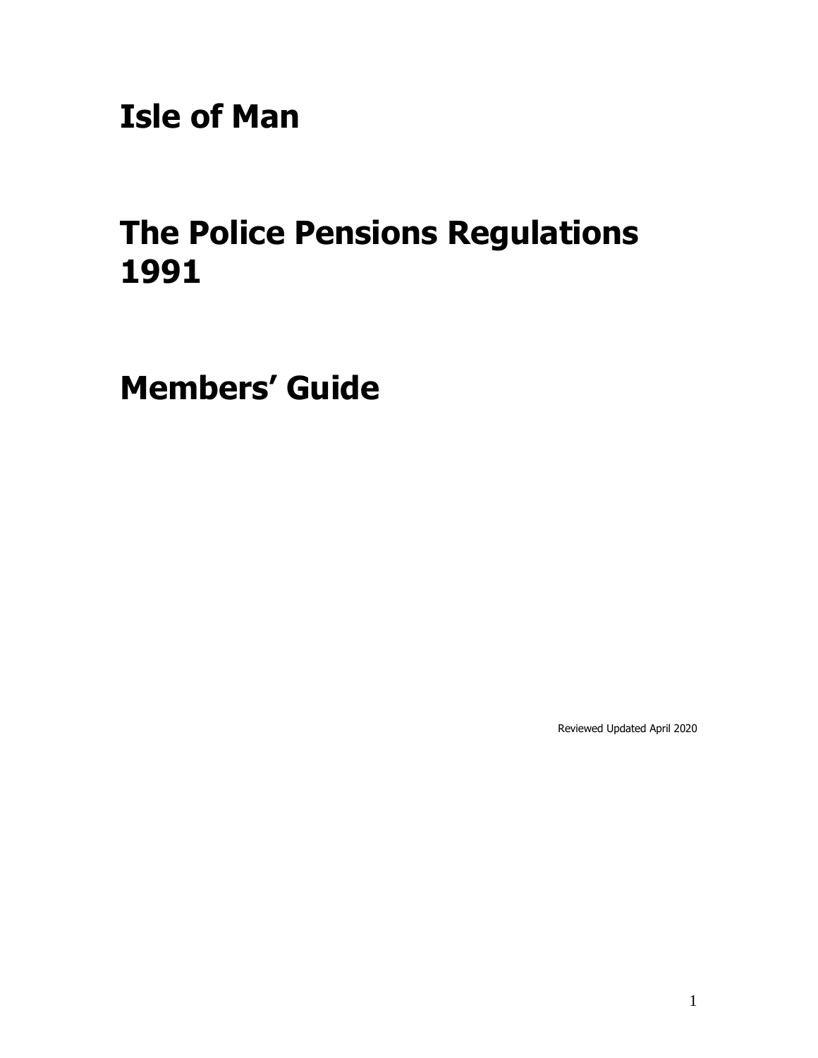# Isle of Man

# The Police Pensions Regulations 1991

# Members' Guide

Reviewed Updated April 2020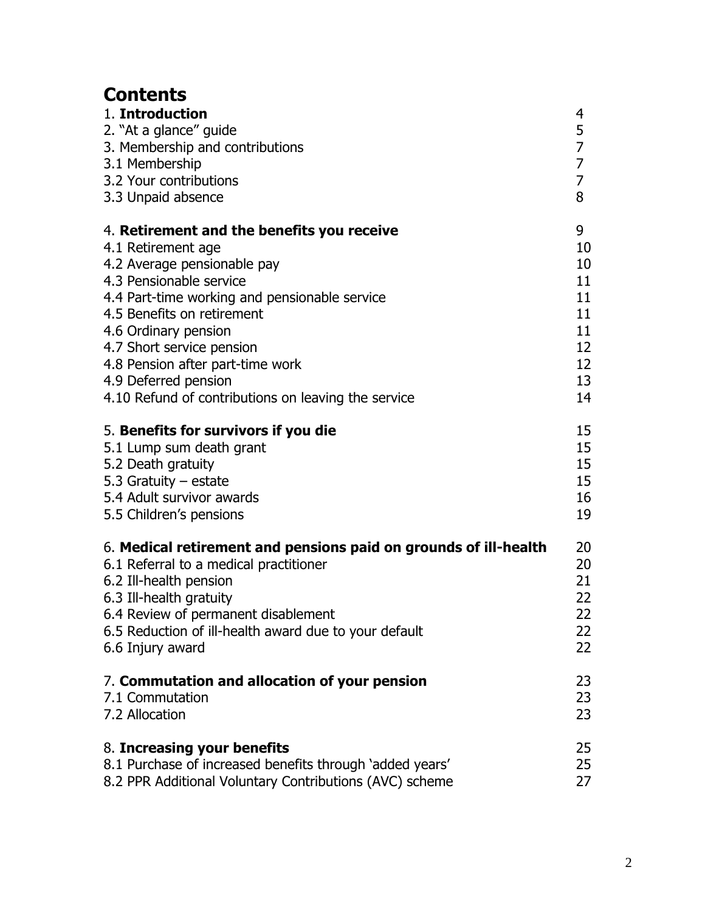# Contents

| | |
|---|---|
| 1. **Introduction** | 4 |
| 2. "At a glance" guide | 5 |
| 3. Membership and contributions | 7 |
| 3.1 Membership | 7 |
| 3.2 Your contributions | 7 |
| 3.3 Unpaid absence | 8 |
| | |
| 4. **Retirement and the benefits you receive** | 9 |
| 4.1 Retirement age | 10 |
| 4.2 Average pensionable pay | 10 |
| 4.3 Pensionable service | 11 |
| 4.4 Part-time working and pensionable service | 11 |
| 4.5 Benefits on retirement | 11 |
| 4.6 Ordinary pension | 11 |
| 4.7 Short service pension | 12 |
| 4.8 Pension after part-time work | 12 |
| 4.9 Deferred pension | 13 |
| 4.10 Refund of contributions on leaving the service | 14 |
| | |
| 5. **Benefits for survivors if you die** | 15 |
| 5.1 Lump sum death grant | 15 |
| 5.2 Death gratuity | 15 |
| 5.3 Gratuity – estate | 15 |
| 5.4 Adult survivor awards | 16 |
| 5.5 Children's pensions | 19 |
| | |
| 6. **Medical retirement and pensions paid on grounds of ill-health** | 20 |
| 6.1 Referral to a medical practitioner | 20 |
| 6.2 Ill-health pension | 21 |
| 6.3 Ill-health gratuity | 22 |
| 6.4 Review of permanent disablement | 22 |
| 6.5 Reduction of ill-health award due to your default | 22 |
| 6.6 Injury award | 22 |
| | |
| 7. **Commutation and allocation of your pension** | 23 |
| 7.1 Commutation | 23 |
| 7.2 Allocation | 23 |
| | |
| 8. **Increasing your benefits** | 25 |
| 8.1 Purchase of increased benefits through 'added years' | 25 |
| 8.2 PPR Additional Voluntary Contributions (AVC) scheme | 27 |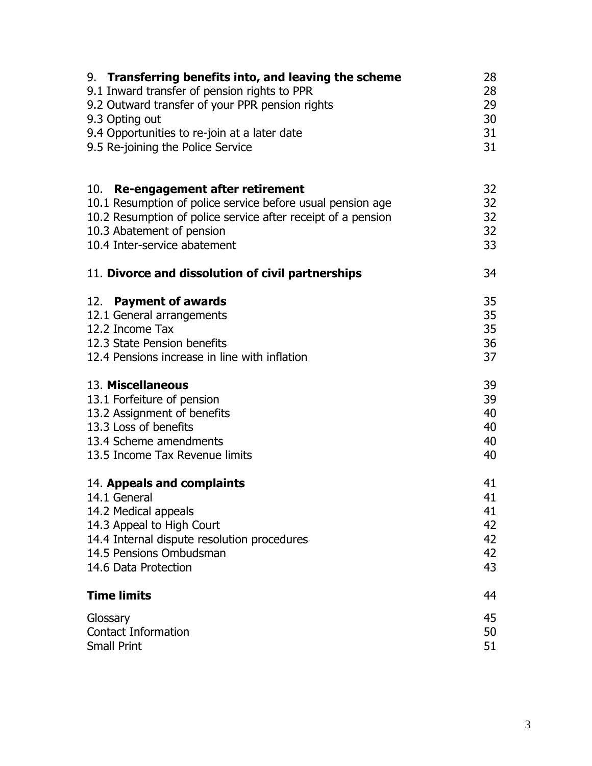| | |
|---|---|
| 9. **Transferring benefits into, and leaving the scheme** | 28 |
| 9.1 Inward transfer of pension rights to PPR | 28 |
| 9.2 Outward transfer of your PPR pension rights | 29 |
| 9.3 Opting out | 30 |
| 9.4 Opportunities to re-join at a later date | 31 |
| 9.5 Re-joining the Police Service | 31 |
| | |
| 10. **Re-engagement after retirement** | 32 |
| 10.1 Resumption of police service before usual pension age | 32 |
| 10.2 Resumption of police service after receipt of a pension | 32 |
| 10.3 Abatement of pension | 32 |
| 10.4 Inter-service abatement | 33 |
| | |
| 11. **Divorce and dissolution of civil partnerships** | 34 |
| | |
| 12. **Payment of awards** | 35 |
| 12.1 General arrangements | 35 |
| 12.2 Income Tax | 35 |
| 12.3 State Pension benefits | 36 |
| 12.4 Pensions increase in line with inflation | 37 |
| | |
| 13. **Miscellaneous** | 39 |
| 13.1 Forfeiture of pension | 39 |
| 13.2 Assignment of benefits | 40 |
| 13.3 Loss of benefits | 40 |
| 13.4 Scheme amendments | 40 |
| 13.5 Income Tax Revenue limits | 40 |
| | |
| 14. **Appeals and complaints** | 41 |
| 14.1 General | 41 |
| 14.2 Medical appeals | 41 |
| 14.3 Appeal to High Court | 42 |
| 14.4 Internal dispute resolution procedures | 42 |
| 14.5 Pensions Ombudsman | 42 |
| 14.6 Data Protection | 43 |
| | |
| **Time limits** | 44 |
| | |
| Glossary | 45 |
| Contact Information | 50 |
| Small Print | 51 |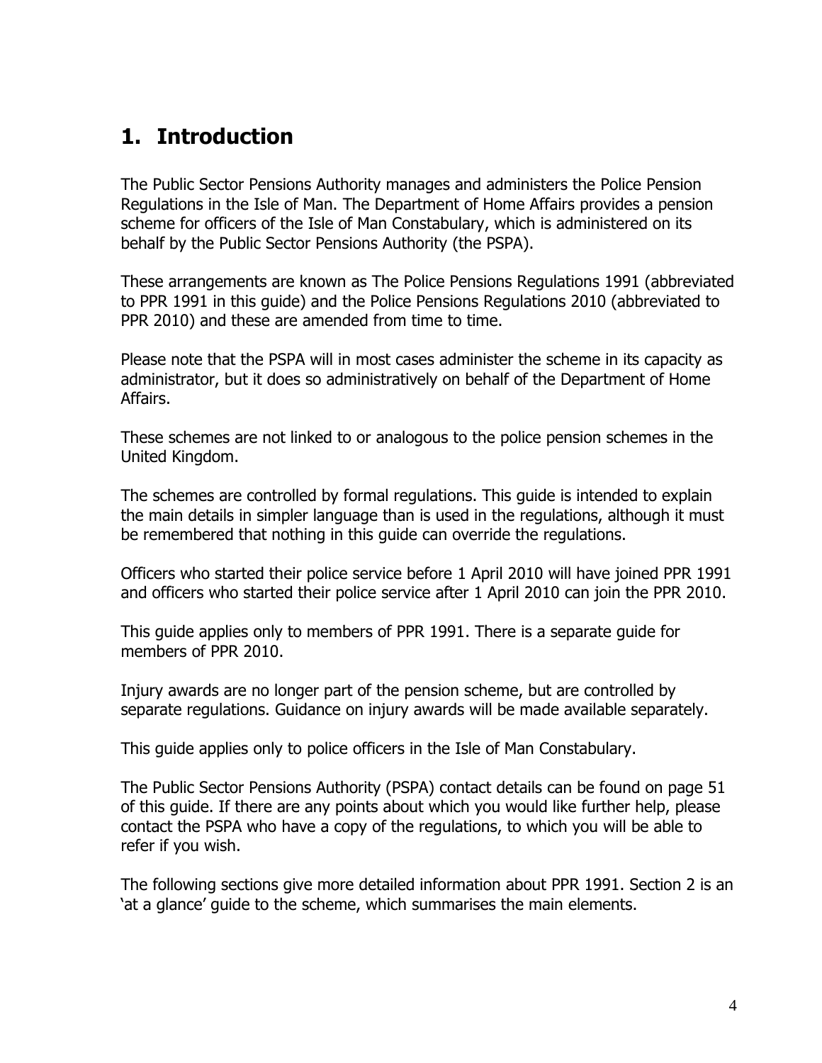# 1. Introduction

The Public Sector Pensions Authority manages and administers the Police Pension Regulations in the Isle of Man. The Department of Home Affairs provides a pension scheme for officers of the Isle of Man Constabulary, which is administered on its behalf by the Public Sector Pensions Authority (the PSPA).

These arrangements are known as The Police Pensions Regulations 1991 (abbreviated to PPR 1991 in this guide) and the Police Pensions Regulations 2010 (abbreviated to PPR 2010) and these are amended from time to time.

Please note that the PSPA will in most cases administer the scheme in its capacity as administrator, but it does so administratively on behalf of the Department of Home Affairs.

These schemes are not linked to or analogous to the police pension schemes in the United Kingdom.

The schemes are controlled by formal regulations. This guide is intended to explain the main details in simpler language than is used in the regulations, although it must be remembered that nothing in this guide can override the regulations.

Officers who started their police service before 1 April 2010 will have joined PPR 1991 and officers who started their police service after 1 April 2010 can join the PPR 2010.

This guide applies only to members of PPR 1991. There is a separate guide for members of PPR 2010.

Injury awards are no longer part of the pension scheme, but are controlled by separate regulations. Guidance on injury awards will be made available separately.

This guide applies only to police officers in the Isle of Man Constabulary.

The Public Sector Pensions Authority (PSPA) contact details can be found on page 51 of this guide. If there are any points about which you would like further help, please contact the PSPA who have a copy of the regulations, to which you will be able to refer if you wish.

The following sections give more detailed information about PPR 1991. Section 2 is an 'at a glance' guide to the scheme, which summarises the main elements.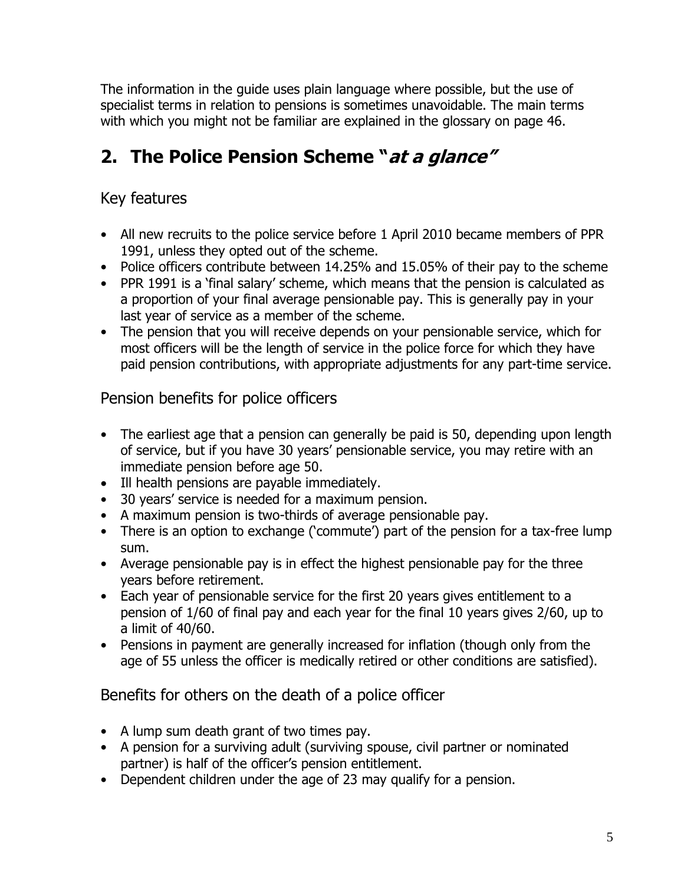The information in the guide uses plain language where possible, but the use of specialist terms in relation to pensions is sometimes unavoidable. The main terms with which you might not be familiar are explained in the glossary on page 46.

## 2. The Police Pension Scheme "*at a glance*"

### Key features

- All new recruits to the police service before 1 April 2010 became members of PPR 1991, unless they opted out of the scheme.
- Police officers contribute between 14.25% and 15.05% of their pay to the scheme
- PPR 1991 is a 'final salary' scheme, which means that the pension is calculated as a proportion of your final average pensionable pay. This is generally pay in your last year of service as a member of the scheme.
- The pension that you will receive depends on your pensionable service, which for most officers will be the length of service in the police force for which they have paid pension contributions, with appropriate adjustments for any part-time service.

### Pension benefits for police officers

- The earliest age that a pension can generally be paid is 50, depending upon length of service, but if you have 30 years' pensionable service, you may retire with an immediate pension before age 50.
- Ill health pensions are payable immediately.
- 30 years' service is needed for a maximum pension.
- A maximum pension is two-thirds of average pensionable pay.
- There is an option to exchange ('commute') part of the pension for a tax-free lump sum.
- Average pensionable pay is in effect the highest pensionable pay for the three years before retirement.
- Each year of pensionable service for the first 20 years gives entitlement to a pension of 1/60 of final pay and each year for the final 10 years gives 2/60, up to a limit of 40/60.
- Pensions in payment are generally increased for inflation (though only from the age of 55 unless the officer is medically retired or other conditions are satisfied).

### Benefits for others on the death of a police officer

- A lump sum death grant of two times pay.
- A pension for a surviving adult (surviving spouse, civil partner or nominated partner) is half of the officer's pension entitlement.
- Dependent children under the age of 23 may qualify for a pension.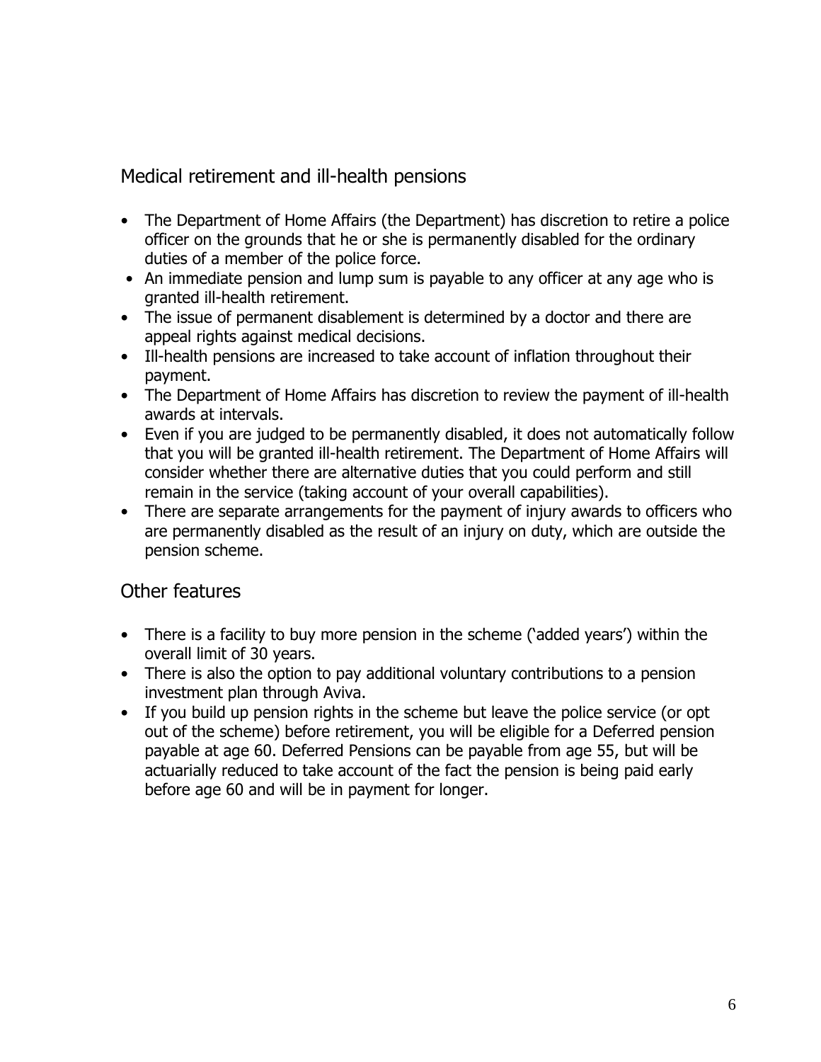## Medical retirement and ill-health pensions

- The Department of Home Affairs (the Department) has discretion to retire a police officer on the grounds that he or she is permanently disabled for the ordinary duties of a member of the police force.
- An immediate pension and lump sum is payable to any officer at any age who is granted ill-health retirement.
- The issue of permanent disablement is determined by a doctor and there are appeal rights against medical decisions.
- Ill-health pensions are increased to take account of inflation throughout their payment.
- The Department of Home Affairs has discretion to review the payment of ill-health awards at intervals.
- Even if you are judged to be permanently disabled, it does not automatically follow that you will be granted ill-health retirement. The Department of Home Affairs will consider whether there are alternative duties that you could perform and still remain in the service (taking account of your overall capabilities).
- There are separate arrangements for the payment of injury awards to officers who are permanently disabled as the result of an injury on duty, which are outside the pension scheme.

## Other features

- There is a facility to buy more pension in the scheme ('added years') within the overall limit of 30 years.
- There is also the option to pay additional voluntary contributions to a pension investment plan through Aviva.
- If you build up pension rights in the scheme but leave the police service (or opt out of the scheme) before retirement, you will be eligible for a Deferred pension payable at age 60. Deferred Pensions can be payable from age 55, but will be actuarially reduced to take account of the fact the pension is being paid early before age 60 and will be in payment for longer.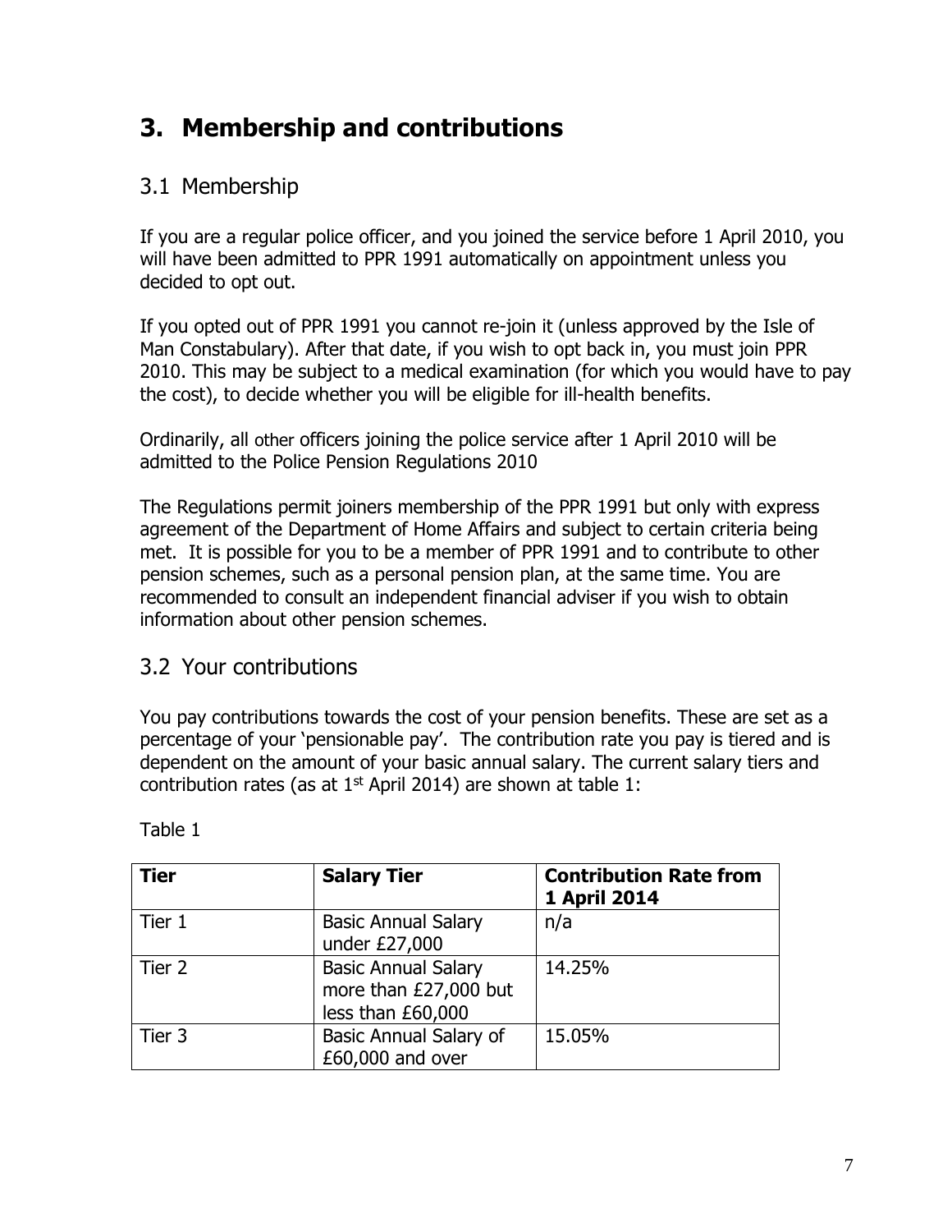# 3. Membership and contributions

## 3.1 Membership

If you are a regular police officer, and you joined the service before 1 April 2010, you will have been admitted to PPR 1991 automatically on appointment unless you decided to opt out.

If you opted out of PPR 1991 you cannot re-join it (unless approved by the Isle of Man Constabulary). After that date, if you wish to opt back in, you must join PPR 2010. This may be subject to a medical examination (for which you would have to pay the cost), to decide whether you will be eligible for ill-health benefits.

Ordinarily, all other officers joining the police service after 1 April 2010 will be admitted to the Police Pension Regulations 2010

The Regulations permit joiners membership of the PPR 1991 but only with express agreement of the Department of Home Affairs and subject to certain criteria being met. It is possible for you to be a member of PPR 1991 and to contribute to other pension schemes, such as a personal pension plan, at the same time. You are recommended to consult an independent financial adviser if you wish to obtain information about other pension schemes.

## 3.2 Your contributions

You pay contributions towards the cost of your pension benefits. These are set as a percentage of your 'pensionable pay'. The contribution rate you pay is tiered and is dependent on the amount of your basic annual salary. The current salary tiers and contribution rates (as at 1st April 2014) are shown at table 1:

Table 1

| Tier | Salary Tier | Contribution Rate from 1 April 2014 |
|---|---|---|
| Tier 1 | Basic Annual Salary under £27,000 | n/a |
| Tier 2 | Basic Annual Salary more than £27,000 but less than £60,000 | 14.25% |
| Tier 3 | Basic Annual Salary of £60,000 and over | 15.05% |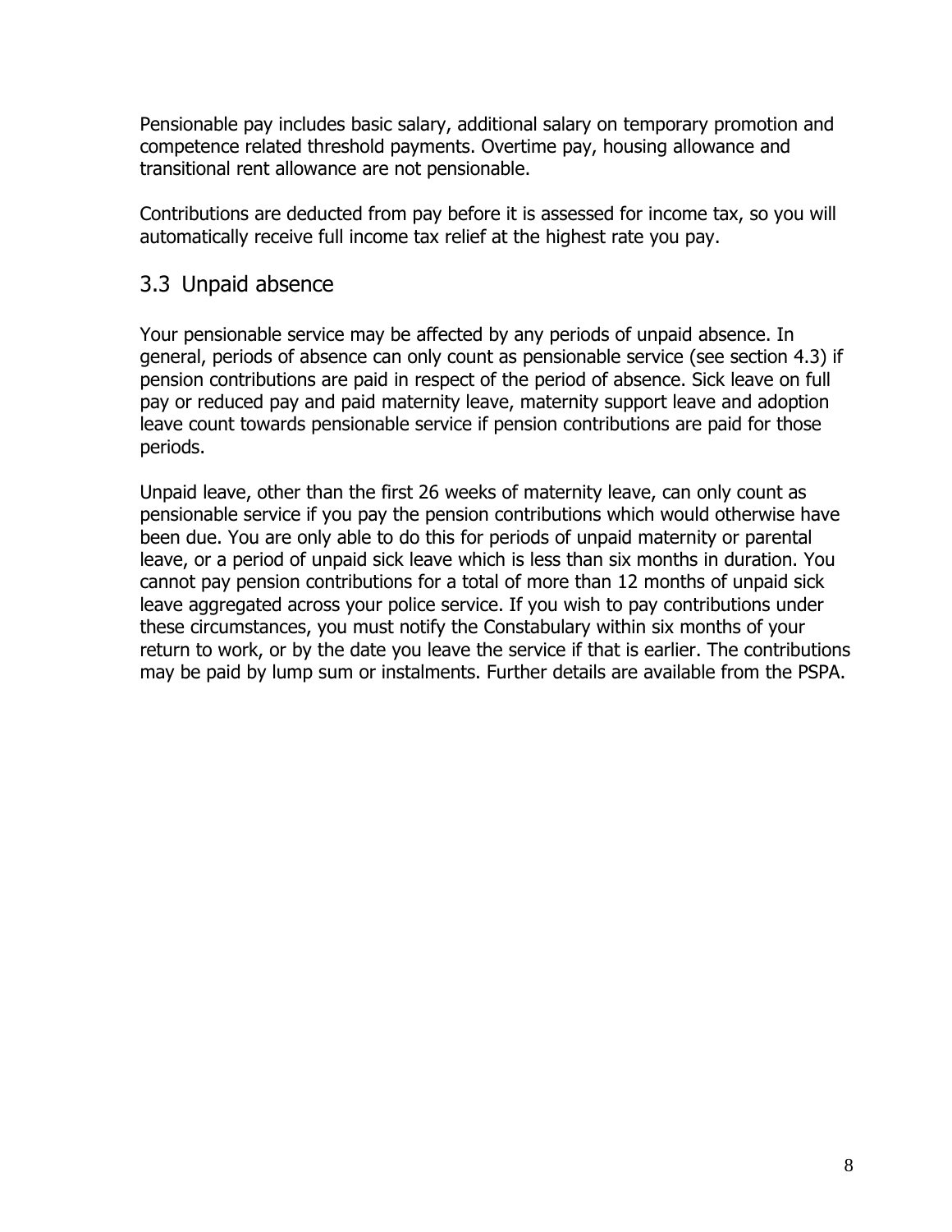Pensionable pay includes basic salary, additional salary on temporary promotion and competence related threshold payments. Overtime pay, housing allowance and transitional rent allowance are not pensionable.

Contributions are deducted from pay before it is assessed for income tax, so you will automatically receive full income tax relief at the highest rate you pay.

## 3.3 Unpaid absence

Your pensionable service may be affected by any periods of unpaid absence. In general, periods of absence can only count as pensionable service (see section 4.3) if pension contributions are paid in respect of the period of absence. Sick leave on full pay or reduced pay and paid maternity leave, maternity support leave and adoption leave count towards pensionable service if pension contributions are paid for those periods.

Unpaid leave, other than the first 26 weeks of maternity leave, can only count as pensionable service if you pay the pension contributions which would otherwise have been due. You are only able to do this for periods of unpaid maternity or parental leave, or a period of unpaid sick leave which is less than six months in duration. You cannot pay pension contributions for a total of more than 12 months of unpaid sick leave aggregated across your police service. If you wish to pay contributions under these circumstances, you must notify the Constabulary within six months of your return to work, or by the date you leave the service if that is earlier. The contributions may be paid by lump sum or instalments. Further details are available from the PSPA.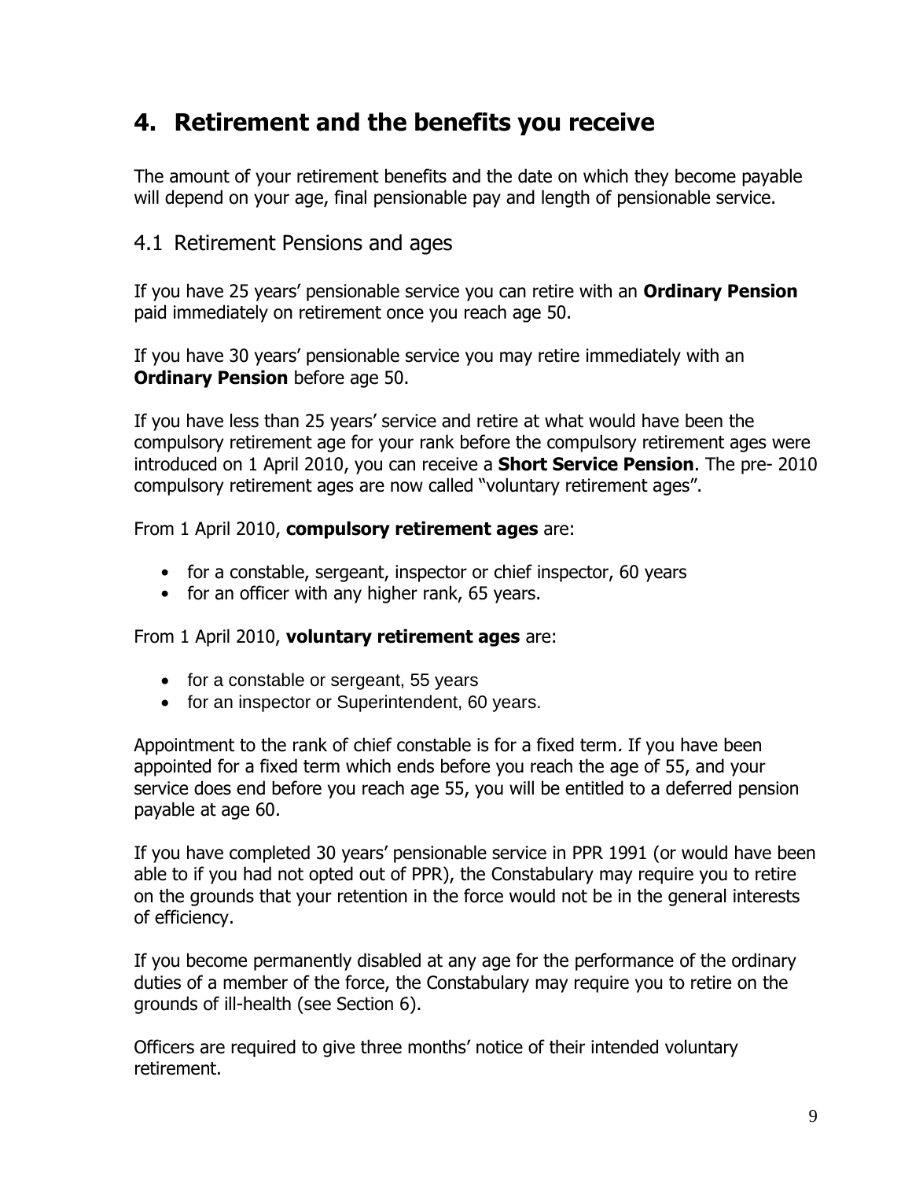## 4. Retirement and the benefits you receive

The amount of your retirement benefits and the date on which they become payable will depend on your age, final pensionable pay and length of pensionable service.

### 4.1 Retirement Pensions and ages

If you have 25 years' pensionable service you can retire with an **Ordinary Pension** paid immediately on retirement once you reach age 50.

If you have 30 years' pensionable service you may retire immediately with an **Ordinary Pension** before age 50.

If you have less than 25 years' service and retire at what would have been the compulsory retirement age for your rank before the compulsory retirement ages were introduced on 1 April 2010, you can receive a **Short Service Pension**. The pre- 2010 compulsory retirement ages are now called "voluntary retirement ages".

From 1 April 2010, **compulsory retirement ages** are:

- for a constable, sergeant, inspector or chief inspector, 60 years
- for an officer with any higher rank, 65 years.

From 1 April 2010, **voluntary retirement ages** are:

- for a constable or sergeant, 55 years
- for an inspector or Superintendent, 60 years.

Appointment to the rank of chief constable is for a fixed term. If you have been appointed for a fixed term which ends before you reach the age of 55, and your service does end before you reach age 55, you will be entitled to a deferred pension payable at age 60.

If you have completed 30 years' pensionable service in PPR 1991 (or would have been able to if you had not opted out of PPR), the Constabulary may require you to retire on the grounds that your retention in the force would not be in the general interests of efficiency.

If you become permanently disabled at any age for the performance of the ordinary duties of a member of the force, the Constabulary may require you to retire on the grounds of ill-health (see Section 6).

Officers are required to give three months' notice of their intended voluntary retirement.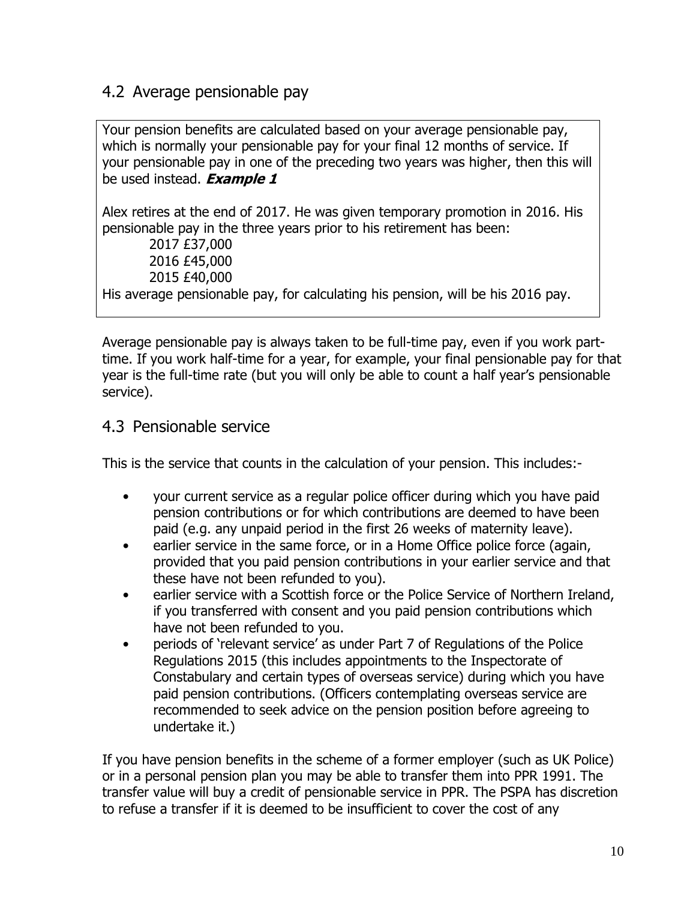## 4.2 Average pensionable pay

Your pension benefits are calculated based on your average pensionable pay, which is normally your pensionable pay for your final 12 months of service. If your pensionable pay in one of the preceding two years was higher, then this will be used instead. ***Example 1***

Alex retires at the end of 2017. He was given temporary promotion in 2016. His pensionable pay in the three years prior to his retirement has been:

2017 £37,000
2016 £45,000
2015 £40,000

His average pensionable pay, for calculating his pension, will be his 2016 pay.

Average pensionable pay is always taken to be full-time pay, even if you work part-time. If you work half-time for a year, for example, your final pensionable pay for that year is the full-time rate (but you will only be able to count a half year's pensionable service).

## 4.3 Pensionable service

This is the service that counts in the calculation of your pension. This includes:-

- your current service as a regular police officer during which you have paid pension contributions or for which contributions are deemed to have been paid (e.g. any unpaid period in the first 26 weeks of maternity leave).
- earlier service in the same force, or in a Home Office police force (again, provided that you paid pension contributions in your earlier service and that these have not been refunded to you).
- earlier service with a Scottish force or the Police Service of Northern Ireland, if you transferred with consent and you paid pension contributions which have not been refunded to you.
- periods of 'relevant service' as under Part 7 of Regulations of the Police Regulations 2015 (this includes appointments to the Inspectorate of Constabulary and certain types of overseas service) during which you have paid pension contributions. (Officers contemplating overseas service are recommended to seek advice on the pension position before agreeing to undertake it.)

If you have pension benefits in the scheme of a former employer (such as UK Police) or in a personal pension plan you may be able to transfer them into PPR 1991. The transfer value will buy a credit of pensionable service in PPR. The PSPA has discretion to refuse a transfer if it is deemed to be insufficient to cover the cost of any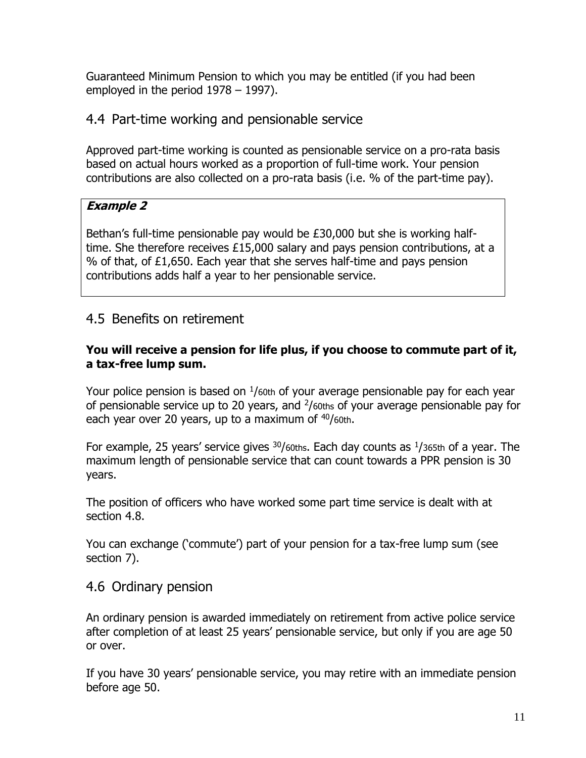Guaranteed Minimum Pension to which you may be entitled (if you had been employed in the period 1978 – 1997).

## 4.4 Part-time working and pensionable service

Approved part-time working is counted as pensionable service on a pro-rata basis based on actual hours worked as a proportion of full-time work. Your pension contributions are also collected on a pro-rata basis (i.e. % of the part-time pay).

> ***Example 2***
>
> Bethan's full-time pensionable pay would be £30,000 but she is working half-time. She therefore receives £15,000 salary and pays pension contributions, at a % of that, of £1,650. Each year that she serves half-time and pays pension contributions adds half a year to her pensionable service.

## 4.5 Benefits on retirement

**You will receive a pension for life plus, if you choose to commute part of it, a tax-free lump sum.**

Your police pension is based on $^{1}/_{60th}$ of your average pensionable pay for each year of pensionable service up to 20 years, and $^{2}/_{60ths}$ of your average pensionable pay for each year over 20 years, up to a maximum of $^{40}/_{60th}$.

For example, 25 years' service gives $^{30}/_{60ths}$. Each day counts as $^{1}/_{365th}$ of a year. The maximum length of pensionable service that can count towards a PPR pension is 30 years.

The position of officers who have worked some part time service is dealt with at section 4.8.

You can exchange ('commute') part of your pension for a tax-free lump sum (see section 7).

## 4.6 Ordinary pension

An ordinary pension is awarded immediately on retirement from active police service after completion of at least 25 years' pensionable service, but only if you are age 50 or over.

If you have 30 years' pensionable service, you may retire with an immediate pension before age 50.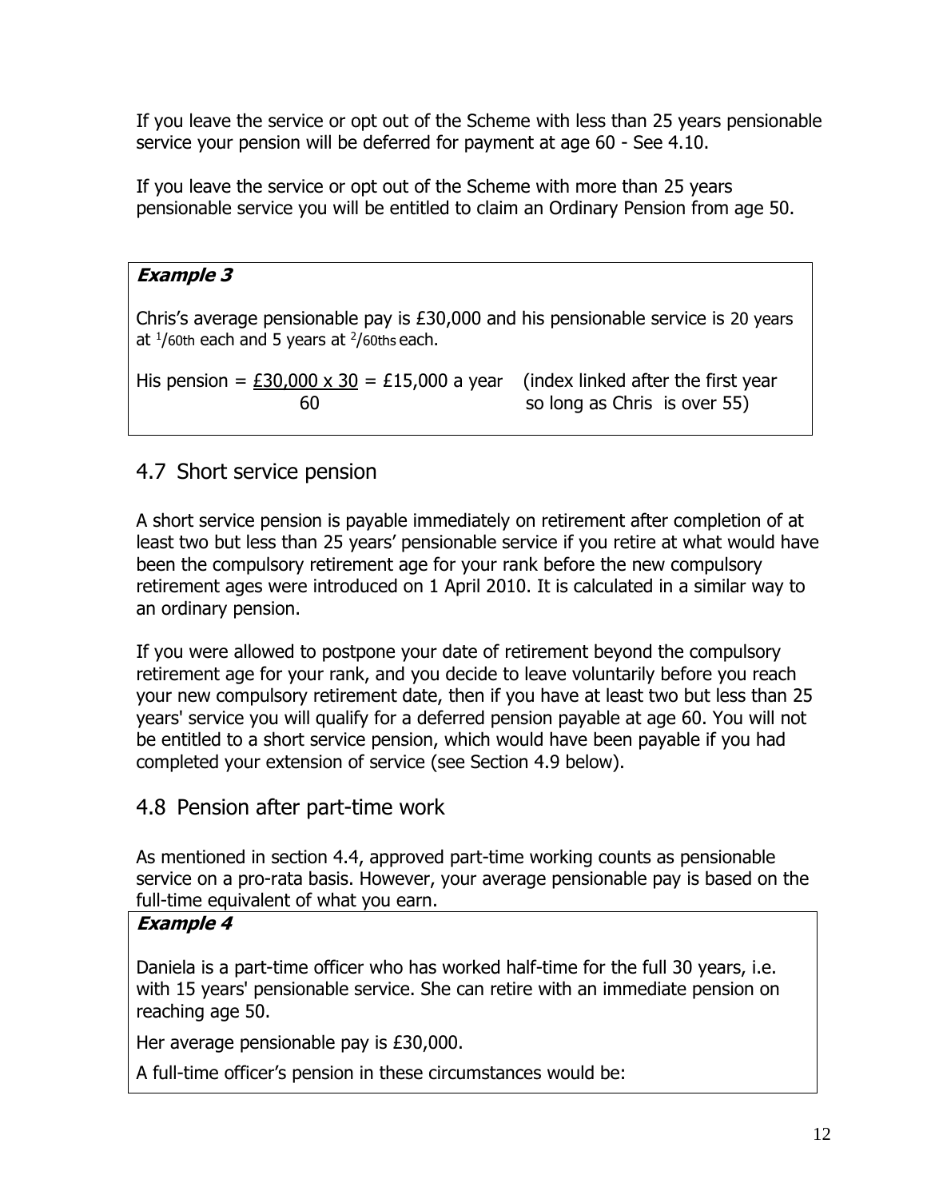If you leave the service or opt out of the Scheme with less than 25 years pensionable service your pension will be deferred for payment at age 60 - See 4.10.

If you leave the service or opt out of the Scheme with more than 25 years pensionable service you will be entitled to claim an Ordinary Pension from age 50.

> ***Example 3***
>
> Chris's average pensionable pay is £30,000 and his pensionable service is 20 years at $^{1}/_{60th}$ each and 5 years at $^{2}/_{60ths}$ each.
>
> His pension = $\frac{£30,000 \times 30}{60}$ = £15,000 a year (index linked after the first year so long as Chris is over 55)

## 4.7 Short service pension

A short service pension is payable immediately on retirement after completion of at least two but less than 25 years' pensionable service if you retire at what would have been the compulsory retirement age for your rank before the new compulsory retirement ages were introduced on 1 April 2010. It is calculated in a similar way to an ordinary pension.

If you were allowed to postpone your date of retirement beyond the compulsory retirement age for your rank, and you decide to leave voluntarily before you reach your new compulsory retirement date, then if you have at least two but less than 25 years' service you will qualify for a deferred pension payable at age 60. You will not be entitled to a short service pension, which would have been payable if you had completed your extension of service (see Section 4.9 below).

## 4.8 Pension after part-time work

As mentioned in section 4.4, approved part-time working counts as pensionable service on a pro-rata basis. However, your average pensionable pay is based on the full-time equivalent of what you earn.

> ***Example 4***
>
> Daniela is a part-time officer who has worked half-time for the full 30 years, i.e. with 15 years' pensionable service. She can retire with an immediate pension on reaching age 50.
>
> Her average pensionable pay is £30,000.
>
> A full-time officer's pension in these circumstances would be: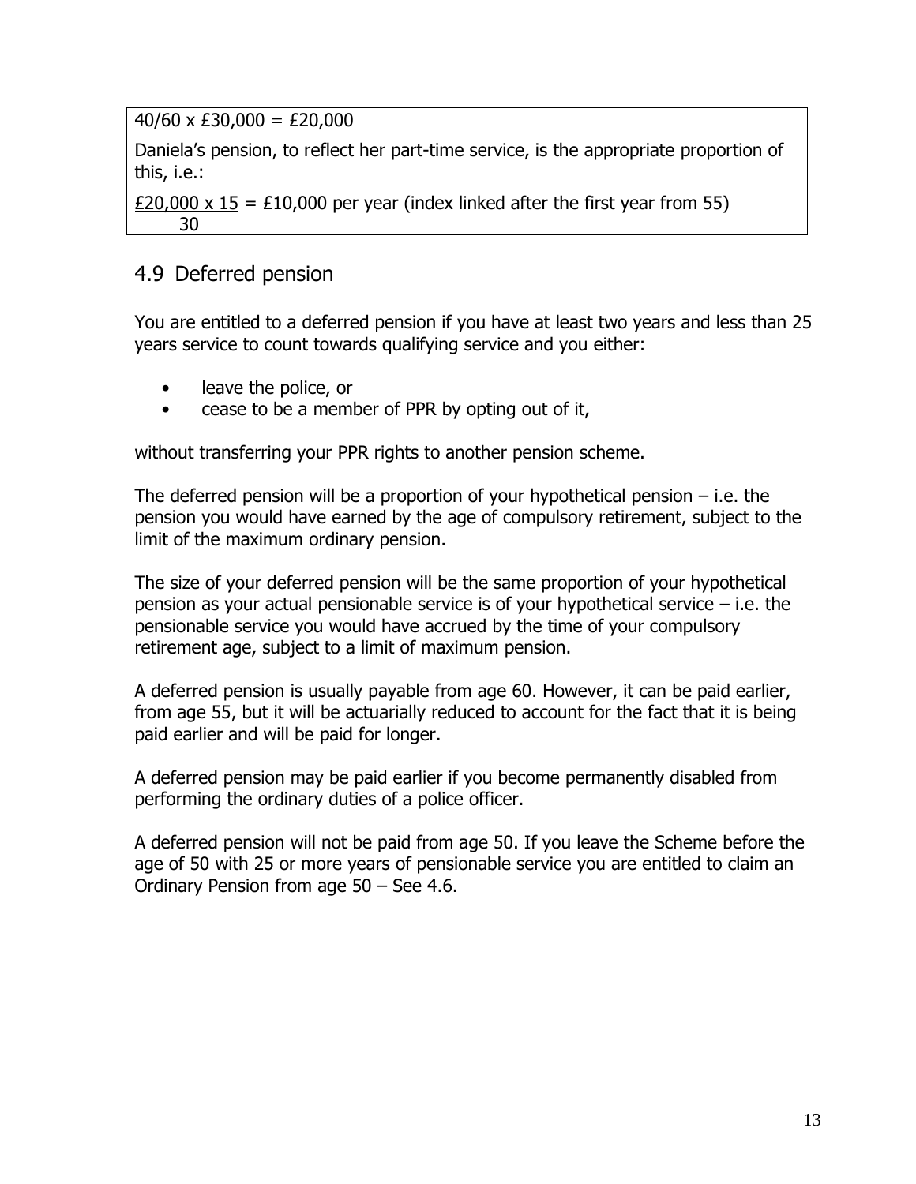40/60 x £30,000 = £20,000

Daniela's pension, to reflect her part-time service, is the appropriate proportion of this, i.e.:

$\frac{£20,000 \times 15}{30}$ = £10,000 per year (index linked after the first year from 55)

## 4.9 Deferred pension

You are entitled to a deferred pension if you have at least two years and less than 25 years service to count towards qualifying service and you either:

- leave the police, or
- cease to be a member of PPR by opting out of it,

without transferring your PPR rights to another pension scheme.

The deferred pension will be a proportion of your hypothetical pension – i.e. the pension you would have earned by the age of compulsory retirement, subject to the limit of the maximum ordinary pension.

The size of your deferred pension will be the same proportion of your hypothetical pension as your actual pensionable service is of your hypothetical service – i.e. the pensionable service you would have accrued by the time of your compulsory retirement age, subject to a limit of maximum pension.

A deferred pension is usually payable from age 60. However, it can be paid earlier, from age 55, but it will be actuarially reduced to account for the fact that it is being paid earlier and will be paid for longer.

A deferred pension may be paid earlier if you become permanently disabled from performing the ordinary duties of a police officer.

A deferred pension will not be paid from age 50. If you leave the Scheme before the age of 50 with 25 or more years of pensionable service you are entitled to claim an Ordinary Pension from age 50 – See 4.6.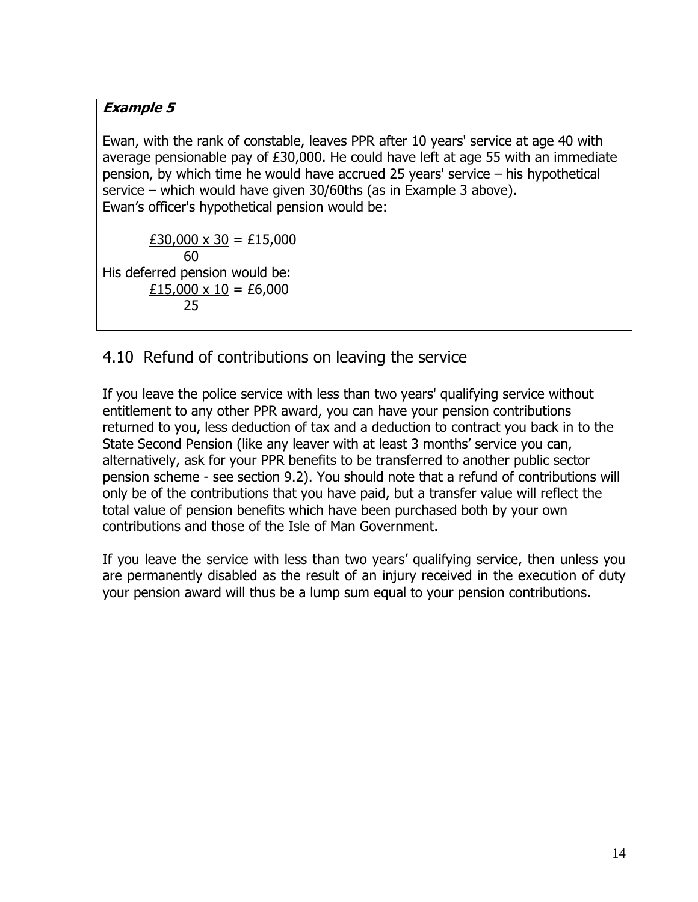***Example 5***

Ewan, with the rank of constable, leaves PPR after 10 years' service at age 40 with average pensionable pay of £30,000. He could have left at age 55 with an immediate pension, by which time he would have accrued 25 years' service – his hypothetical service – which would have given 30/60ths (as in Example 3 above).
Ewan's officer's hypothetical pension would be:

$$\frac{£30,000 \times 30}{60} = £15,000$$

His deferred pension would be:

$$\frac{£15,000 \times 10}{25} = £6,000$$

## 4.10 Refund of contributions on leaving the service

If you leave the police service with less than two years' qualifying service without entitlement to any other PPR award, you can have your pension contributions returned to you, less deduction of tax and a deduction to contract you back in to the State Second Pension (like any leaver with at least 3 months' service you can, alternatively, ask for your PPR benefits to be transferred to another public sector pension scheme - see section 9.2). You should note that a refund of contributions will only be of the contributions that you have paid, but a transfer value will reflect the total value of pension benefits which have been purchased both by your own contributions and those of the Isle of Man Government.

If you leave the service with less than two years' qualifying service, then unless you are permanently disabled as the result of an injury received in the execution of duty your pension award will thus be a lump sum equal to your pension contributions.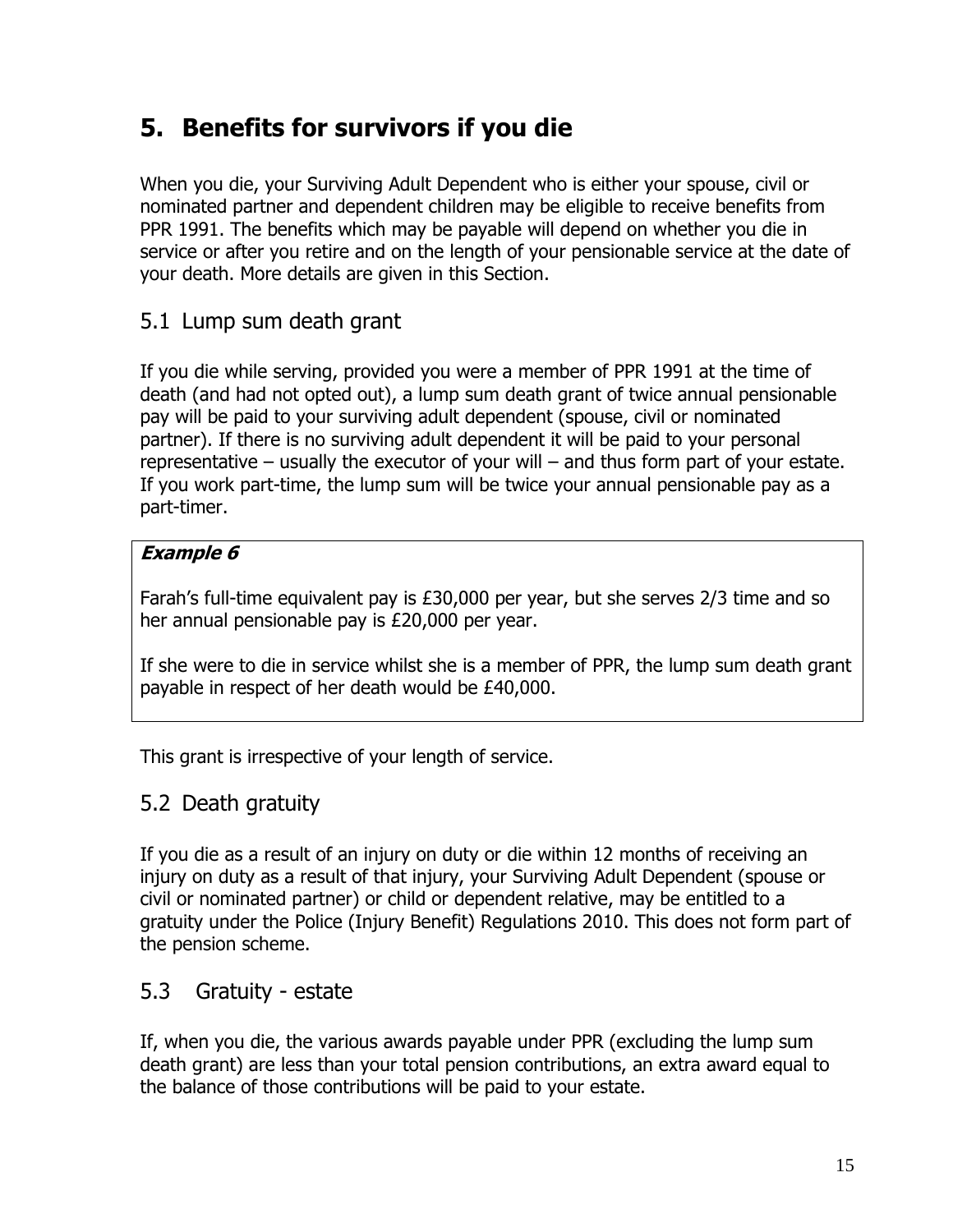# 5. Benefits for survivors if you die

When you die, your Surviving Adult Dependent who is either your spouse, civil or nominated partner and dependent children may be eligible to receive benefits from PPR 1991. The benefits which may be payable will depend on whether you die in service or after you retire and on the length of your pensionable service at the date of your death. More details are given in this Section.

## 5.1 Lump sum death grant

If you die while serving, provided you were a member of PPR 1991 at the time of death (and had not opted out), a lump sum death grant of twice annual pensionable pay will be paid to your surviving adult dependent (spouse, civil or nominated partner). If there is no surviving adult dependent it will be paid to your personal representative – usually the executor of your will – and thus form part of your estate. If you work part-time, the lump sum will be twice your annual pensionable pay as a part-timer.

> ***Example 6***
>
> Farah's full-time equivalent pay is £30,000 per year, but she serves 2/3 time and so her annual pensionable pay is £20,000 per year.
>
> If she were to die in service whilst she is a member of PPR, the lump sum death grant payable in respect of her death would be £40,000.

This grant is irrespective of your length of service.

## 5.2 Death gratuity

If you die as a result of an injury on duty or die within 12 months of receiving an injury on duty as a result of that injury, your Surviving Adult Dependent (spouse or civil or nominated partner) or child or dependent relative, may be entitled to a gratuity under the Police (Injury Benefit) Regulations 2010. This does not form part of the pension scheme.

## 5.3 Gratuity - estate

If, when you die, the various awards payable under PPR (excluding the lump sum death grant) are less than your total pension contributions, an extra award equal to the balance of those contributions will be paid to your estate.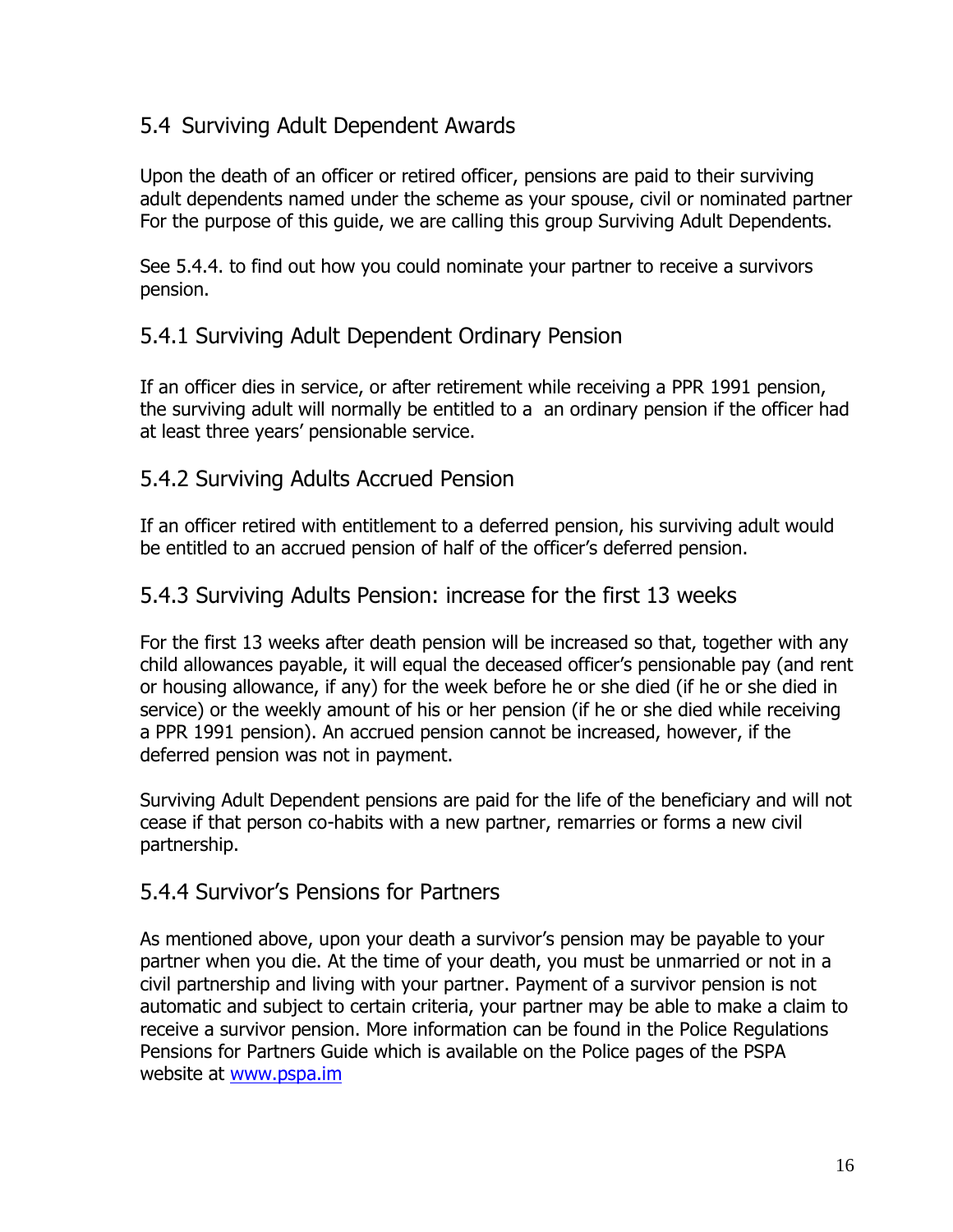## 5.4 Surviving Adult Dependent Awards

Upon the death of an officer or retired officer, pensions are paid to their surviving adult dependents named under the scheme as your spouse, civil or nominated partner For the purpose of this guide, we are calling this group Surviving Adult Dependents.

See 5.4.4. to find out how you could nominate your partner to receive a survivors pension.

### 5.4.1 Surviving Adult Dependent Ordinary Pension

If an officer dies in service, or after retirement while receiving a PPR 1991 pension, the surviving adult will normally be entitled to a  an ordinary pension if the officer had at least three years' pensionable service.

### 5.4.2 Surviving Adults Accrued Pension

If an officer retired with entitlement to a deferred pension, his surviving adult would be entitled to an accrued pension of half of the officer's deferred pension.

### 5.4.3 Surviving Adults Pension: increase for the first 13 weeks

For the first 13 weeks after death pension will be increased so that, together with any child allowances payable, it will equal the deceased officer's pensionable pay (and rent or housing allowance, if any) for the week before he or she died (if he or she died in service) or the weekly amount of his or her pension (if he or she died while receiving a PPR 1991 pension). An accrued pension cannot be increased, however, if the deferred pension was not in payment.

Surviving Adult Dependent pensions are paid for the life of the beneficiary and will not cease if that person co-habits with a new partner, remarries or forms a new civil partnership.

### 5.4.4 Survivor's Pensions for Partners

As mentioned above, upon your death a survivor's pension may be payable to your partner when you die. At the time of your death, you must be unmarried or not in a civil partnership and living with your partner. Payment of a survivor pension is not automatic and subject to certain criteria, your partner may be able to make a claim to receive a survivor pension. More information can be found in the Police Regulations Pensions for Partners Guide which is available on the Police pages of the PSPA website at [www.pspa.im](http://www.pspa.im)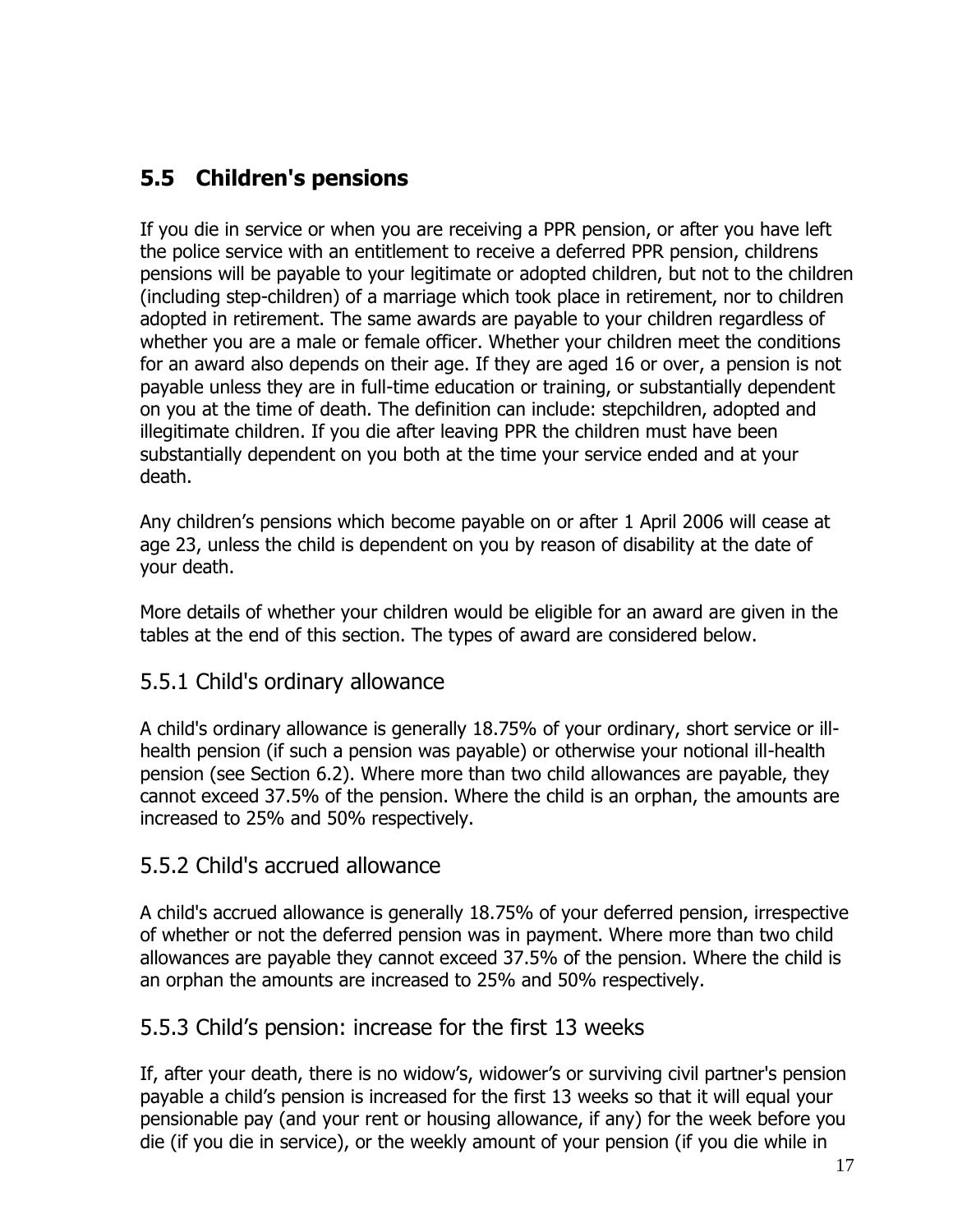## 5.5 Children's pensions

If you die in service or when you are receiving a PPR pension, or after you have left the police service with an entitlement to receive a deferred PPR pension, childrens pensions will be payable to your legitimate or adopted children, but not to the children (including step-children) of a marriage which took place in retirement, nor to children adopted in retirement. The same awards are payable to your children regardless of whether you are a male or female officer. Whether your children meet the conditions for an award also depends on their age. If they are aged 16 or over, a pension is not payable unless they are in full-time education or training, or substantially dependent on you at the time of death. The definition can include: stepchildren, adopted and illegitimate children. If you die after leaving PPR the children must have been substantially dependent on you both at the time your service ended and at your death.

Any children's pensions which become payable on or after 1 April 2006 will cease at age 23, unless the child is dependent on you by reason of disability at the date of your death.

More details of whether your children would be eligible for an award are given in the tables at the end of this section. The types of award are considered below.

### 5.5.1 Child's ordinary allowance

A child's ordinary allowance is generally 18.75% of your ordinary, short service or ill-health pension (if such a pension was payable) or otherwise your notional ill-health pension (see Section 6.2). Where more than two child allowances are payable, they cannot exceed 37.5% of the pension. Where the child is an orphan, the amounts are increased to 25% and 50% respectively.

### 5.5.2 Child's accrued allowance

A child's accrued allowance is generally 18.75% of your deferred pension, irrespective of whether or not the deferred pension was in payment. Where more than two child allowances are payable they cannot exceed 37.5% of the pension. Where the child is an orphan the amounts are increased to 25% and 50% respectively.

### 5.5.3 Child's pension: increase for the first 13 weeks

If, after your death, there is no widow's, widower's or surviving civil partner's pension payable a child's pension is increased for the first 13 weeks so that it will equal your pensionable pay (and your rent or housing allowance, if any) for the week before you die (if you die in service), or the weekly amount of your pension (if you die while in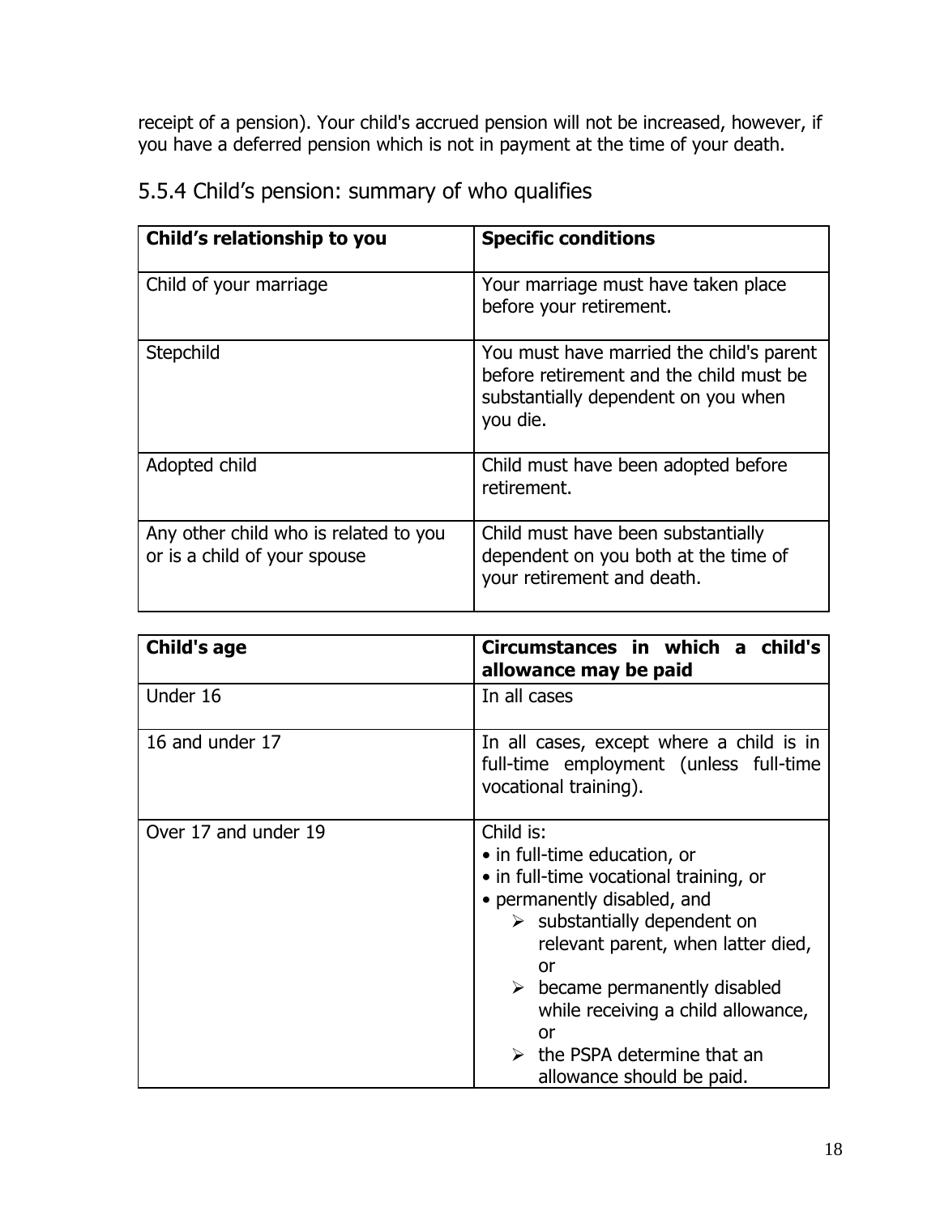receipt of a pension). Your child's accrued pension will not be increased, however, if you have a deferred pension which is not in payment at the time of your death.

### 5.5.4 Child's pension: summary of who qualifies

| **Child's relationship to you** | **Specific conditions** |
|---|---|
| Child of your marriage | Your marriage must have taken place before your retirement. |
| Stepchild | You must have married the child's parent before retirement and the child must be substantially dependent on you when you die. |
| Adopted child | Child must have been adopted before retirement. |
| Any other child who is related to you or is a child of your spouse | Child must have been substantially dependent on you both at the time of your retirement and death. |

| **Child's age** | **Circumstances in which a child's allowance may be paid** |
|---|---|
| Under 16 | In all cases |
| 16 and under 17 | In all cases, except where a child is in full-time employment (unless full-time vocational training). |
| Over 17 and under 19 | Child is:<br>• in full-time education, or<br>• in full-time vocational training, or<br>• permanently disabled, and<br>➢ substantially dependent on relevant parent, when latter died, or<br>➢ became permanently disabled while receiving a child allowance, or<br>➢ the PSPA determine that an allowance should be paid. |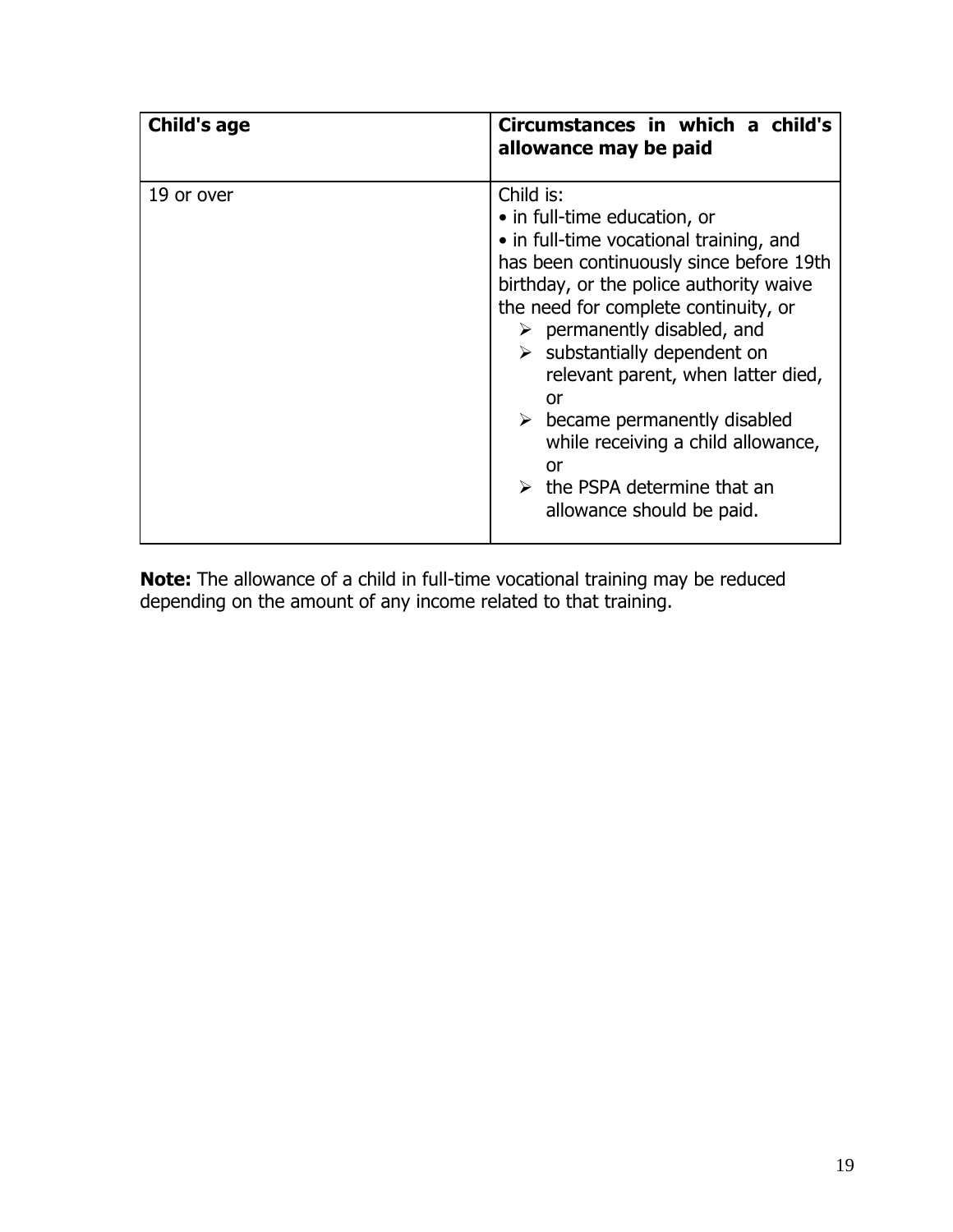| **Child's age** | **Circumstances in which a child's allowance may be paid** |
| --- | --- |
| 19 or over | Child is:<br>• in full-time education, or<br>• in full-time vocational training, and has been continuously since before 19th birthday, or the police authority waive the need for complete continuity, or<br>➢ permanently disabled, and<br>➢ substantially dependent on relevant parent, when latter died, or<br>➢ became permanently disabled while receiving a child allowance, or<br>➢ the PSPA determine that an allowance should be paid. |

**Note:** The allowance of a child in full-time vocational training may be reduced depending on the amount of any income related to that training.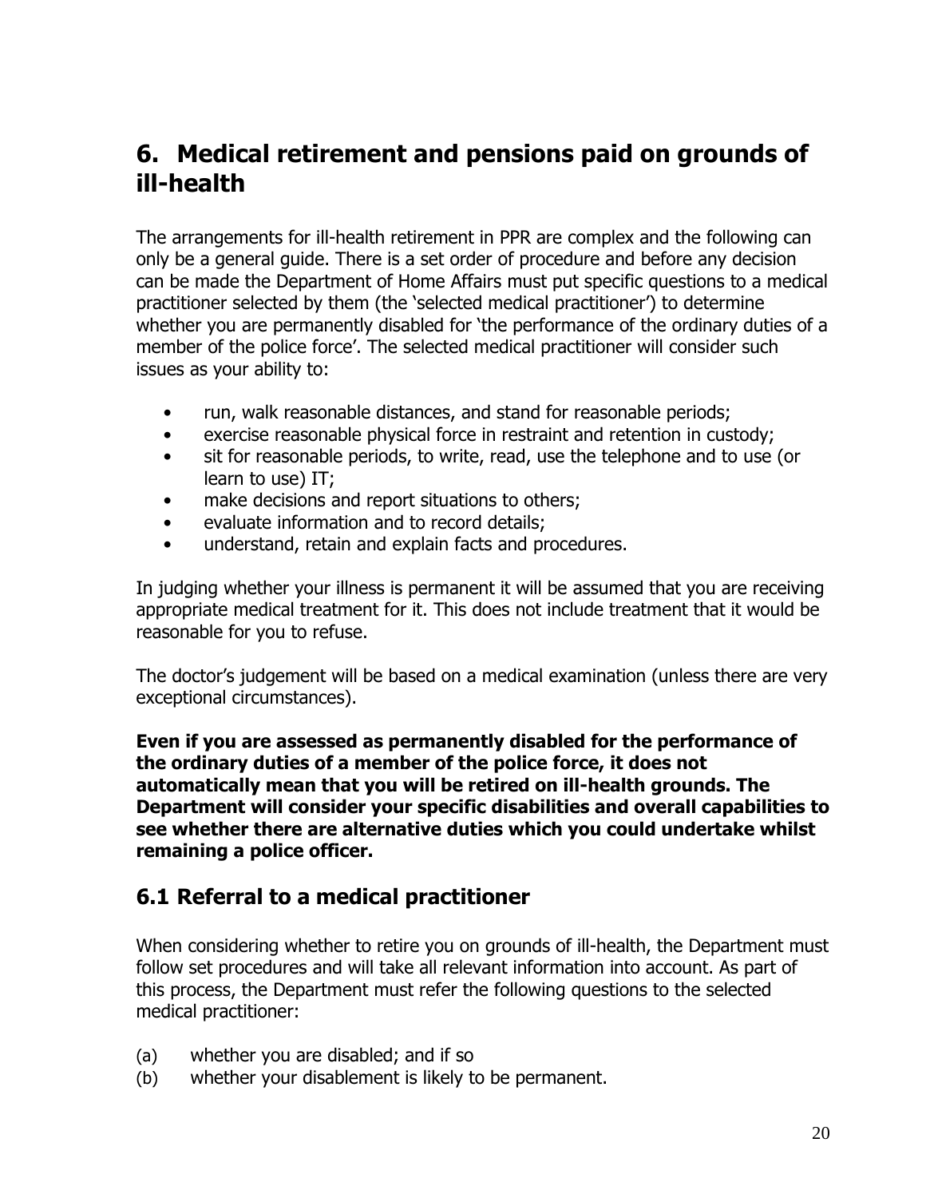## 6. Medical retirement and pensions paid on grounds of ill-health

The arrangements for ill-health retirement in PPR are complex and the following can only be a general guide. There is a set order of procedure and before any decision can be made the Department of Home Affairs must put specific questions to a medical practitioner selected by them (the 'selected medical practitioner') to determine whether you are permanently disabled for 'the performance of the ordinary duties of a member of the police force'. The selected medical practitioner will consider such issues as your ability to:

- run, walk reasonable distances, and stand for reasonable periods;
- exercise reasonable physical force in restraint and retention in custody;
- sit for reasonable periods, to write, read, use the telephone and to use (or learn to use) IT;
- make decisions and report situations to others;
- evaluate information and to record details;
- understand, retain and explain facts and procedures.

In judging whether your illness is permanent it will be assumed that you are receiving appropriate medical treatment for it. This does not include treatment that it would be reasonable for you to refuse.

The doctor's judgement will be based on a medical examination (unless there are very exceptional circumstances).

**Even if you are assessed as permanently disabled for the performance of the ordinary duties of a member of the police force, it does not automatically mean that you will be retired on ill-health grounds. The Department will consider your specific disabilities and overall capabilities to see whether there are alternative duties which you could undertake whilst remaining a police officer.**

### 6.1 Referral to a medical practitioner

When considering whether to retire you on grounds of ill-health, the Department must follow set procedures and will take all relevant information into account. As part of this process, the Department must refer the following questions to the selected medical practitioner:

(a) whether you are disabled; and if so
(b) whether your disablement is likely to be permanent.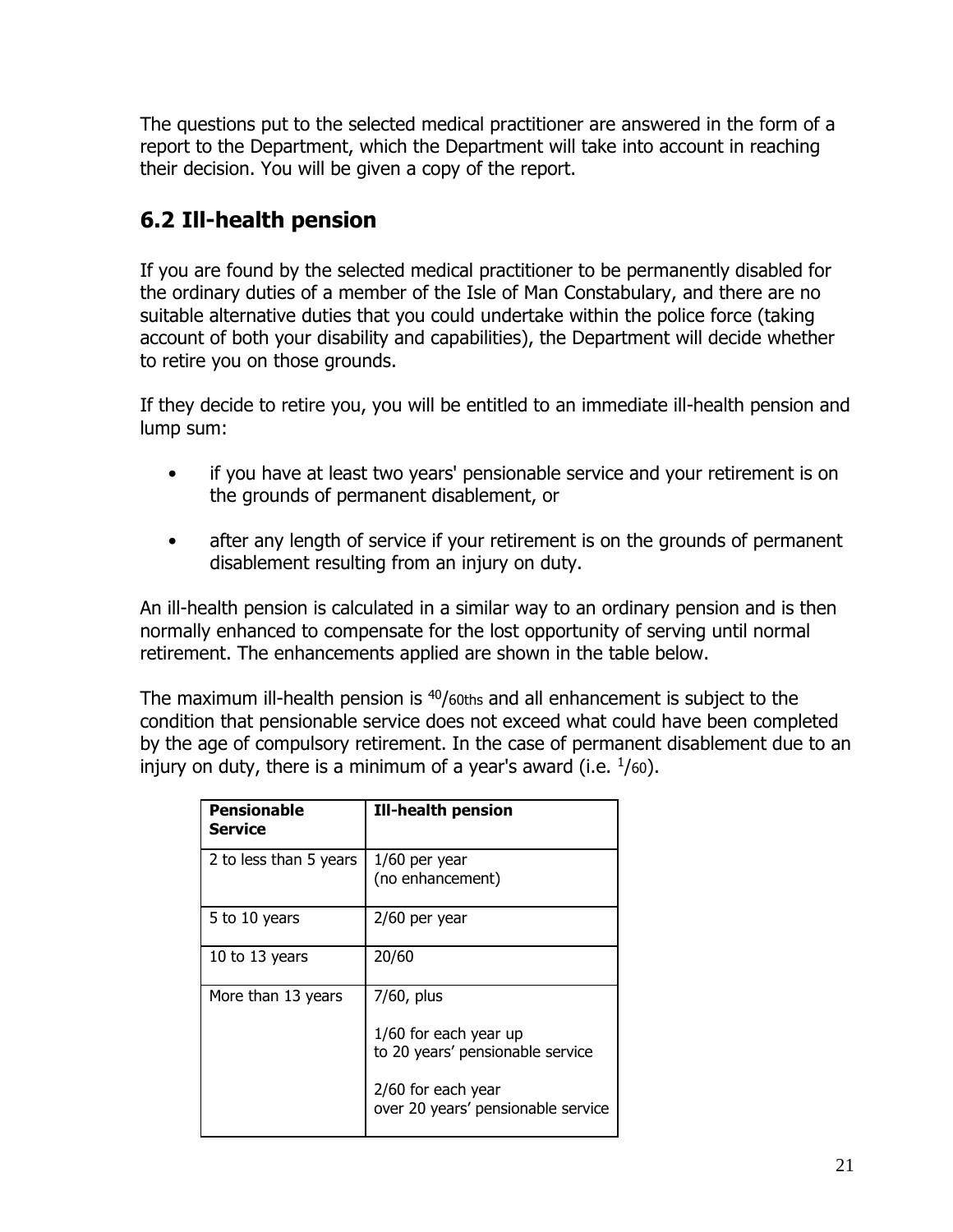The questions put to the selected medical practitioner are answered in the form of a report to the Department, which the Department will take into account in reaching their decision. You will be given a copy of the report.

## 6.2 Ill-health pension

If you are found by the selected medical practitioner to be permanently disabled for the ordinary duties of a member of the Isle of Man Constabulary, and there are no suitable alternative duties that you could undertake within the police force (taking account of both your disability and capabilities), the Department will decide whether to retire you on those grounds.

If they decide to retire you, you will be entitled to an immediate ill-health pension and lump sum:

- if you have at least two years' pensionable service and your retirement is on the grounds of permanent disablement, or
- after any length of service if your retirement is on the grounds of permanent disablement resulting from an injury on duty.

An ill-health pension is calculated in a similar way to an ordinary pension and is then normally enhanced to compensate for the lost opportunity of serving until normal retirement. The enhancements applied are shown in the table below.

The maximum ill-health pension is $^{40}/_{60ths}$ and all enhancement is subject to the condition that pensionable service does not exceed what could have been completed by the age of compulsory retirement. In the case of permanent disablement due to an injury on duty, there is a minimum of a year's award (i.e. $^{1}/_{60}$).

| **Pensionable Service** | **Ill-health pension** |
|---|---|
| 2 to less than 5 years | 1/60 per year (no enhancement) |
| 5 to 10 years | 2/60 per year |
| 10 to 13 years | 20/60 |
| More than 13 years | 7/60, plus<br><br>1/60 for each year up to 20 years' pensionable service<br><br>2/60 for each year over 20 years' pensionable service |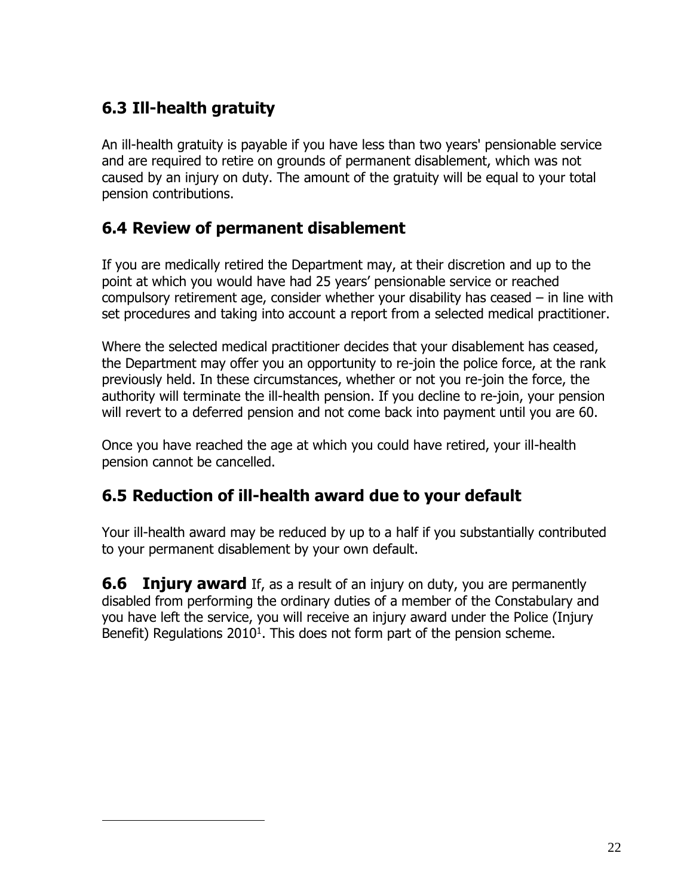## 6.3 Ill-health gratuity

An ill-health gratuity is payable if you have less than two years' pensionable service and are required to retire on grounds of permanent disablement, which was not caused by an injury on duty. The amount of the gratuity will be equal to your total pension contributions.

## 6.4 Review of permanent disablement

If you are medically retired the Department may, at their discretion and up to the point at which you would have had 25 years' pensionable service or reached compulsory retirement age, consider whether your disability has ceased – in line with set procedures and taking into account a report from a selected medical practitioner.

Where the selected medical practitioner decides that your disablement has ceased, the Department may offer you an opportunity to re-join the police force, at the rank previously held. In these circumstances, whether or not you re-join the force, the authority will terminate the ill-health pension. If you decline to re-join, your pension will revert to a deferred pension and not come back into payment until you are 60.

Once you have reached the age at which you could have retired, your ill-health pension cannot be cancelled.

## 6.5 Reduction of ill-health award due to your default

Your ill-health award may be reduced by up to a half if you substantially contributed to your permanent disablement by your own default.

**6.6 Injury award** If, as a result of an injury on duty, you are permanently disabled from performing the ordinary duties of a member of the Constabulary and you have left the service, you will receive an injury award under the Police (Injury Benefit) Regulations 2010[1]. This does not form part of the pension scheme.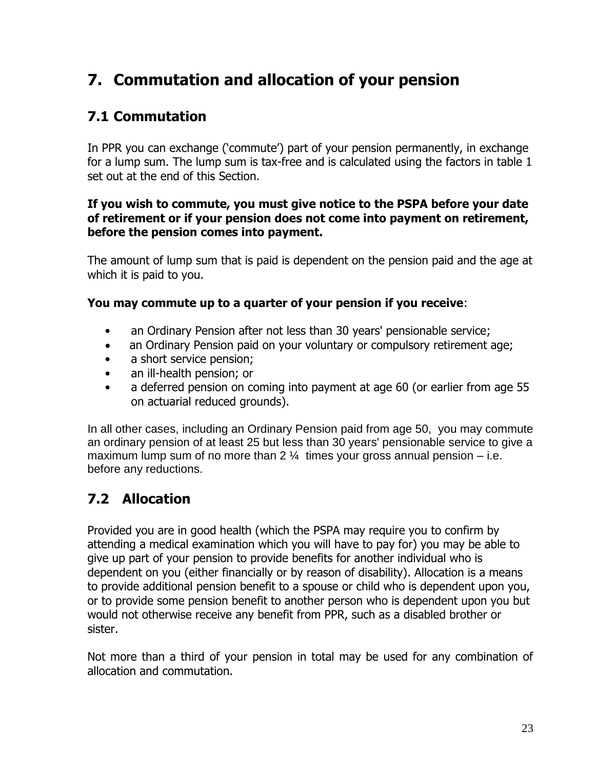# 7. Commutation and allocation of your pension

## 7.1 Commutation

In PPR you can exchange ('commute') part of your pension permanently, in exchange for a lump sum. The lump sum is tax-free and is calculated using the factors in table 1 set out at the end of this Section.

**If you wish to commute, you must give notice to the PSPA before your date of retirement or if your pension does not come into payment on retirement, before the pension comes into payment.**

The amount of lump sum that is paid is dependent on the pension paid and the age at which it is paid to you.

**You may commute up to a quarter of your pension if you receive**:

- an Ordinary Pension after not less than 30 years' pensionable service;
- an Ordinary Pension paid on your voluntary or compulsory retirement age;
- a short service pension;
- an ill-health pension; or
- a deferred pension on coming into payment at age 60 (or earlier from age 55 on actuarial reduced grounds).

In all other cases, including an Ordinary Pension paid from age 50, you may commute an ordinary pension of at least 25 but less than 30 years' pensionable service to give a maximum lump sum of no more than 2 ¼ times your gross annual pension – i.e. before any reductions.

## 7.2 Allocation

Provided you are in good health (which the PSPA may require you to confirm by attending a medical examination which you will have to pay for) you may be able to give up part of your pension to provide benefits for another individual who is dependent on you (either financially or by reason of disability). Allocation is a means to provide additional pension benefit to a spouse or child who is dependent upon you, or to provide some pension benefit to another person who is dependent upon you but would not otherwise receive any benefit from PPR, such as a disabled brother or sister.

Not more than a third of your pension in total may be used for any combination of allocation and commutation.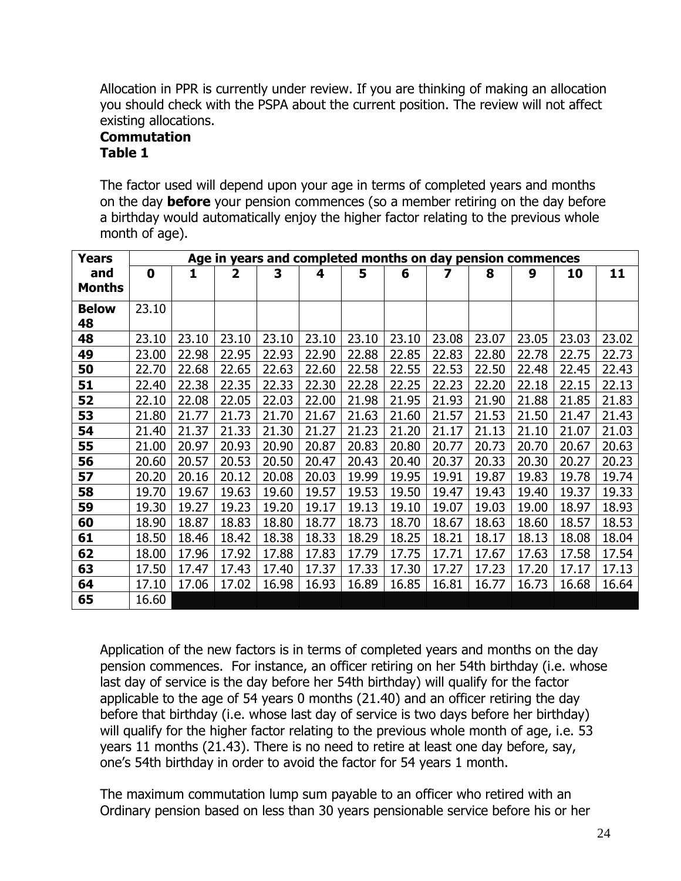Allocation in PPR is currently under review. If you are thinking of making an allocation you should check with the PSPA about the current position. The review will not affect existing allocations.

**Commutation**

**Table 1**

The factor used will depend upon your age in terms of completed years and months on the day **before** your pension commences (so a member retiring on the day before a birthday would automatically enjoy the higher factor relating to the previous whole month of age).

| **Years and Months** | **Age in years and completed months on day pension commences** | | | | | | | | | | | |
|---|---|---|---|---|---|---|---|---|---|---|---|---|
| | **0** | **1** | **2** | **3** | **4** | **5** | **6** | **7** | **8** | **9** | **10** | **11** |
| **Below 48** | 23.10 | | | | | | | | | | | |
| **48** | 23.10 | 23.10 | 23.10 | 23.10 | 23.10 | 23.10 | 23.10 | 23.08 | 23.07 | 23.05 | 23.03 | 23.02 |
| **49** | 23.00 | 22.98 | 22.95 | 22.93 | 22.90 | 22.88 | 22.85 | 22.83 | 22.80 | 22.78 | 22.75 | 22.73 |
| **50** | 22.70 | 22.68 | 22.65 | 22.63 | 22.60 | 22.58 | 22.55 | 22.53 | 22.50 | 22.48 | 22.45 | 22.43 |
| **51** | 22.40 | 22.38 | 22.35 | 22.33 | 22.30 | 22.28 | 22.25 | 22.23 | 22.20 | 22.18 | 22.15 | 22.13 |
| **52** | 22.10 | 22.08 | 22.05 | 22.03 | 22.00 | 21.98 | 21.95 | 21.93 | 21.90 | 21.88 | 21.85 | 21.83 |
| **53** | 21.80 | 21.77 | 21.73 | 21.70 | 21.67 | 21.63 | 21.60 | 21.57 | 21.53 | 21.50 | 21.47 | 21.43 |
| **54** | 21.40 | 21.37 | 21.33 | 21.30 | 21.27 | 21.23 | 21.20 | 21.17 | 21.13 | 21.10 | 21.07 | 21.03 |
| **55** | 21.00 | 20.97 | 20.93 | 20.90 | 20.87 | 20.83 | 20.80 | 20.77 | 20.73 | 20.70 | 20.67 | 20.63 |
| **56** | 20.60 | 20.57 | 20.53 | 20.50 | 20.47 | 20.43 | 20.40 | 20.37 | 20.33 | 20.30 | 20.27 | 20.23 |
| **57** | 20.20 | 20.16 | 20.12 | 20.08 | 20.03 | 19.99 | 19.95 | 19.91 | 19.87 | 19.83 | 19.78 | 19.74 |
| **58** | 19.70 | 19.67 | 19.63 | 19.60 | 19.57 | 19.53 | 19.50 | 19.47 | 19.43 | 19.40 | 19.37 | 19.33 |
| **59** | 19.30 | 19.27 | 19.23 | 19.20 | 19.17 | 19.13 | 19.10 | 19.07 | 19.03 | 19.00 | 18.97 | 18.93 |
| **60** | 18.90 | 18.87 | 18.83 | 18.80 | 18.77 | 18.73 | 18.70 | 18.67 | 18.63 | 18.60 | 18.57 | 18.53 |
| **61** | 18.50 | 18.46 | 18.42 | 18.38 | 18.33 | 18.29 | 18.25 | 18.21 | 18.17 | 18.13 | 18.08 | 18.04 |
| **62** | 18.00 | 17.96 | 17.92 | 17.88 | 17.83 | 17.79 | 17.75 | 17.71 | 17.67 | 17.63 | 17.58 | 17.54 |
| **63** | 17.50 | 17.47 | 17.43 | 17.40 | 17.37 | 17.33 | 17.30 | 17.27 | 17.23 | 17.20 | 17.17 | 17.13 |
| **64** | 17.10 | 17.06 | 17.02 | 16.98 | 16.93 | 16.89 | 16.85 | 16.81 | 16.77 | 16.73 | 16.68 | 16.64 |
| **65** | 16.60 | | | | | | | | | | | |

Application of the new factors is in terms of completed years and months on the day pension commences. For instance, an officer retiring on her 54th birthday (i.e. whose last day of service is the day before her 54th birthday) will qualify for the factor applicable to the age of 54 years 0 months (21.40) and an officer retiring the day before that birthday (i.e. whose last day of service is two days before her birthday) will qualify for the higher factor relating to the previous whole month of age, i.e. 53 years 11 months (21.43). There is no need to retire at least one day before, say, one's 54th birthday in order to avoid the factor for 54 years 1 month.

The maximum commutation lump sum payable to an officer who retired with an Ordinary pension based on less than 30 years pensionable service before his or her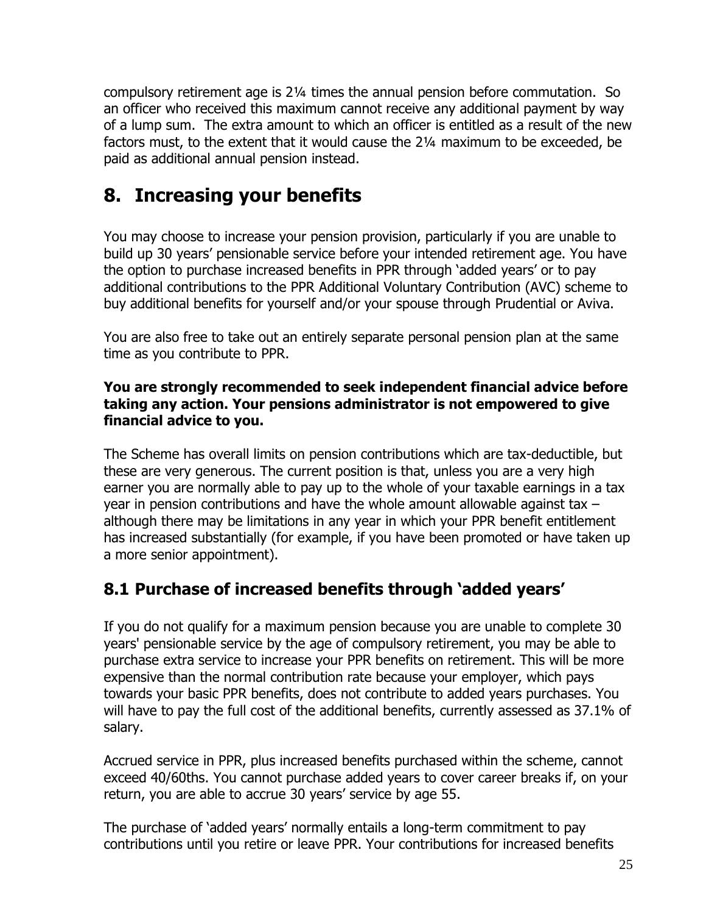compulsory retirement age is 2¼ times the annual pension before commutation.  So an officer who received this maximum cannot receive any additional payment by way of a lump sum.  The extra amount to which an officer is entitled as a result of the new factors must, to the extent that it would cause the 2¼ maximum to be exceeded, be paid as additional annual pension instead.

## 8. Increasing your benefits

You may choose to increase your pension provision, particularly if you are unable to build up 30 years' pensionable service before your intended retirement age. You have the option to purchase increased benefits in PPR through 'added years' or to pay additional contributions to the PPR Additional Voluntary Contribution (AVC) scheme to buy additional benefits for yourself and/or your spouse through Prudential or Aviva.

You are also free to take out an entirely separate personal pension plan at the same time as you contribute to PPR.

**You are strongly recommended to seek independent financial advice before taking any action. Your pensions administrator is not empowered to give financial advice to you.**

The Scheme has overall limits on pension contributions which are tax-deductible, but these are very generous. The current position is that, unless you are a very high earner you are normally able to pay up to the whole of your taxable earnings in a tax year in pension contributions and have the whole amount allowable against tax – although there may be limitations in any year in which your PPR benefit entitlement has increased substantially (for example, if you have been promoted or have taken up a more senior appointment).

### 8.1 Purchase of increased benefits through 'added years'

If you do not qualify for a maximum pension because you are unable to complete 30 years' pensionable service by the age of compulsory retirement, you may be able to purchase extra service to increase your PPR benefits on retirement. This will be more expensive than the normal contribution rate because your employer, which pays towards your basic PPR benefits, does not contribute to added years purchases. You will have to pay the full cost of the additional benefits, currently assessed as 37.1% of salary.

Accrued service in PPR, plus increased benefits purchased within the scheme, cannot exceed 40/60ths. You cannot purchase added years to cover career breaks if, on your return, you are able to accrue 30 years' service by age 55.

The purchase of 'added years' normally entails a long-term commitment to pay contributions until you retire or leave PPR. Your contributions for increased benefits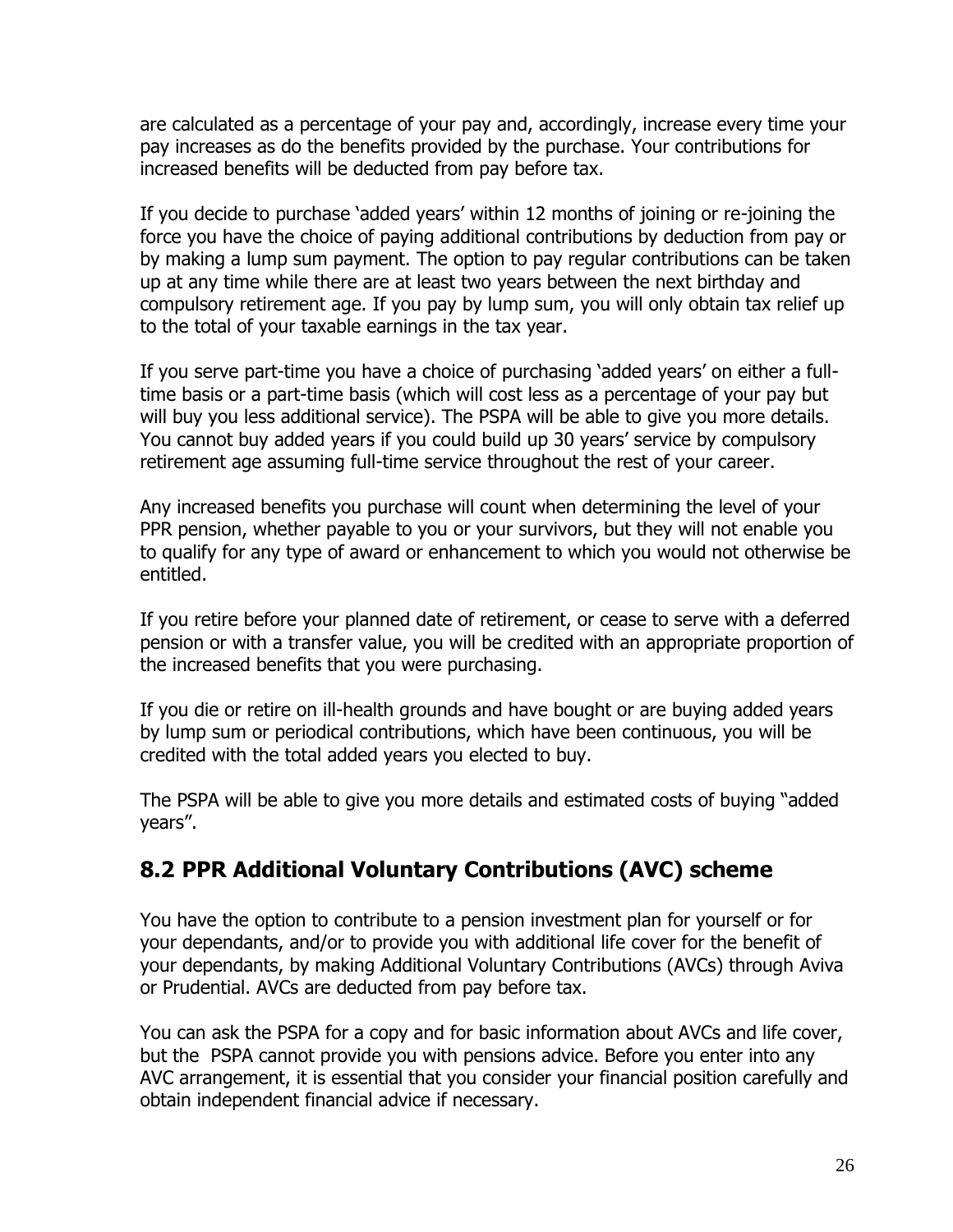are calculated as a percentage of your pay and, accordingly, increase every time your pay increases as do the benefits provided by the purchase. Your contributions for increased benefits will be deducted from pay before tax.

If you decide to purchase 'added years' within 12 months of joining or re-joining the force you have the choice of paying additional contributions by deduction from pay or by making a lump sum payment. The option to pay regular contributions can be taken up at any time while there are at least two years between the next birthday and compulsory retirement age. If you pay by lump sum, you will only obtain tax relief up to the total of your taxable earnings in the tax year.

If you serve part-time you have a choice of purchasing 'added years' on either a full-time basis or a part-time basis (which will cost less as a percentage of your pay but will buy you less additional service). The PSPA will be able to give you more details. You cannot buy added years if you could build up 30 years' service by compulsory retirement age assuming full-time service throughout the rest of your career.

Any increased benefits you purchase will count when determining the level of your PPR pension, whether payable to you or your survivors, but they will not enable you to qualify for any type of award or enhancement to which you would not otherwise be entitled.

If you retire before your planned date of retirement, or cease to serve with a deferred pension or with a transfer value, you will be credited with an appropriate proportion of the increased benefits that you were purchasing.

If you die or retire on ill-health grounds and have bought or are buying added years by lump sum or periodical contributions, which have been continuous, you will be credited with the total added years you elected to buy.

The PSPA will be able to give you more details and estimated costs of buying "added years".

## 8.2 PPR Additional Voluntary Contributions (AVC) scheme

You have the option to contribute to a pension investment plan for yourself or for your dependants, and/or to provide you with additional life cover for the benefit of your dependants, by making Additional Voluntary Contributions (AVCs) through Aviva or Prudential. AVCs are deducted from pay before tax.

You can ask the PSPA for a copy and for basic information about AVCs and life cover, but the PSPA cannot provide you with pensions advice. Before you enter into any AVC arrangement, it is essential that you consider your financial position carefully and obtain independent financial advice if necessary.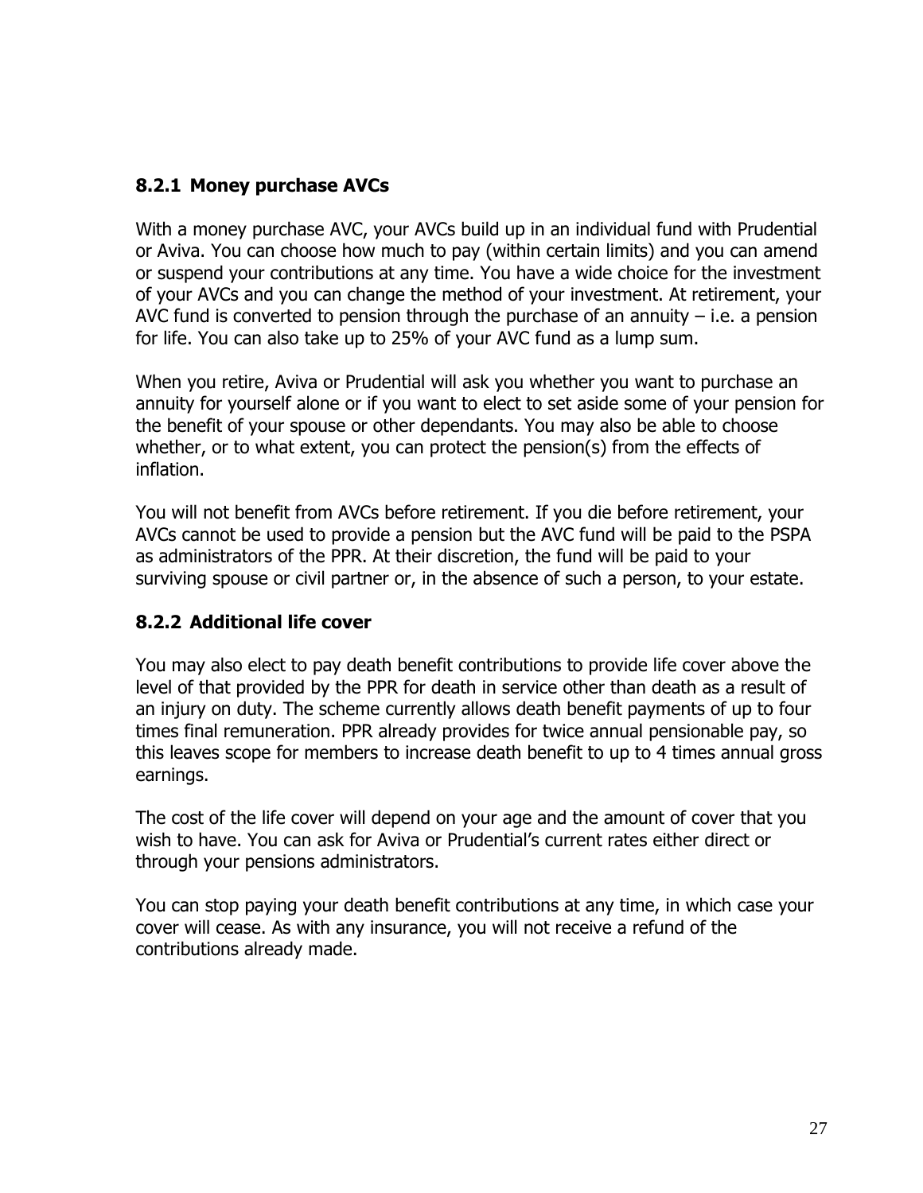### 8.2.1 Money purchase AVCs

With a money purchase AVC, your AVCs build up in an individual fund with Prudential or Aviva. You can choose how much to pay (within certain limits) and you can amend or suspend your contributions at any time. You have a wide choice for the investment of your AVCs and you can change the method of your investment. At retirement, your AVC fund is converted to pension through the purchase of an annuity – i.e. a pension for life. You can also take up to 25% of your AVC fund as a lump sum.

When you retire, Aviva or Prudential will ask you whether you want to purchase an annuity for yourself alone or if you want to elect to set aside some of your pension for the benefit of your spouse or other dependants. You may also be able to choose whether, or to what extent, you can protect the pension(s) from the effects of inflation.

You will not benefit from AVCs before retirement. If you die before retirement, your AVCs cannot be used to provide a pension but the AVC fund will be paid to the PSPA as administrators of the PPR. At their discretion, the fund will be paid to your surviving spouse or civil partner or, in the absence of such a person, to your estate.

### 8.2.2 Additional life cover

You may also elect to pay death benefit contributions to provide life cover above the level of that provided by the PPR for death in service other than death as a result of an injury on duty. The scheme currently allows death benefit payments of up to four times final remuneration. PPR already provides for twice annual pensionable pay, so this leaves scope for members to increase death benefit to up to 4 times annual gross earnings.

The cost of the life cover will depend on your age and the amount of cover that you wish to have. You can ask for Aviva or Prudential's current rates either direct or through your pensions administrators.

You can stop paying your death benefit contributions at any time, in which case your cover will cease. As with any insurance, you will not receive a refund of the contributions already made.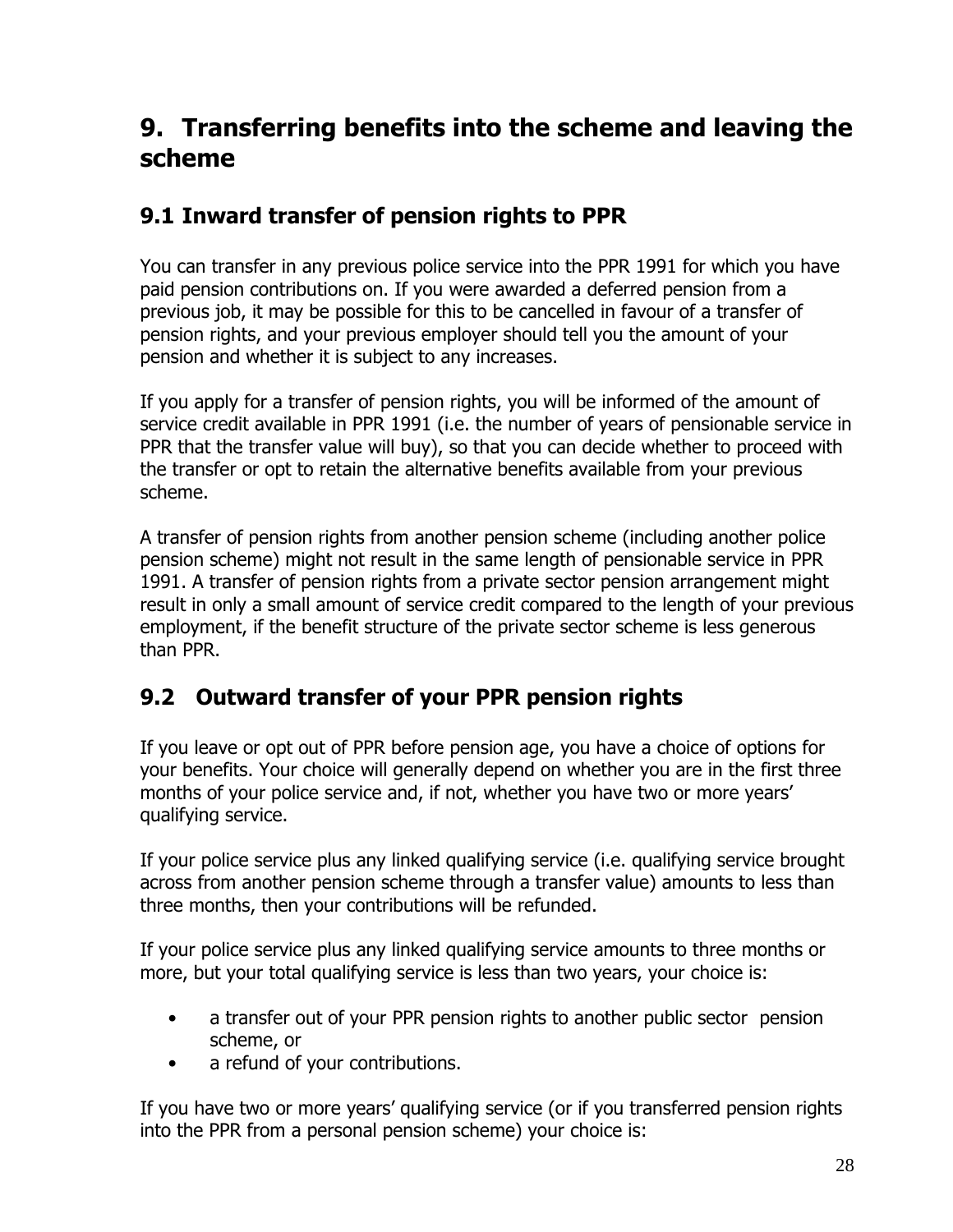# 9. Transferring benefits into the scheme and leaving the scheme

## 9.1 Inward transfer of pension rights to PPR

You can transfer in any previous police service into the PPR 1991 for which you have paid pension contributions on. If you were awarded a deferred pension from a previous job, it may be possible for this to be cancelled in favour of a transfer of pension rights, and your previous employer should tell you the amount of your pension and whether it is subject to any increases.

If you apply for a transfer of pension rights, you will be informed of the amount of service credit available in PPR 1991 (i.e. the number of years of pensionable service in PPR that the transfer value will buy), so that you can decide whether to proceed with the transfer or opt to retain the alternative benefits available from your previous scheme.

A transfer of pension rights from another pension scheme (including another police pension scheme) might not result in the same length of pensionable service in PPR 1991. A transfer of pension rights from a private sector pension arrangement might result in only a small amount of service credit compared to the length of your previous employment, if the benefit structure of the private sector scheme is less generous than PPR.

## 9.2 Outward transfer of your PPR pension rights

If you leave or opt out of PPR before pension age, you have a choice of options for your benefits. Your choice will generally depend on whether you are in the first three months of your police service and, if not, whether you have two or more years' qualifying service.

If your police service plus any linked qualifying service (i.e. qualifying service brought across from another pension scheme through a transfer value) amounts to less than three months, then your contributions will be refunded.

If your police service plus any linked qualifying service amounts to three months or more, but your total qualifying service is less than two years, your choice is:

- a transfer out of your PPR pension rights to another public sector pension scheme, or
- a refund of your contributions.

If you have two or more years' qualifying service (or if you transferred pension rights into the PPR from a personal pension scheme) your choice is: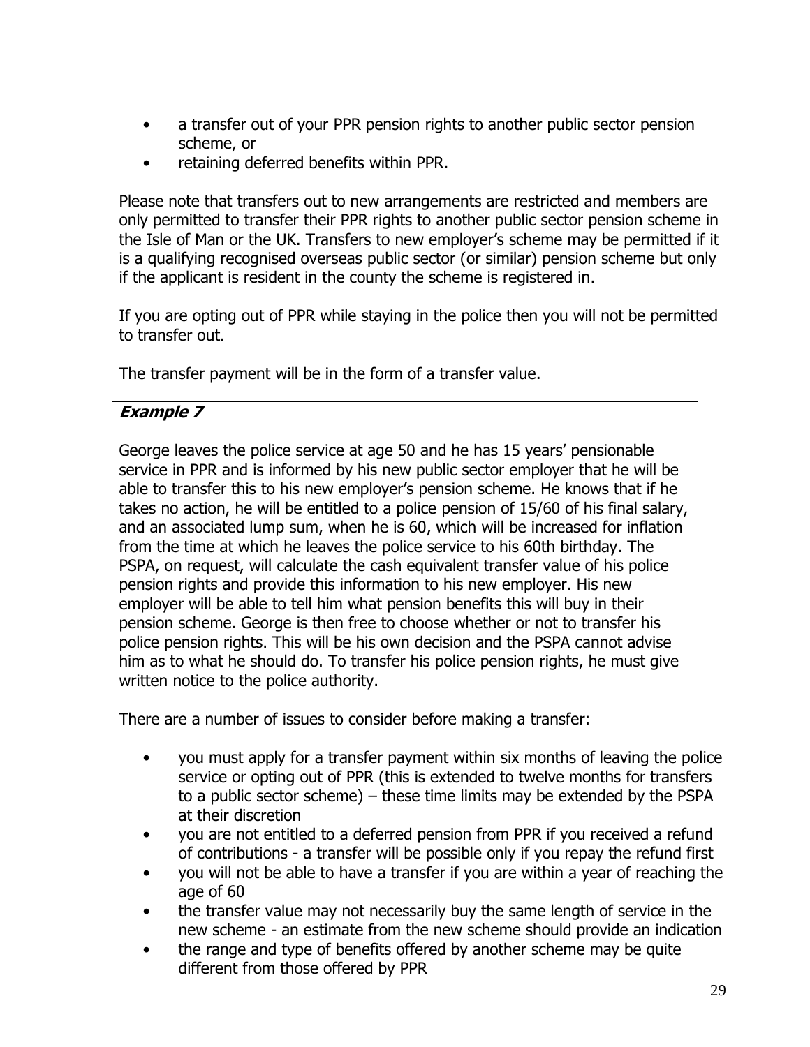- a transfer out of your PPR pension rights to another public sector pension scheme, or
- retaining deferred benefits within PPR.

Please note that transfers out to new arrangements are restricted and members are only permitted to transfer their PPR rights to another public sector pension scheme in the Isle of Man or the UK. Transfers to new employer's scheme may be permitted if it is a qualifying recognised overseas public sector (or similar) pension scheme but only if the applicant is resident in the county the scheme is registered in.

If you are opting out of PPR while staying in the police then you will not be permitted to transfer out.

The transfer payment will be in the form of a transfer value.

> ***Example 7***
>
> George leaves the police service at age 50 and he has 15 years' pensionable service in PPR and is informed by his new public sector employer that he will be able to transfer this to his new employer's pension scheme. He knows that if he takes no action, he will be entitled to a police pension of 15/60 of his final salary, and an associated lump sum, when he is 60, which will be increased for inflation from the time at which he leaves the police service to his 60th birthday. The PSPA, on request, will calculate the cash equivalent transfer value of his police pension rights and provide this information to his new employer. His new employer will be able to tell him what pension benefits this will buy in their pension scheme. George is then free to choose whether or not to transfer his police pension rights. This will be his own decision and the PSPA cannot advise him as to what he should do. To transfer his police pension rights, he must give written notice to the police authority.

There are a number of issues to consider before making a transfer:

- you must apply for a transfer payment within six months of leaving the police service or opting out of PPR (this is extended to twelve months for transfers to a public sector scheme) – these time limits may be extended by the PSPA at their discretion
- you are not entitled to a deferred pension from PPR if you received a refund of contributions - a transfer will be possible only if you repay the refund first
- you will not be able to have a transfer if you are within a year of reaching the age of 60
- the transfer value may not necessarily buy the same length of service in the new scheme - an estimate from the new scheme should provide an indication
- the range and type of benefits offered by another scheme may be quite different from those offered by PPR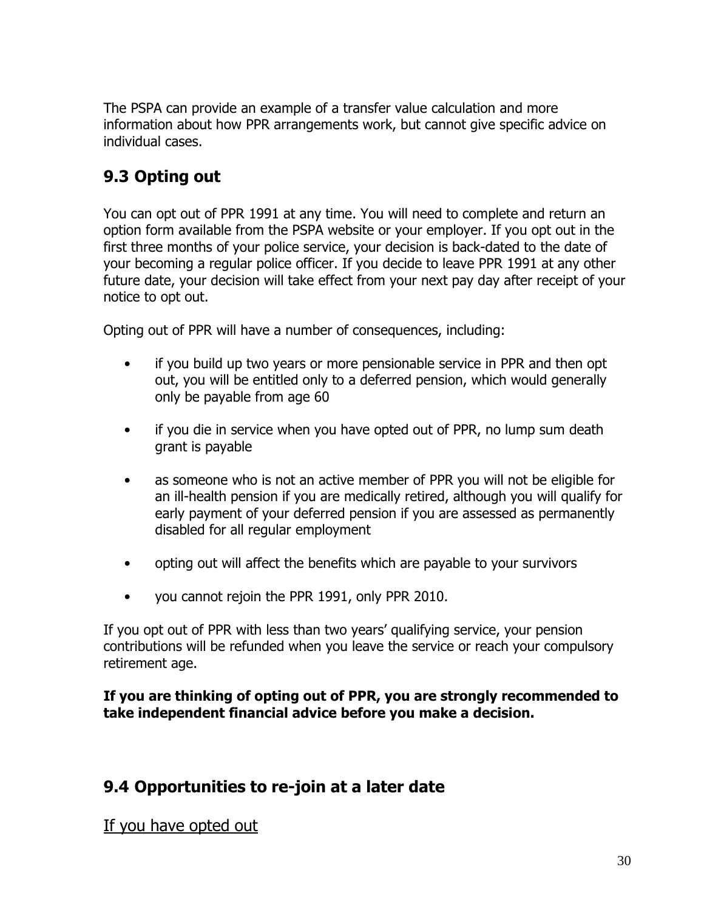The PSPA can provide an example of a transfer value calculation and more information about how PPR arrangements work, but cannot give specific advice on individual cases.

## 9.3 Opting out

You can opt out of PPR 1991 at any time. You will need to complete and return an option form available from the PSPA website or your employer. If you opt out in the first three months of your police service, your decision is back-dated to the date of your becoming a regular police officer. If you decide to leave PPR 1991 at any other future date, your decision will take effect from your next pay day after receipt of your notice to opt out.

Opting out of PPR will have a number of consequences, including:

- if you build up two years or more pensionable service in PPR and then opt out, you will be entitled only to a deferred pension, which would generally only be payable from age 60
- if you die in service when you have opted out of PPR, no lump sum death grant is payable
- as someone who is not an active member of PPR you will not be eligible for an ill-health pension if you are medically retired, although you will qualify for early payment of your deferred pension if you are assessed as permanently disabled for all regular employment
- opting out will affect the benefits which are payable to your survivors
- you cannot rejoin the PPR 1991, only PPR 2010.

If you opt out of PPR with less than two years' qualifying service, your pension contributions will be refunded when you leave the service or reach your compulsory retirement age.

**If you are thinking of opting out of PPR, you are strongly recommended to take independent financial advice before you make a decision.**

## 9.4 Opportunities to re-join at a later date

If you have opted out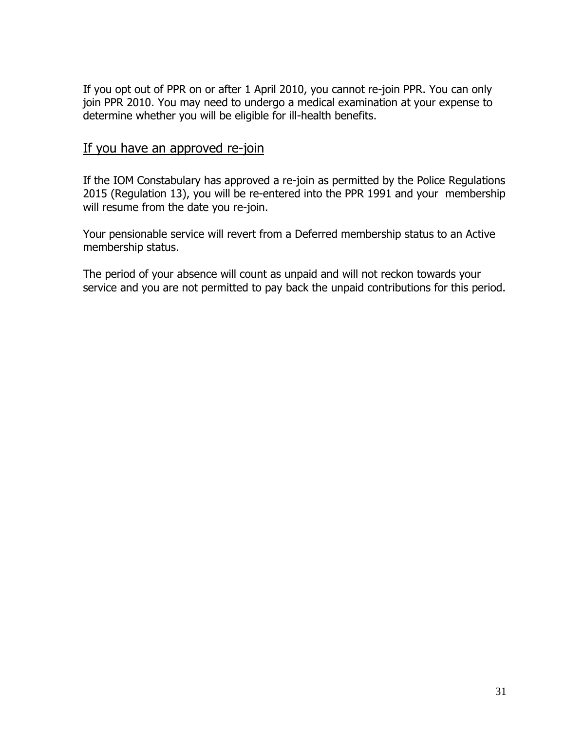If you opt out of PPR on or after 1 April 2010, you cannot re-join PPR. You can only join PPR 2010. You may need to undergo a medical examination at your expense to determine whether you will be eligible for ill-health benefits.

## If you have an approved re-join

If the IOM Constabulary has approved a re-join as permitted by the Police Regulations 2015 (Regulation 13), you will be re-entered into the PPR 1991 and your membership will resume from the date you re-join.

Your pensionable service will revert from a Deferred membership status to an Active membership status.

The period of your absence will count as unpaid and will not reckon towards your service and you are not permitted to pay back the unpaid contributions for this period.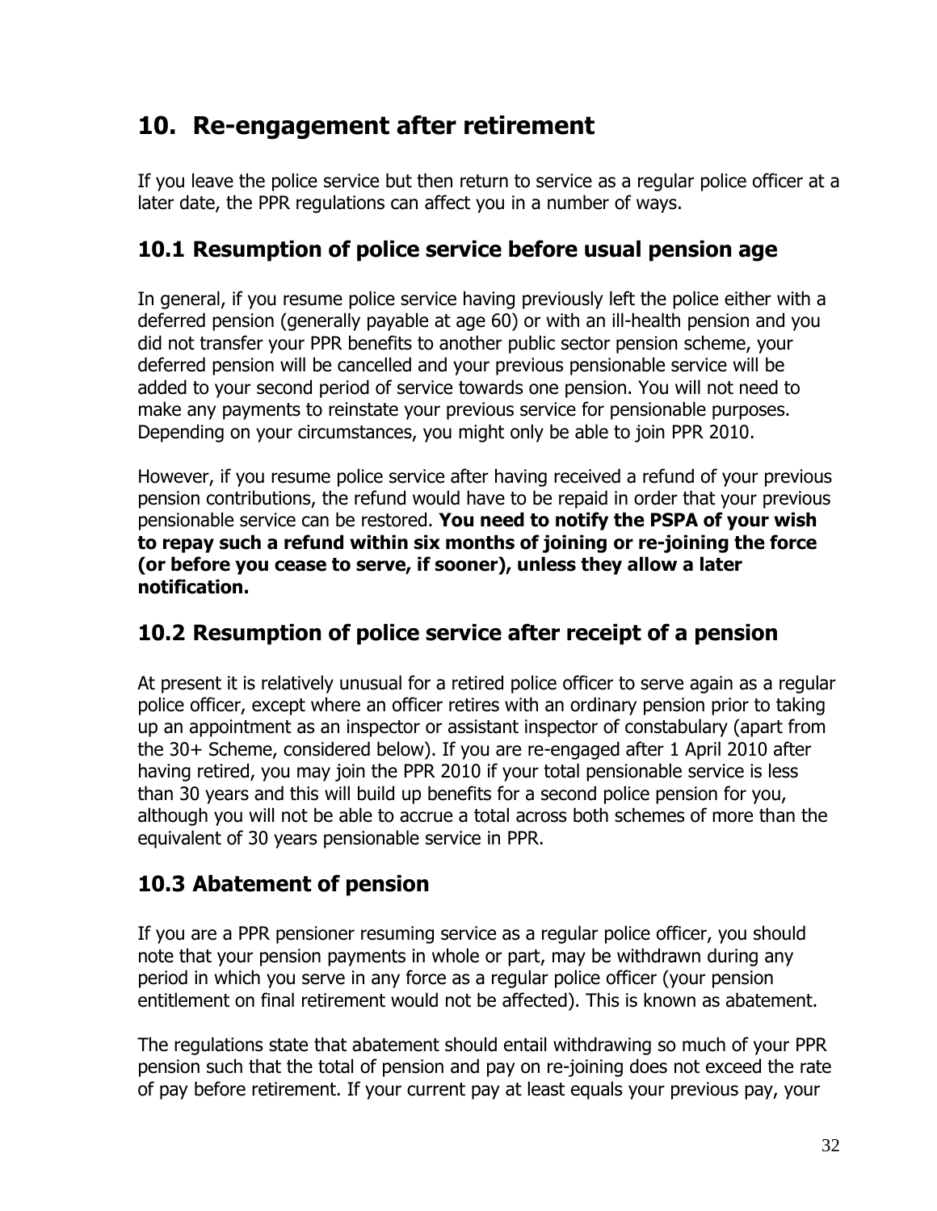# 10. Re-engagement after retirement

If you leave the police service but then return to service as a regular police officer at a later date, the PPR regulations can affect you in a number of ways.

## 10.1 Resumption of police service before usual pension age

In general, if you resume police service having previously left the police either with a deferred pension (generally payable at age 60) or with an ill-health pension and you did not transfer your PPR benefits to another public sector pension scheme, your deferred pension will be cancelled and your previous pensionable service will be added to your second period of service towards one pension. You will not need to make any payments to reinstate your previous service for pensionable purposes. Depending on your circumstances, you might only be able to join PPR 2010.

However, if you resume police service after having received a refund of your previous pension contributions, the refund would have to be repaid in order that your previous pensionable service can be restored. **You need to notify the PSPA of your wish to repay such a refund within six months of joining or re-joining the force (or before you cease to serve, if sooner), unless they allow a later notification.**

## 10.2 Resumption of police service after receipt of a pension

At present it is relatively unusual for a retired police officer to serve again as a regular police officer, except where an officer retires with an ordinary pension prior to taking up an appointment as an inspector or assistant inspector of constabulary (apart from the 30+ Scheme, considered below). If you are re-engaged after 1 April 2010 after having retired, you may join the PPR 2010 if your total pensionable service is less than 30 years and this will build up benefits for a second police pension for you, although you will not be able to accrue a total across both schemes of more than the equivalent of 30 years pensionable service in PPR.

## 10.3 Abatement of pension

If you are a PPR pensioner resuming service as a regular police officer, you should note that your pension payments in whole or part, may be withdrawn during any period in which you serve in any force as a regular police officer (your pension entitlement on final retirement would not be affected). This is known as abatement.

The regulations state that abatement should entail withdrawing so much of your PPR pension such that the total of pension and pay on re-joining does not exceed the rate of pay before retirement. If your current pay at least equals your previous pay, your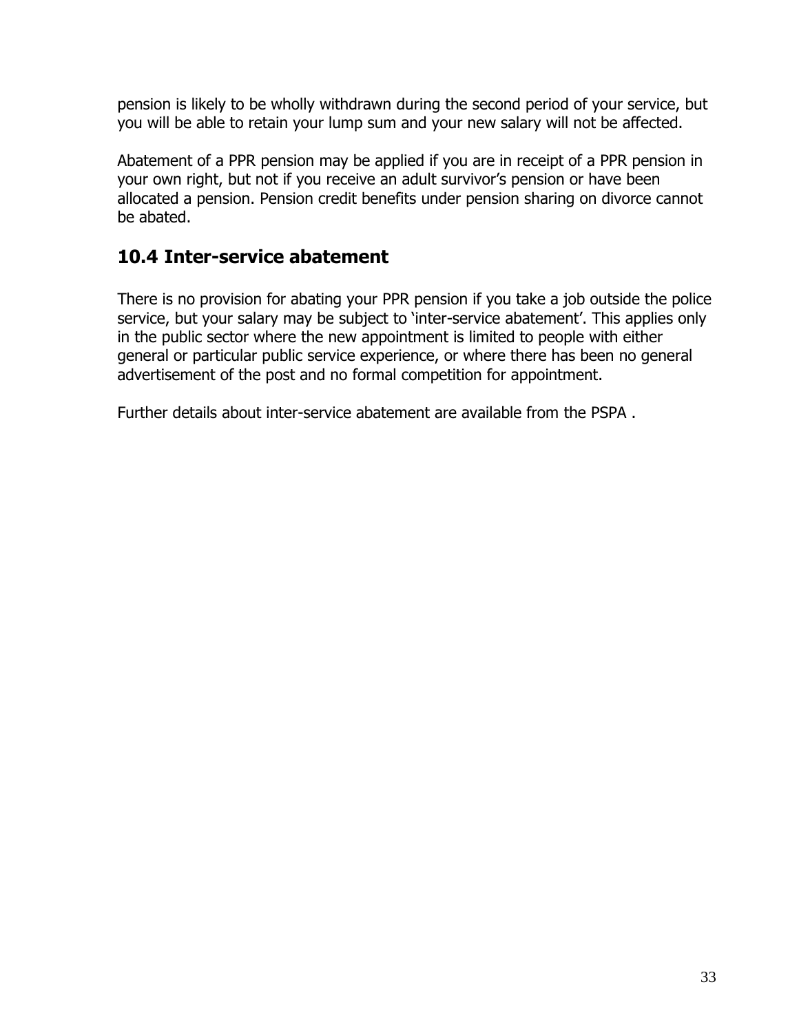pension is likely to be wholly withdrawn during the second period of your service, but you will be able to retain your lump sum and your new salary will not be affected.

Abatement of a PPR pension may be applied if you are in receipt of a PPR pension in your own right, but not if you receive an adult survivor's pension or have been allocated a pension. Pension credit benefits under pension sharing on divorce cannot be abated.

## 10.4 Inter-service abatement

There is no provision for abating your PPR pension if you take a job outside the police service, but your salary may be subject to 'inter-service abatement'. This applies only in the public sector where the new appointment is limited to people with either general or particular public service experience, or where there has been no general advertisement of the post and no formal competition for appointment.

Further details about inter-service abatement are available from the PSPA .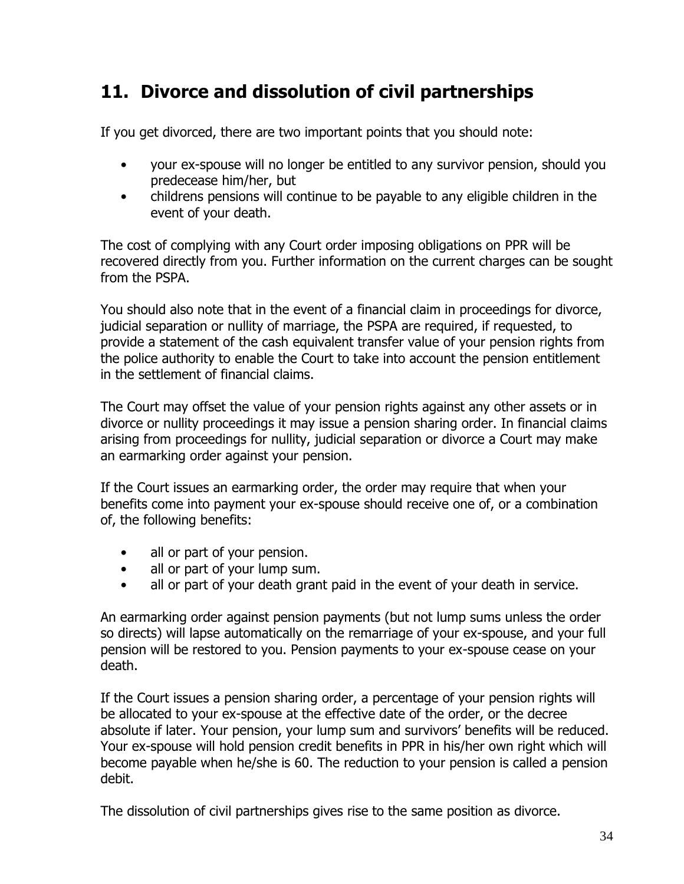## 11. Divorce and dissolution of civil partnerships

If you get divorced, there are two important points that you should note:

- your ex-spouse will no longer be entitled to any survivor pension, should you predecease him/her, but
- childrens pensions will continue to be payable to any eligible children in the event of your death.

The cost of complying with any Court order imposing obligations on PPR will be recovered directly from you. Further information on the current charges can be sought from the PSPA.

You should also note that in the event of a financial claim in proceedings for divorce, judicial separation or nullity of marriage, the PSPA are required, if requested, to provide a statement of the cash equivalent transfer value of your pension rights from the police authority to enable the Court to take into account the pension entitlement in the settlement of financial claims.

The Court may offset the value of your pension rights against any other assets or in divorce or nullity proceedings it may issue a pension sharing order. In financial claims arising from proceedings for nullity, judicial separation or divorce a Court may make an earmarking order against your pension.

If the Court issues an earmarking order, the order may require that when your benefits come into payment your ex-spouse should receive one of, or a combination of, the following benefits:

- all or part of your pension.
- all or part of your lump sum.
- all or part of your death grant paid in the event of your death in service.

An earmarking order against pension payments (but not lump sums unless the order so directs) will lapse automatically on the remarriage of your ex-spouse, and your full pension will be restored to you. Pension payments to your ex-spouse cease on your death.

If the Court issues a pension sharing order, a percentage of your pension rights will be allocated to your ex-spouse at the effective date of the order, or the decree absolute if later. Your pension, your lump sum and survivors' benefits will be reduced. Your ex-spouse will hold pension credit benefits in PPR in his/her own right which will become payable when he/she is 60. The reduction to your pension is called a pension debit.

The dissolution of civil partnerships gives rise to the same position as divorce.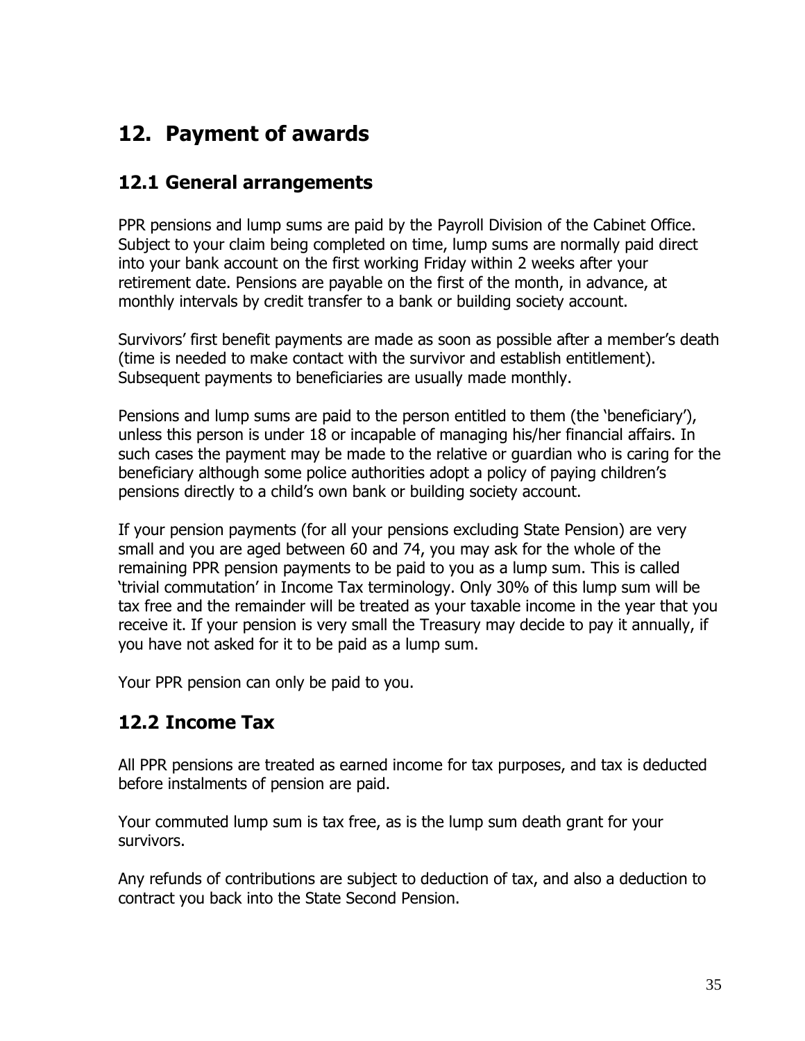# 12. Payment of awards

## 12.1 General arrangements

PPR pensions and lump sums are paid by the Payroll Division of the Cabinet Office. Subject to your claim being completed on time, lump sums are normally paid direct into your bank account on the first working Friday within 2 weeks after your retirement date. Pensions are payable on the first of the month, in advance, at monthly intervals by credit transfer to a bank or building society account.

Survivors' first benefit payments are made as soon as possible after a member's death (time is needed to make contact with the survivor and establish entitlement). Subsequent payments to beneficiaries are usually made monthly.

Pensions and lump sums are paid to the person entitled to them (the 'beneficiary'), unless this person is under 18 or incapable of managing his/her financial affairs. In such cases the payment may be made to the relative or guardian who is caring for the beneficiary although some police authorities adopt a policy of paying children's pensions directly to a child's own bank or building society account.

If your pension payments (for all your pensions excluding State Pension) are very small and you are aged between 60 and 74, you may ask for the whole of the remaining PPR pension payments to be paid to you as a lump sum. This is called 'trivial commutation' in Income Tax terminology. Only 30% of this lump sum will be tax free and the remainder will be treated as your taxable income in the year that you receive it. If your pension is very small the Treasury may decide to pay it annually, if you have not asked for it to be paid as a lump sum.

Your PPR pension can only be paid to you.

## 12.2 Income Tax

All PPR pensions are treated as earned income for tax purposes, and tax is deducted before instalments of pension are paid.

Your commuted lump sum is tax free, as is the lump sum death grant for your survivors.

Any refunds of contributions are subject to deduction of tax, and also a deduction to contract you back into the State Second Pension.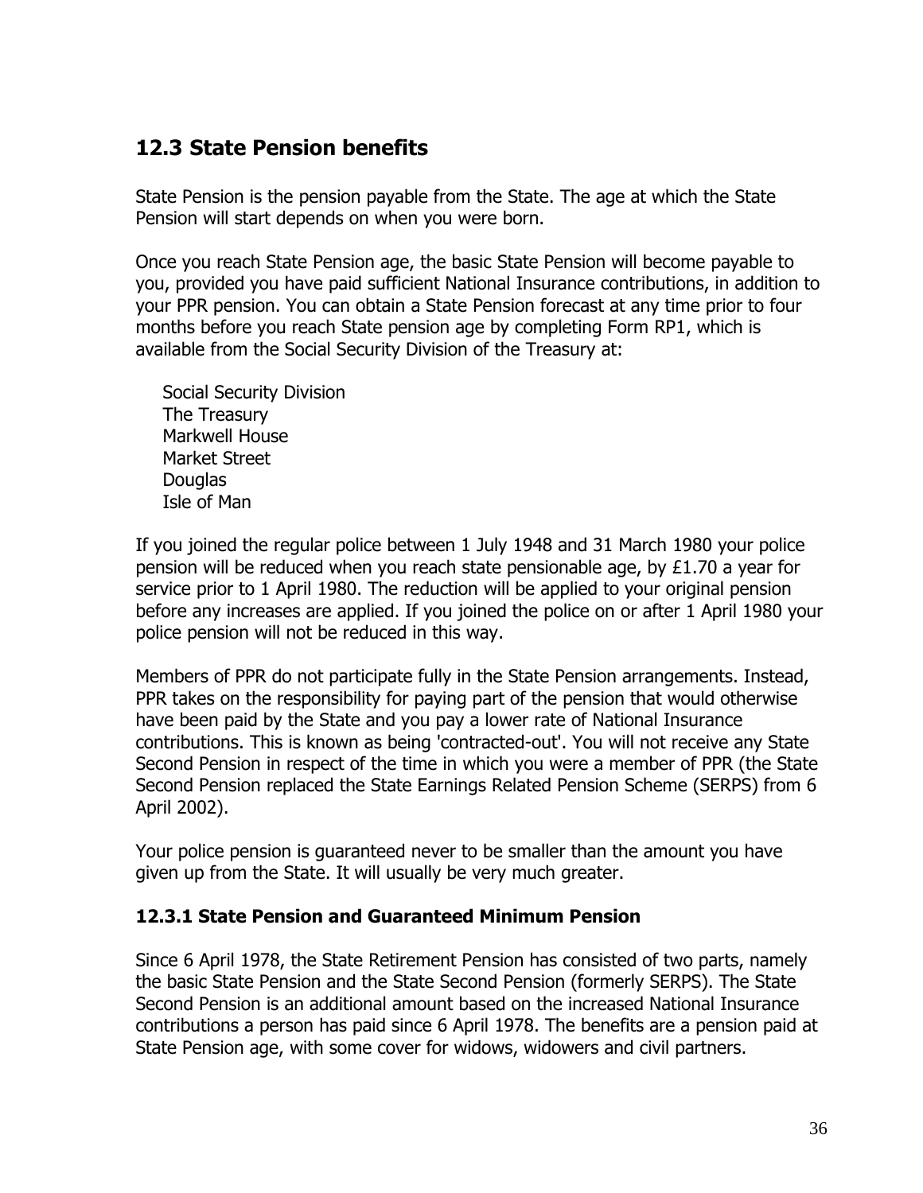## 12.3 State Pension benefits

State Pension is the pension payable from the State. The age at which the State Pension will start depends on when you were born.

Once you reach State Pension age, the basic State Pension will become payable to you, provided you have paid sufficient National Insurance contributions, in addition to your PPR pension. You can obtain a State Pension forecast at any time prior to four months before you reach State pension age by completing Form RP1, which is available from the Social Security Division of the Treasury at:

Social Security Division  
The Treasury  
Markwell House  
Market Street  
Douglas  
Isle of Man

If you joined the regular police between 1 July 1948 and 31 March 1980 your police pension will be reduced when you reach state pensionable age, by £1.70 a year for service prior to 1 April 1980. The reduction will be applied to your original pension before any increases are applied. If you joined the police on or after 1 April 1980 your police pension will not be reduced in this way.

Members of PPR do not participate fully in the State Pension arrangements. Instead, PPR takes on the responsibility for paying part of the pension that would otherwise have been paid by the State and you pay a lower rate of National Insurance contributions. This is known as being 'contracted-out'. You will not receive any State Second Pension in respect of the time in which you were a member of PPR (the State Second Pension replaced the State Earnings Related Pension Scheme (SERPS) from 6 April 2002).

Your police pension is guaranteed never to be smaller than the amount you have given up from the State. It will usually be very much greater.

### 12.3.1 State Pension and Guaranteed Minimum Pension

Since 6 April 1978, the State Retirement Pension has consisted of two parts, namely the basic State Pension and the State Second Pension (formerly SERPS). The State Second Pension is an additional amount based on the increased National Insurance contributions a person has paid since 6 April 1978. The benefits are a pension paid at State Pension age, with some cover for widows, widowers and civil partners.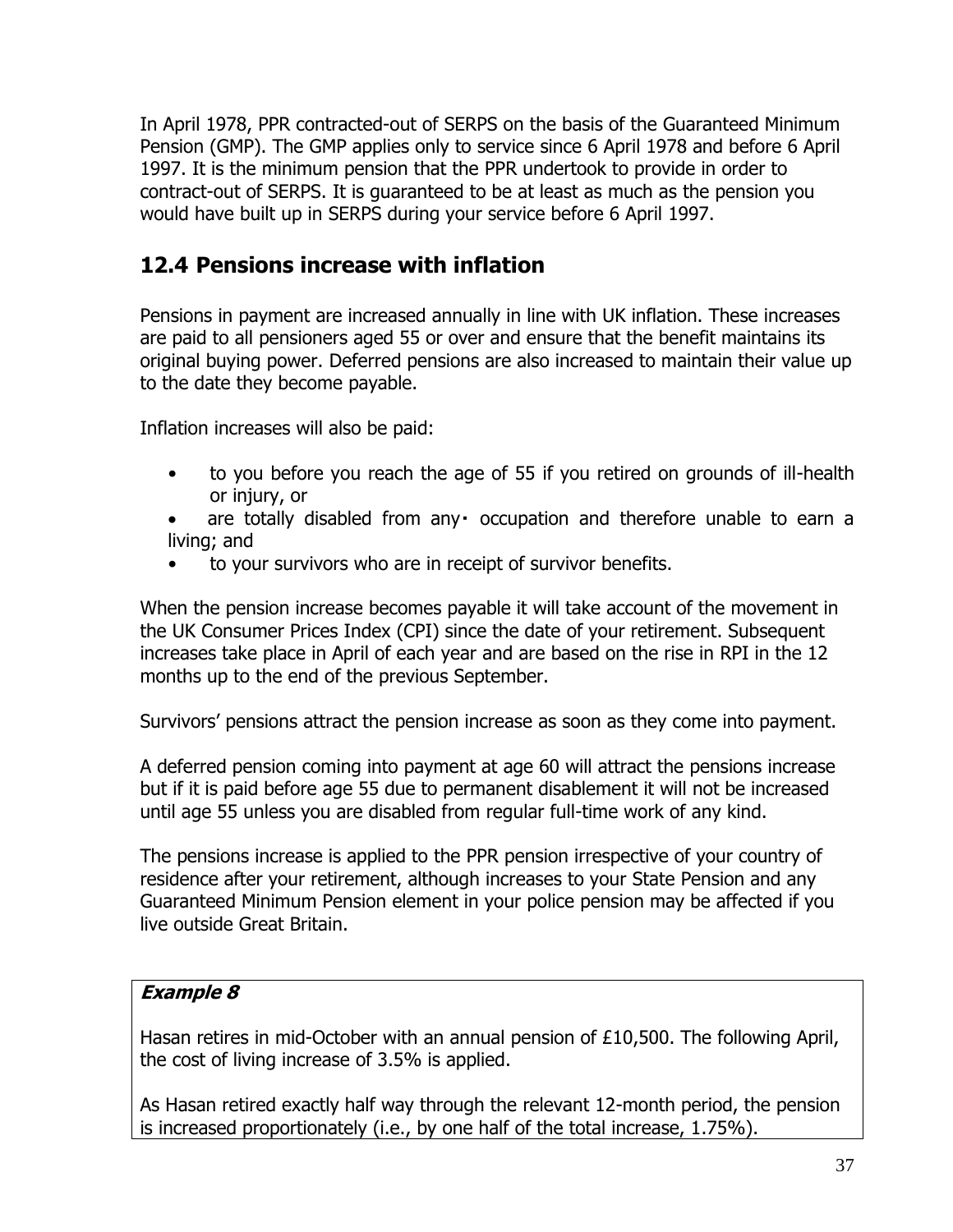In April 1978, PPR contracted-out of SERPS on the basis of the Guaranteed Minimum Pension (GMP). The GMP applies only to service since 6 April 1978 and before 6 April 1997. It is the minimum pension that the PPR undertook to provide in order to contract-out of SERPS. It is guaranteed to be at least as much as the pension you would have built up in SERPS during your service before 6 April 1997.

## 12.4 Pensions increase with inflation

Pensions in payment are increased annually in line with UK inflation. These increases are paid to all pensioners aged 55 or over and ensure that the benefit maintains its original buying power. Deferred pensions are also increased to maintain their value up to the date they become payable.

Inflation increases will also be paid:

- to you before you reach the age of 55 if you retired on grounds of ill-health or injury, or
- are totally disabled from any· occupation and therefore unable to earn a living; and
- to your survivors who are in receipt of survivor benefits.

When the pension increase becomes payable it will take account of the movement in the UK Consumer Prices Index (CPI) since the date of your retirement. Subsequent increases take place in April of each year and are based on the rise in RPI in the 12 months up to the end of the previous September.

Survivors' pensions attract the pension increase as soon as they come into payment.

A deferred pension coming into payment at age 60 will attract the pensions increase but if it is paid before age 55 due to permanent disablement it will not be increased until age 55 unless you are disabled from regular full-time work of any kind.

The pensions increase is applied to the PPR pension irrespective of your country of residence after your retirement, although increases to your State Pension and any Guaranteed Minimum Pension element in your police pension may be affected if you live outside Great Britain.

> ***Example 8***
>
> Hasan retires in mid-October with an annual pension of £10,500. The following April, the cost of living increase of 3.5% is applied.
>
> As Hasan retired exactly half way through the relevant 12-month period, the pension is increased proportionately (i.e., by one half of the total increase, 1.75%).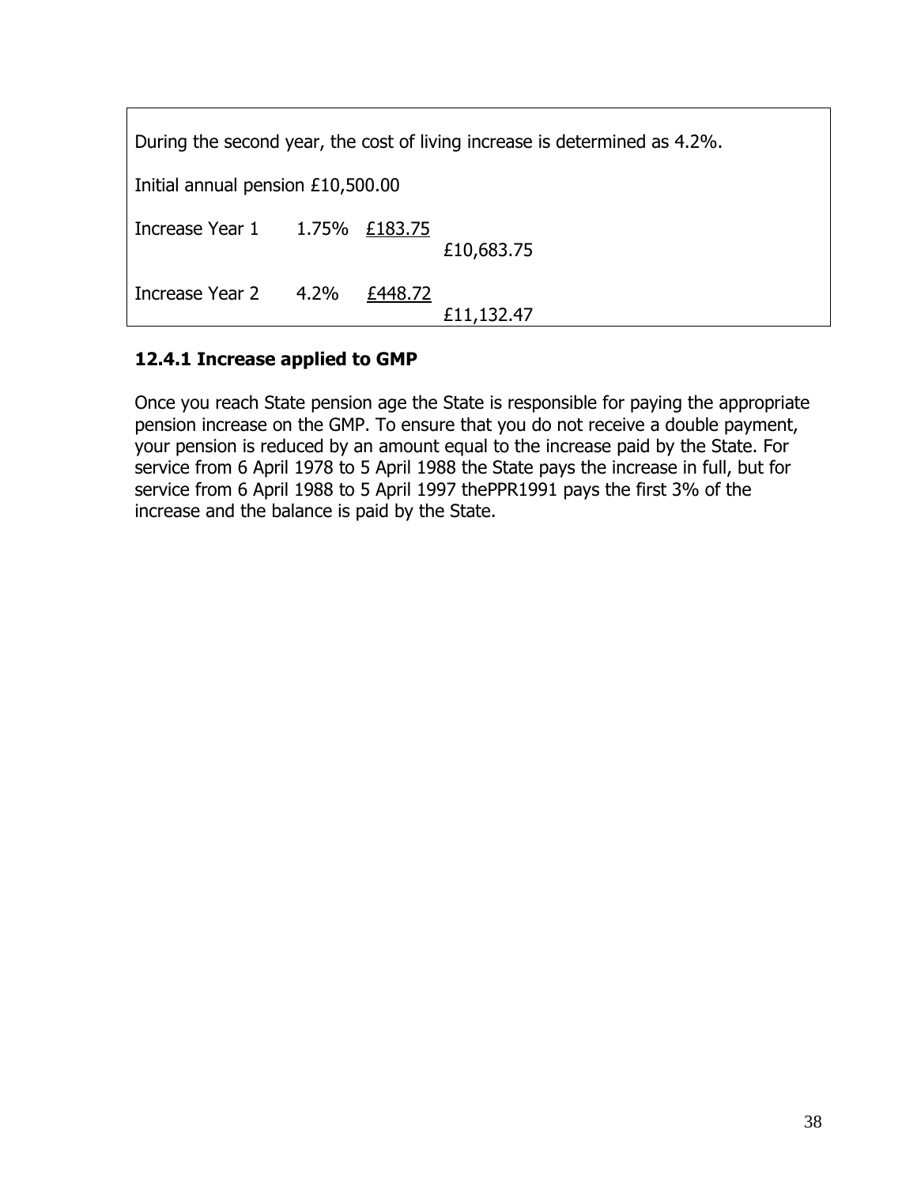During the second year, the cost of living increase is determined as 4.2%.

Initial annual pension £10,500.00

| | | | |
|---|---|---|---|
| Increase Year 1 | 1.75% | £183.75 | £10,683.75 |
| Increase Year 2 | 4.2% | £448.72 | £11,132.47 |

### 12.4.1 Increase applied to GMP

Once you reach State pension age the State is responsible for paying the appropriate pension increase on the GMP. To ensure that you do not receive a double payment, your pension is reduced by an amount equal to the increase paid by the State. For service from 6 April 1978 to 5 April 1988 the State pays the increase in full, but for service from 6 April 1988 to 5 April 1997 thePPR1991 pays the first 3% of the increase and the balance is paid by the State.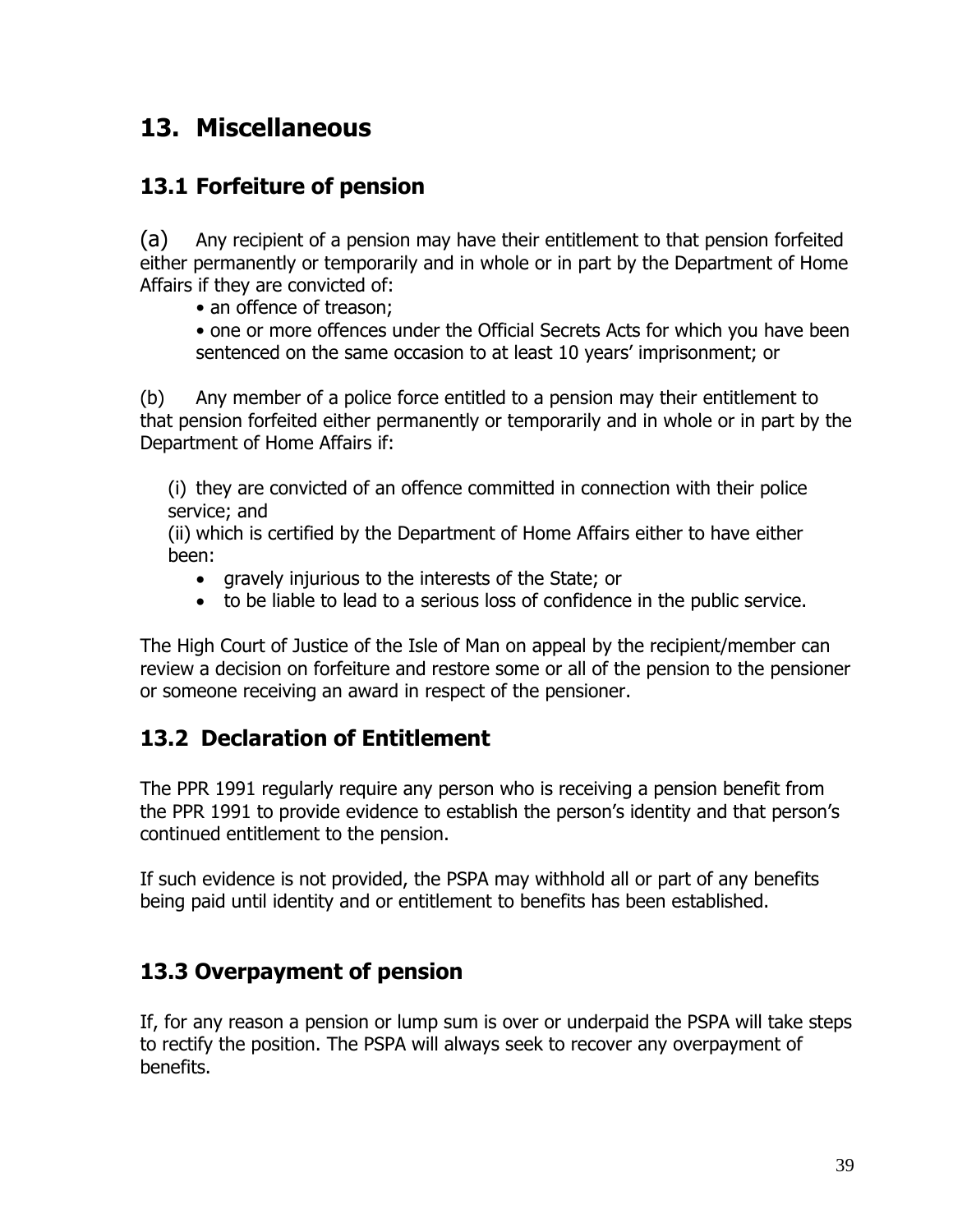## 13. Miscellaneous

### 13.1 Forfeiture of pension

(a) Any recipient of a pension may have their entitlement to that pension forfeited either permanently or temporarily and in whole or in part by the Department of Home Affairs if they are convicted of:

- an offence of treason;
- one or more offences under the Official Secrets Acts for which you have been sentenced on the same occasion to at least 10 years' imprisonment; or

(b) Any member of a police force entitled to a pension may their entitlement to that pension forfeited either permanently or temporarily and in whole or in part by the Department of Home Affairs if:

(i) they are convicted of an offence committed in connection with their police service; and
(ii) which is certified by the Department of Home Affairs either to have either been:

- gravely injurious to the interests of the State; or
- to be liable to lead to a serious loss of confidence in the public service.

The High Court of Justice of the Isle of Man on appeal by the recipient/member can review a decision on forfeiture and restore some or all of the pension to the pensioner or someone receiving an award in respect of the pensioner.

### 13.2 Declaration of Entitlement

The PPR 1991 regularly require any person who is receiving a pension benefit from the PPR 1991 to provide evidence to establish the person's identity and that person's continued entitlement to the pension.

If such evidence is not provided, the PSPA may withhold all or part of any benefits being paid until identity and or entitlement to benefits has been established.

### 13.3 Overpayment of pension

If, for any reason a pension or lump sum is over or underpaid the PSPA will take steps to rectify the position. The PSPA will always seek to recover any overpayment of benefits.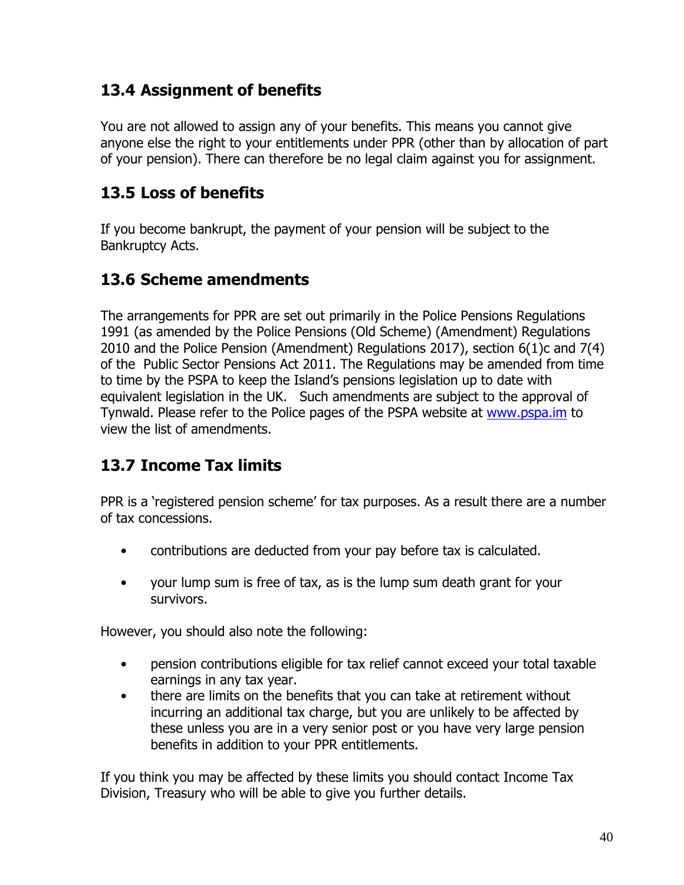## 13.4 Assignment of benefits

You are not allowed to assign any of your benefits. This means you cannot give anyone else the right to your entitlements under PPR (other than by allocation of part of your pension). There can therefore be no legal claim against you for assignment.

## 13.5 Loss of benefits

If you become bankrupt, the payment of your pension will be subject to the Bankruptcy Acts.

## 13.6 Scheme amendments

The arrangements for PPR are set out primarily in the Police Pensions Regulations 1991 (as amended by the Police Pensions (Old Scheme) (Amendment) Regulations 2010 and the Police Pension (Amendment) Regulations 2017), section 6(1)c and 7(4) of the Public Sector Pensions Act 2011. The Regulations may be amended from time to time by the PSPA to keep the Island's pensions legislation up to date with equivalent legislation in the UK. Such amendments are subject to the approval of Tynwald. Please refer to the Police pages of the PSPA website at www.pspa.im to view the list of amendments.

## 13.7 Income Tax limits

PPR is a 'registered pension scheme' for tax purposes. As a result there are a number of tax concessions.

- contributions are deducted from your pay before tax is calculated.
- your lump sum is free of tax, as is the lump sum death grant for your survivors.

However, you should also note the following:

- pension contributions eligible for tax relief cannot exceed your total taxable earnings in any tax year.
- there are limits on the benefits that you can take at retirement without incurring an additional tax charge, but you are unlikely to be affected by these unless you are in a very senior post or you have very large pension benefits in addition to your PPR entitlements.

If you think you may be affected by these limits you should contact Income Tax Division, Treasury who will be able to give you further details.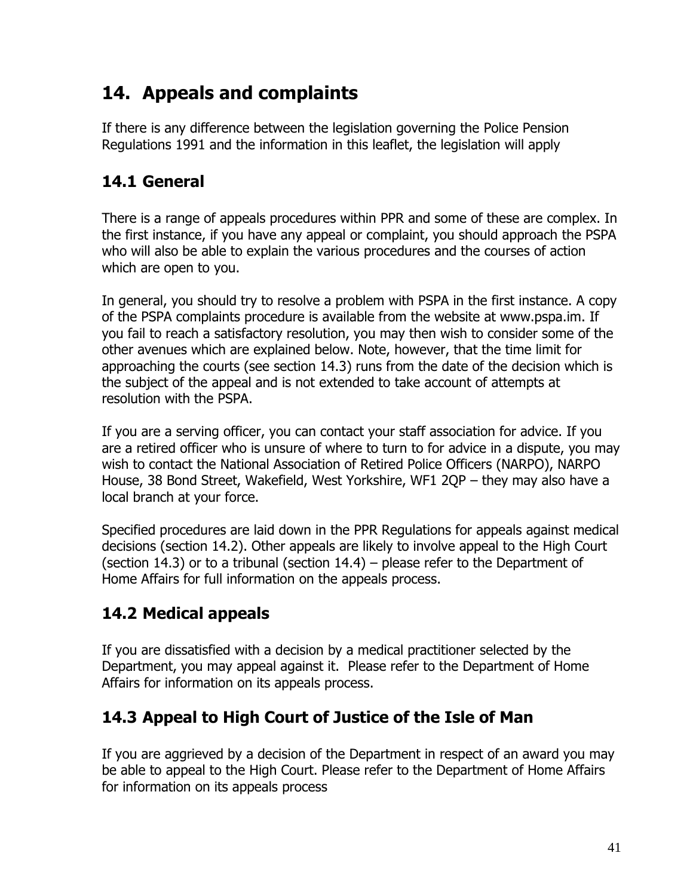# 14. Appeals and complaints

If there is any difference between the legislation governing the Police Pension Regulations 1991 and the information in this leaflet, the legislation will apply

## 14.1 General

There is a range of appeals procedures within PPR and some of these are complex. In the first instance, if you have any appeal or complaint, you should approach the PSPA who will also be able to explain the various procedures and the courses of action which are open to you.

In general, you should try to resolve a problem with PSPA in the first instance. A copy of the PSPA complaints procedure is available from the website at www.pspa.im. If you fail to reach a satisfactory resolution, you may then wish to consider some of the other avenues which are explained below. Note, however, that the time limit for approaching the courts (see section 14.3) runs from the date of the decision which is the subject of the appeal and is not extended to take account of attempts at resolution with the PSPA.

If you are a serving officer, you can contact your staff association for advice. If you are a retired officer who is unsure of where to turn to for advice in a dispute, you may wish to contact the National Association of Retired Police Officers (NARPO), NARPO House, 38 Bond Street, Wakefield, West Yorkshire, WF1 2QP – they may also have a local branch at your force.

Specified procedures are laid down in the PPR Regulations for appeals against medical decisions (section 14.2). Other appeals are likely to involve appeal to the High Court (section 14.3) or to a tribunal (section 14.4) – please refer to the Department of Home Affairs for full information on the appeals process.

## 14.2 Medical appeals

If you are dissatisfied with a decision by a medical practitioner selected by the Department, you may appeal against it. Please refer to the Department of Home Affairs for information on its appeals process.

## 14.3 Appeal to High Court of Justice of the Isle of Man

If you are aggrieved by a decision of the Department in respect of an award you may be able to appeal to the High Court. Please refer to the Department of Home Affairs for information on its appeals process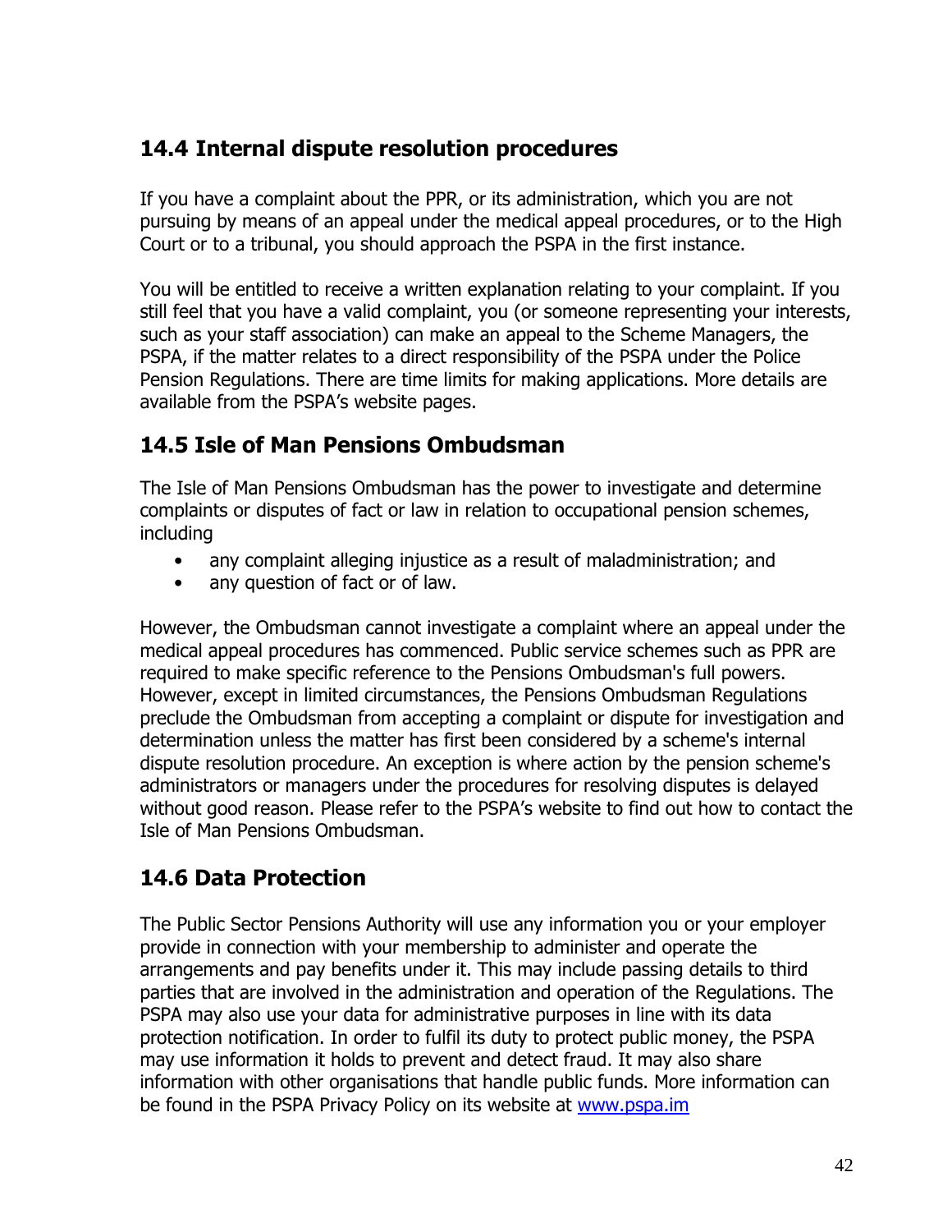## 14.4 Internal dispute resolution procedures

If you have a complaint about the PPR, or its administration, which you are not pursuing by means of an appeal under the medical appeal procedures, or to the High Court or to a tribunal, you should approach the PSPA in the first instance.

You will be entitled to receive a written explanation relating to your complaint. If you still feel that you have a valid complaint, you (or someone representing your interests, such as your staff association) can make an appeal to the Scheme Managers, the PSPA, if the matter relates to a direct responsibility of the PSPA under the Police Pension Regulations. There are time limits for making applications. More details are available from the PSPA's website pages.

## 14.5 Isle of Man Pensions Ombudsman

The Isle of Man Pensions Ombudsman has the power to investigate and determine complaints or disputes of fact or law in relation to occupational pension schemes, including

- any complaint alleging injustice as a result of maladministration; and
- any question of fact or of law.

However, the Ombudsman cannot investigate a complaint where an appeal under the medical appeal procedures has commenced. Public service schemes such as PPR are required to make specific reference to the Pensions Ombudsman's full powers. However, except in limited circumstances, the Pensions Ombudsman Regulations preclude the Ombudsman from accepting a complaint or dispute for investigation and determination unless the matter has first been considered by a scheme's internal dispute resolution procedure. An exception is where action by the pension scheme's administrators or managers under the procedures for resolving disputes is delayed without good reason. Please refer to the PSPA's website to find out how to contact the Isle of Man Pensions Ombudsman.

## 14.6 Data Protection

The Public Sector Pensions Authority will use any information you or your employer provide in connection with your membership to administer and operate the arrangements and pay benefits under it. This may include passing details to third parties that are involved in the administration and operation of the Regulations. The PSPA may also use your data for administrative purposes in line with its data protection notification. In order to fulfil its duty to protect public money, the PSPA may use information it holds to prevent and detect fraud. It may also share information with other organisations that handle public funds. More information can be found in the PSPA Privacy Policy on its website at [www.pspa.im](http://www.pspa.im)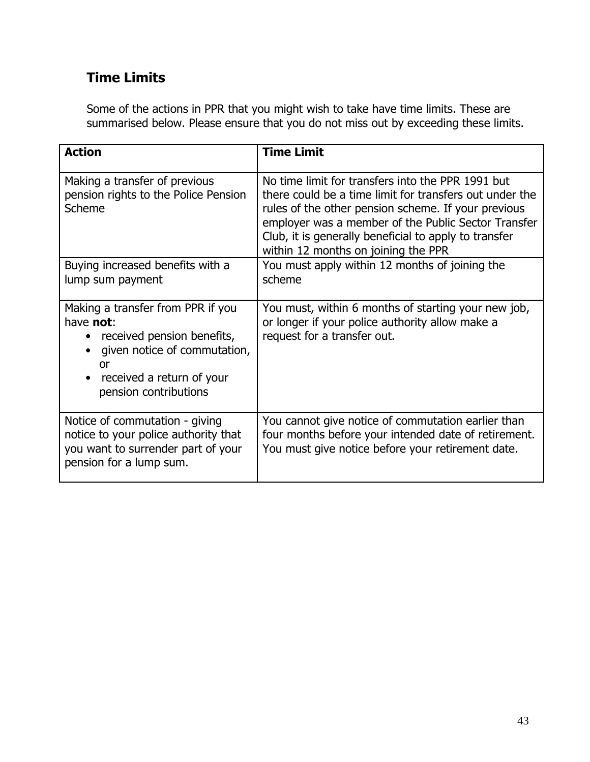## Time Limits

Some of the actions in PPR that you might wish to take have time limits. These are summarised below. Please ensure that you do not miss out by exceeding these limits.

| **Action** | **Time Limit** |
| --- | --- |
| Making a transfer of previous pension rights to the Police Pension Scheme | No time limit for transfers into the PPR 1991 but there could be a time limit for transfers out under the rules of the other pension scheme. If your previous employer was a member of the Public Sector Transfer Club, it is generally beneficial to apply to transfer within 12 months on joining the PPR |
| Buying increased benefits with a lump sum payment | You must apply within 12 months of joining the scheme |
| Making a transfer from PPR if you have **not**: <br>• received pension benefits, <br>• given notice of commutation, or <br>• received a return of your pension contributions | You must, within 6 months of starting your new job, or longer if your police authority allow make a request for a transfer out. |
| Notice of commutation - giving notice to your police authority that you want to surrender part of your pension for a lump sum. | You cannot give notice of commutation earlier than four months before your intended date of retirement. You must give notice before your retirement date. |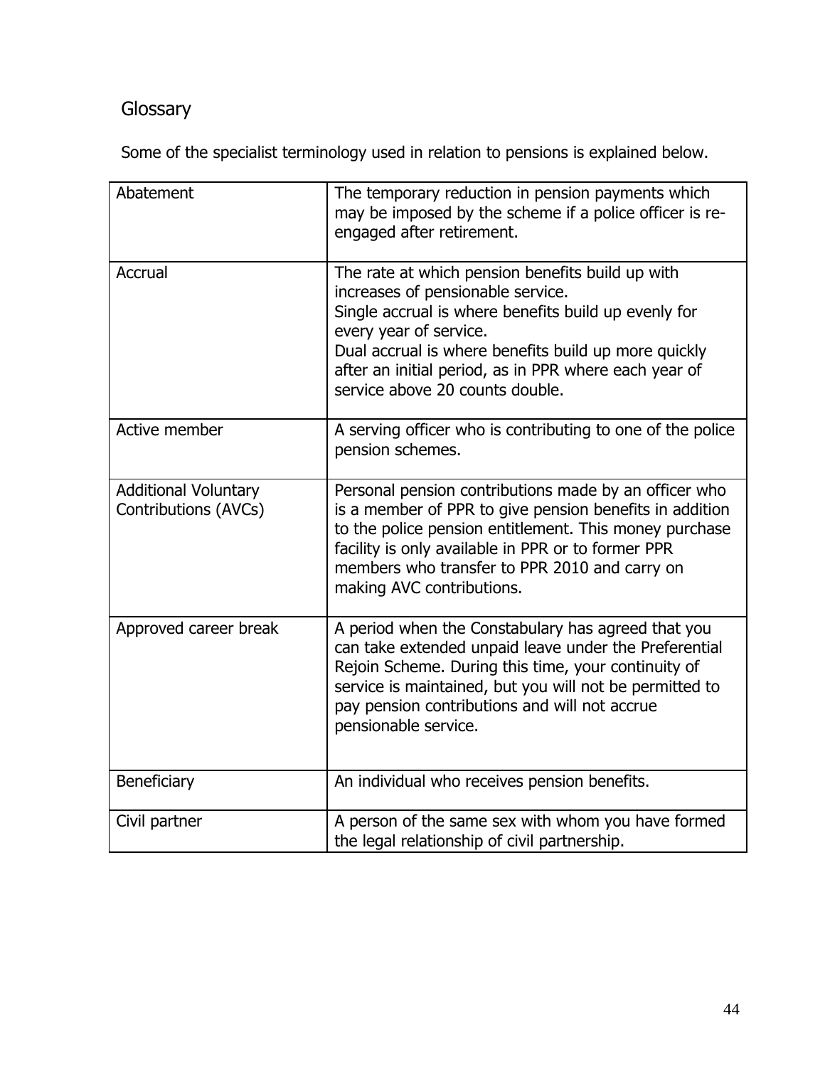## Glossary

Some of the specialist terminology used in relation to pensions is explained below.

| | |
|---|---|
| Abatement | The temporary reduction in pension payments which may be imposed by the scheme if a police officer is re-engaged after retirement. |
| Accrual | The rate at which pension benefits build up with increases of pensionable service.<br>Single accrual is where benefits build up evenly for every year of service.<br>Dual accrual is where benefits build up more quickly after an initial period, as in PPR where each year of service above 20 counts double. |
| Active member | A serving officer who is contributing to one of the police pension schemes. |
| Additional Voluntary Contributions (AVCs) | Personal pension contributions made by an officer who is a member of PPR to give pension benefits in addition to the police pension entitlement. This money purchase facility is only available in PPR or to former PPR members who transfer to PPR 2010 and carry on making AVC contributions. |
| Approved career break | A period when the Constabulary has agreed that you can take extended unpaid leave under the Preferential Rejoin Scheme. During this time, your continuity of service is maintained, but you will not be permitted to pay pension contributions and will not accrue pensionable service. |
| Beneficiary | An individual who receives pension benefits. |
| Civil partner | A person of the same sex with whom you have formed the legal relationship of civil partnership. |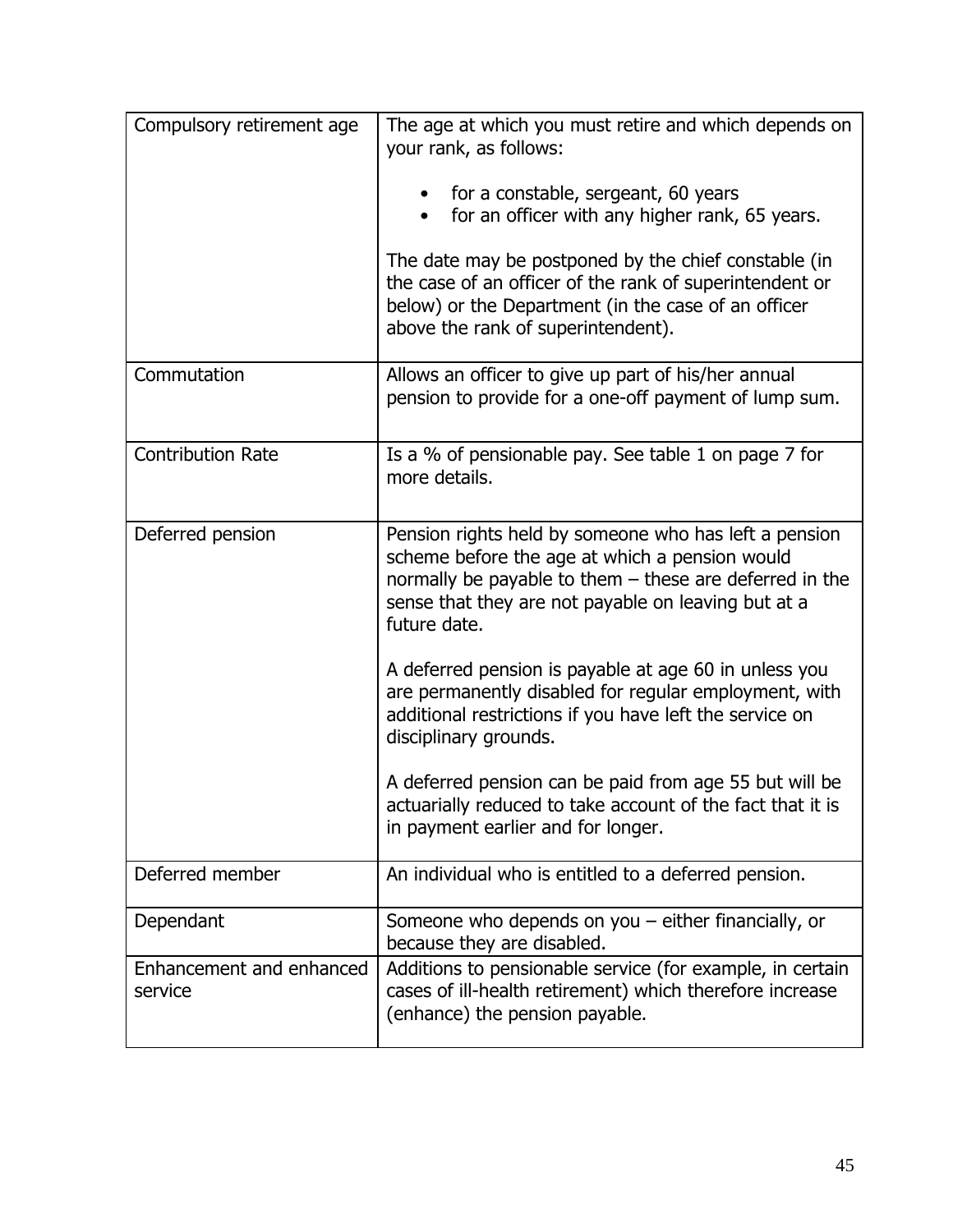| | |
|---|---|
| Compulsory retirement age | The age at which you must retire and which depends on your rank, as follows:<br><br>• for a constable, sergeant, 60 years<br>• for an officer with any higher rank, 65 years.<br><br>The date may be postponed by the chief constable (in the case of an officer of the rank of superintendent or below) or the Department (in the case of an officer above the rank of superintendent). |
| Commutation | Allows an officer to give up part of his/her annual pension to provide for a one-off payment of lump sum. |
| Contribution Rate | Is a % of pensionable pay. See table 1 on page 7 for more details. |
| Deferred pension | Pension rights held by someone who has left a pension scheme before the age at which a pension would normally be payable to them – these are deferred in the sense that they are not payable on leaving but at a future date.<br><br>A deferred pension is payable at age 60 in unless you are permanently disabled for regular employment, with additional restrictions if you have left the service on disciplinary grounds.<br><br>A deferred pension can be paid from age 55 but will be actuarially reduced to take account of the fact that it is in payment earlier and for longer. |
| Deferred member | An individual who is entitled to a deferred pension. |
| Dependant | Someone who depends on you – either financially, or because they are disabled. |
| Enhancement and enhanced service | Additions to pensionable service (for example, in certain cases of ill-health retirement) which therefore increase (enhance) the pension payable. |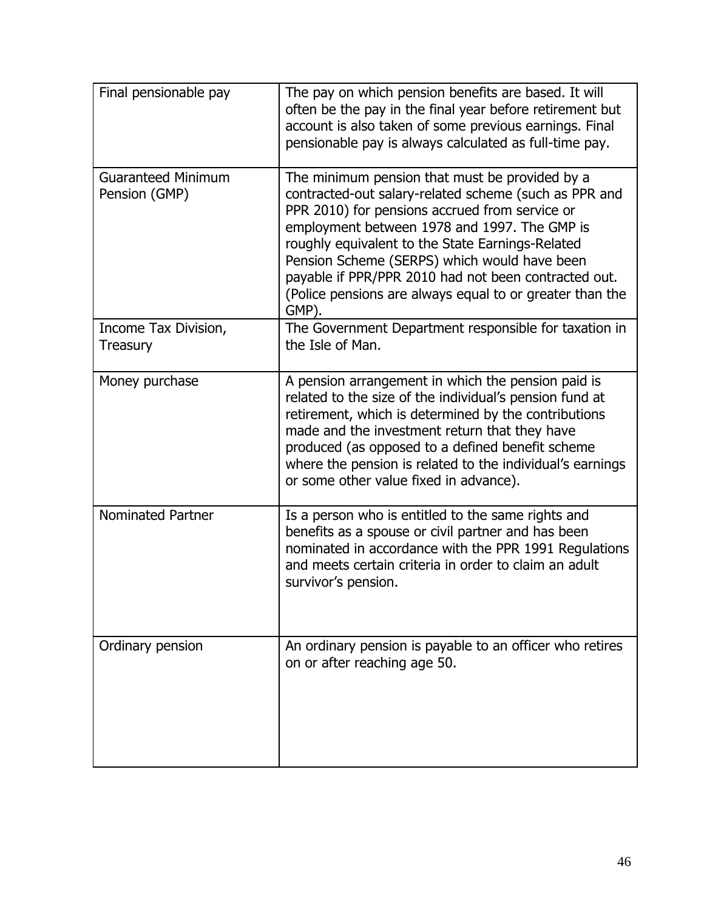| | |
|---|---|
| Final pensionable pay | The pay on which pension benefits are based. It will often be the pay in the final year before retirement but account is also taken of some previous earnings. Final pensionable pay is always calculated as full-time pay. |
| Guaranteed Minimum Pension (GMP) | The minimum pension that must be provided by a contracted-out salary-related scheme (such as PPR and PPR 2010) for pensions accrued from service or employment between 1978 and 1997. The GMP is roughly equivalent to the State Earnings-Related Pension Scheme (SERPS) which would have been payable if PPR/PPR 2010 had not been contracted out. (Police pensions are always equal to or greater than the GMP). |
| Income Tax Division, Treasury | The Government Department responsible for taxation in the Isle of Man. |
| Money purchase | A pension arrangement in which the pension paid is related to the size of the individual's pension fund at retirement, which is determined by the contributions made and the investment return that they have produced (as opposed to a defined benefit scheme where the pension is related to the individual's earnings or some other value fixed in advance). |
| Nominated Partner | Is a person who is entitled to the same rights and benefits as a spouse or civil partner and has been nominated in accordance with the PPR 1991 Regulations and meets certain criteria in order to claim an adult survivor's pension. |
| Ordinary pension | An ordinary pension is payable to an officer who retires on or after reaching age 50. |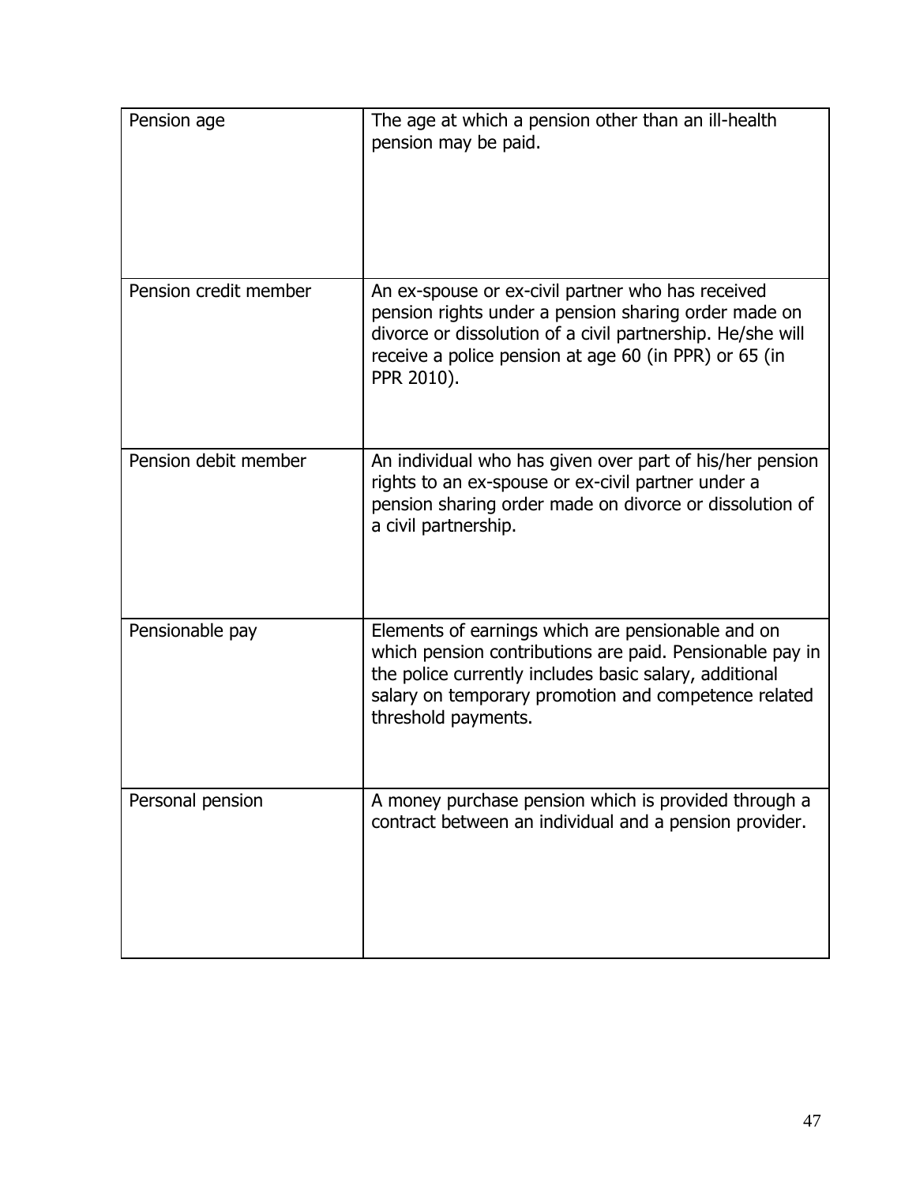| | |
|---|---|
| Pension age | The age at which a pension other than an ill-health pension may be paid. |
| Pension credit member | An ex-spouse or ex-civil partner who has received pension rights under a pension sharing order made on divorce or dissolution of a civil partnership. He/she will receive a police pension at age 60 (in PPR) or 65 (in PPR 2010). |
| Pension debit member | An individual who has given over part of his/her pension rights to an ex-spouse or ex-civil partner under a pension sharing order made on divorce or dissolution of a civil partnership. |
| Pensionable pay | Elements of earnings which are pensionable and on which pension contributions are paid. Pensionable pay in the police currently includes basic salary, additional salary on temporary promotion and competence related threshold payments. |
| Personal pension | A money purchase pension which is provided through a contract between an individual and a pension provider. |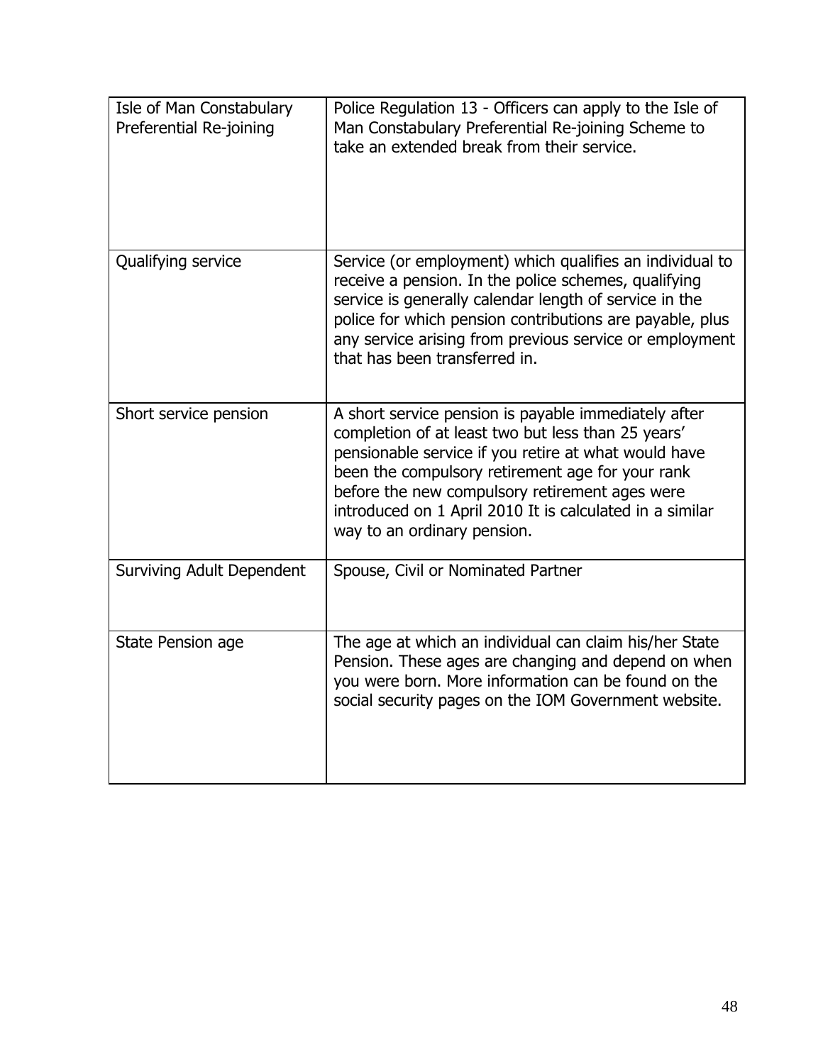| | |
|---|---|
| Isle of Man Constabulary Preferential Re-joining | Police Regulation 13 - Officers can apply to the Isle of Man Constabulary Preferential Re-joining Scheme to take an extended break from their service. |
| Qualifying service | Service (or employment) which qualifies an individual to receive a pension. In the police schemes, qualifying service is generally calendar length of service in the police for which pension contributions are payable, plus any service arising from previous service or employment that has been transferred in. |
| Short service pension | A short service pension is payable immediately after completion of at least two but less than 25 years' pensionable service if you retire at what would have been the compulsory retirement age for your rank before the new compulsory retirement ages were introduced on 1 April 2010 It is calculated in a similar way to an ordinary pension. |
| Surviving Adult Dependent | Spouse, Civil or Nominated Partner |
| State Pension age | The age at which an individual can claim his/her State Pension. These ages are changing and depend on when you were born. More information can be found on the social security pages on the IOM Government website. |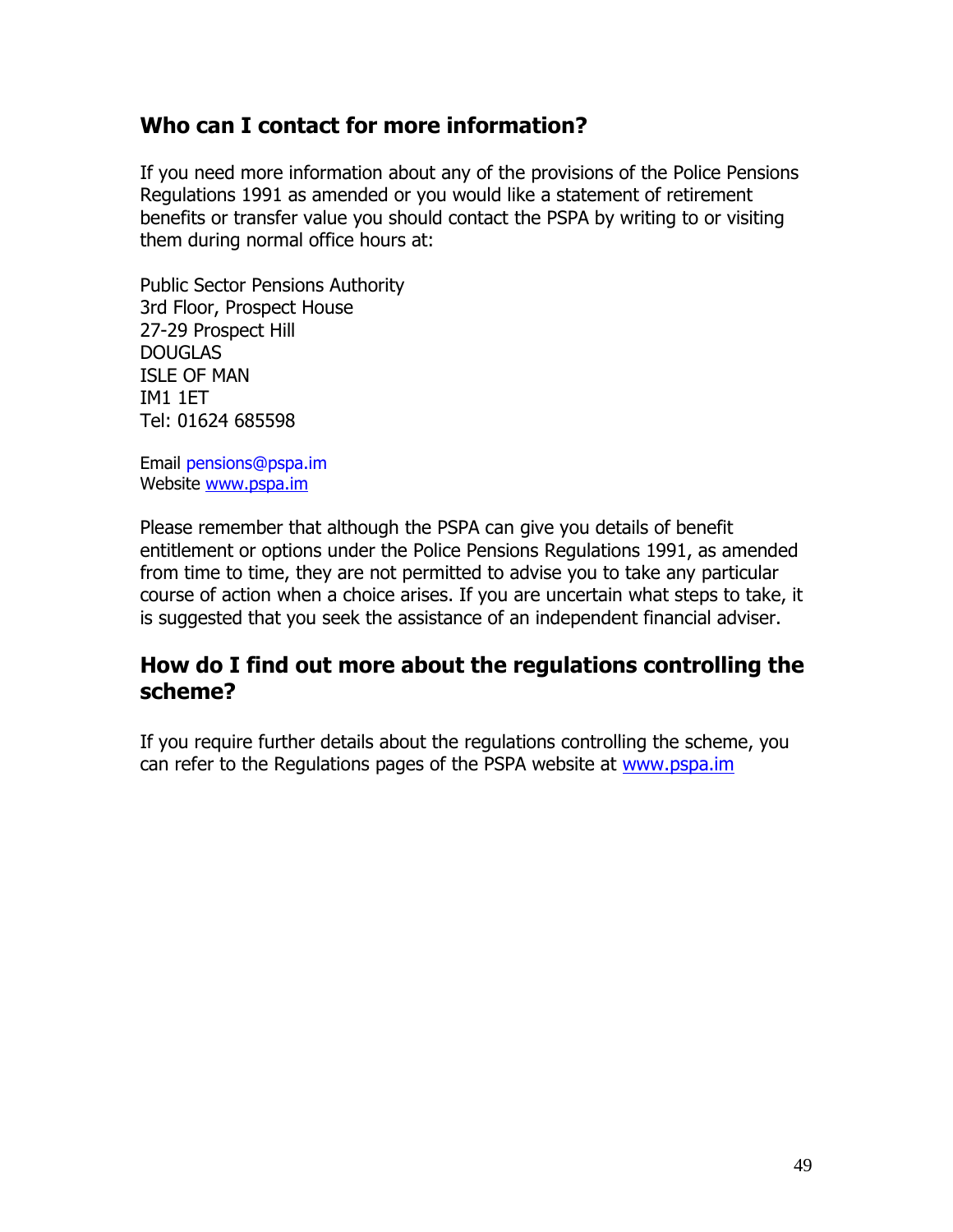## Who can I contact for more information?

If you need more information about any of the provisions of the Police Pensions Regulations 1991 as amended or you would like a statement of retirement benefits or transfer value you should contact the PSPA by writing to or visiting them during normal office hours at:

Public Sector Pensions Authority
3rd Floor, Prospect House
27-29 Prospect Hill
DOUGLAS
ISLE OF MAN
IM1 1ET
Tel: 01624 685598

Email pensions@pspa.im
Website www.pspa.im

Please remember that although the PSPA can give you details of benefit entitlement or options under the Police Pensions Regulations 1991, as amended from time to time, they are not permitted to advise you to take any particular course of action when a choice arises. If you are uncertain what steps to take, it is suggested that you seek the assistance of an independent financial adviser.

## How do I find out more about the regulations controlling the scheme?

If you require further details about the regulations controlling the scheme, you can refer to the Regulations pages of the PSPA website at www.pspa.im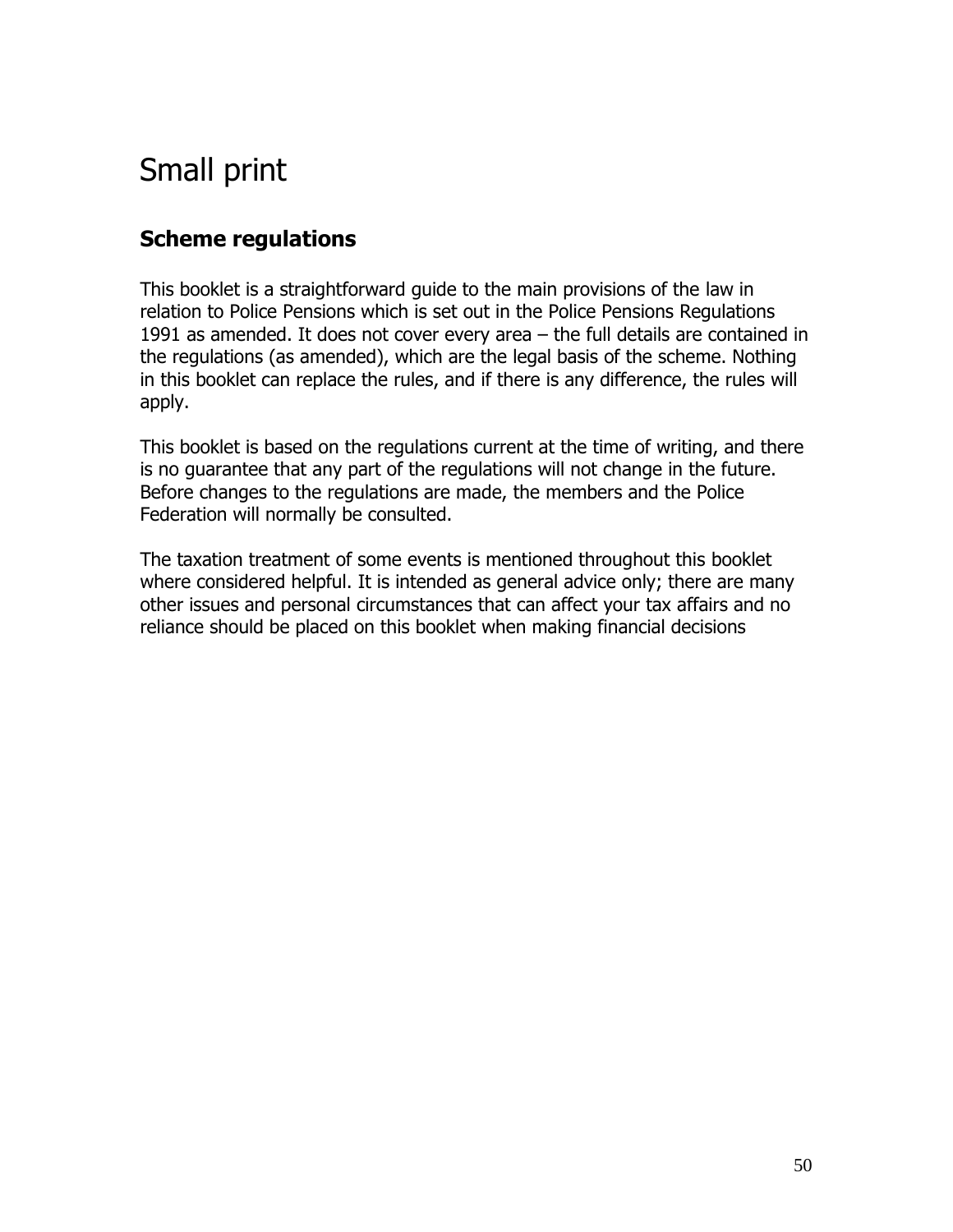# Small print

## Scheme regulations

This booklet is a straightforward guide to the main provisions of the law in relation to Police Pensions which is set out in the Police Pensions Regulations 1991 as amended. It does not cover every area – the full details are contained in the regulations (as amended), which are the legal basis of the scheme. Nothing in this booklet can replace the rules, and if there is any difference, the rules will apply.

This booklet is based on the regulations current at the time of writing, and there is no guarantee that any part of the regulations will not change in the future. Before changes to the regulations are made, the members and the Police Federation will normally be consulted.

The taxation treatment of some events is mentioned throughout this booklet where considered helpful. It is intended as general advice only; there are many other issues and personal circumstances that can affect your tax affairs and no reliance should be placed on this booklet when making financial decisions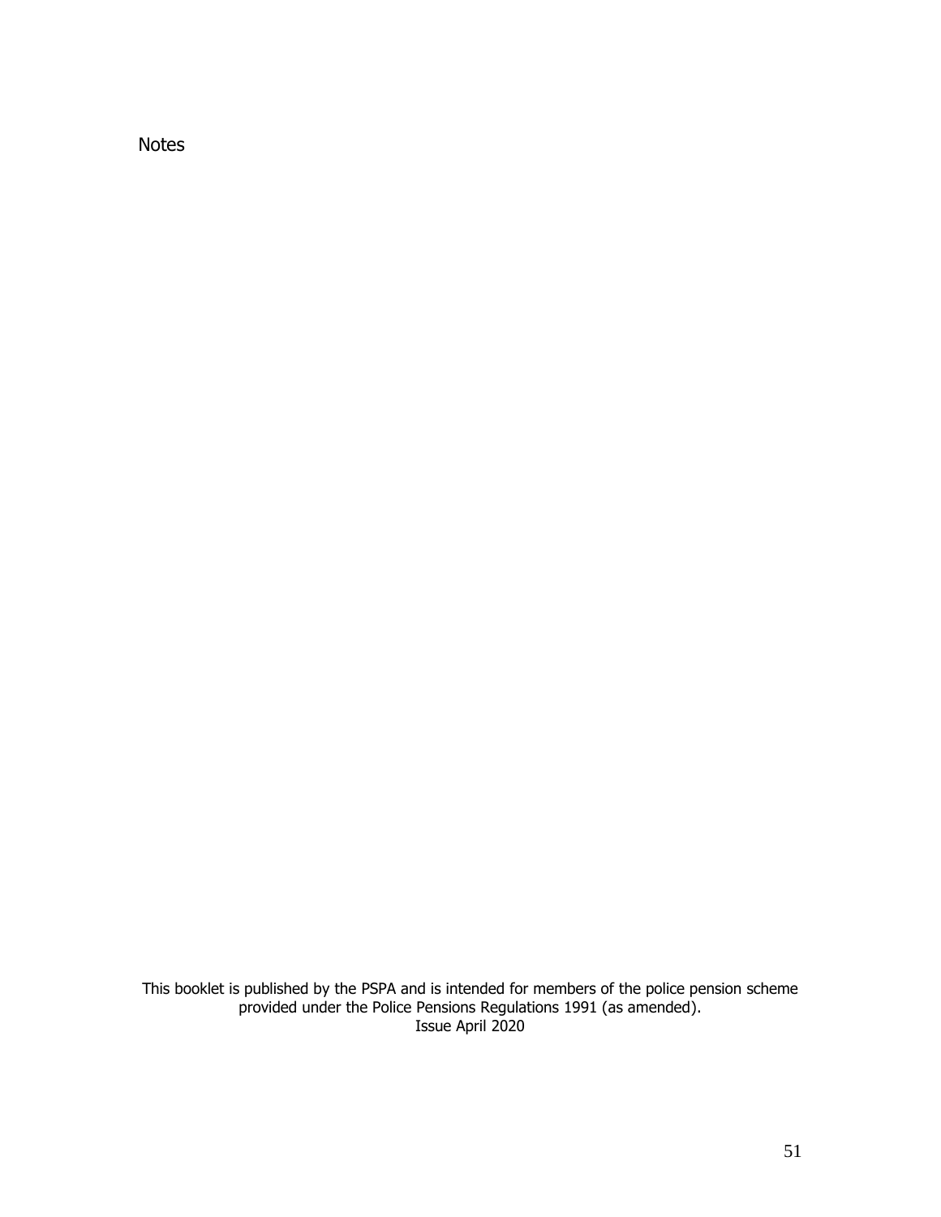Notes

This booklet is published by the PSPA and is intended for members of the police pension scheme provided under the Police Pensions Regulations 1991 (as amended).
Issue April 2020